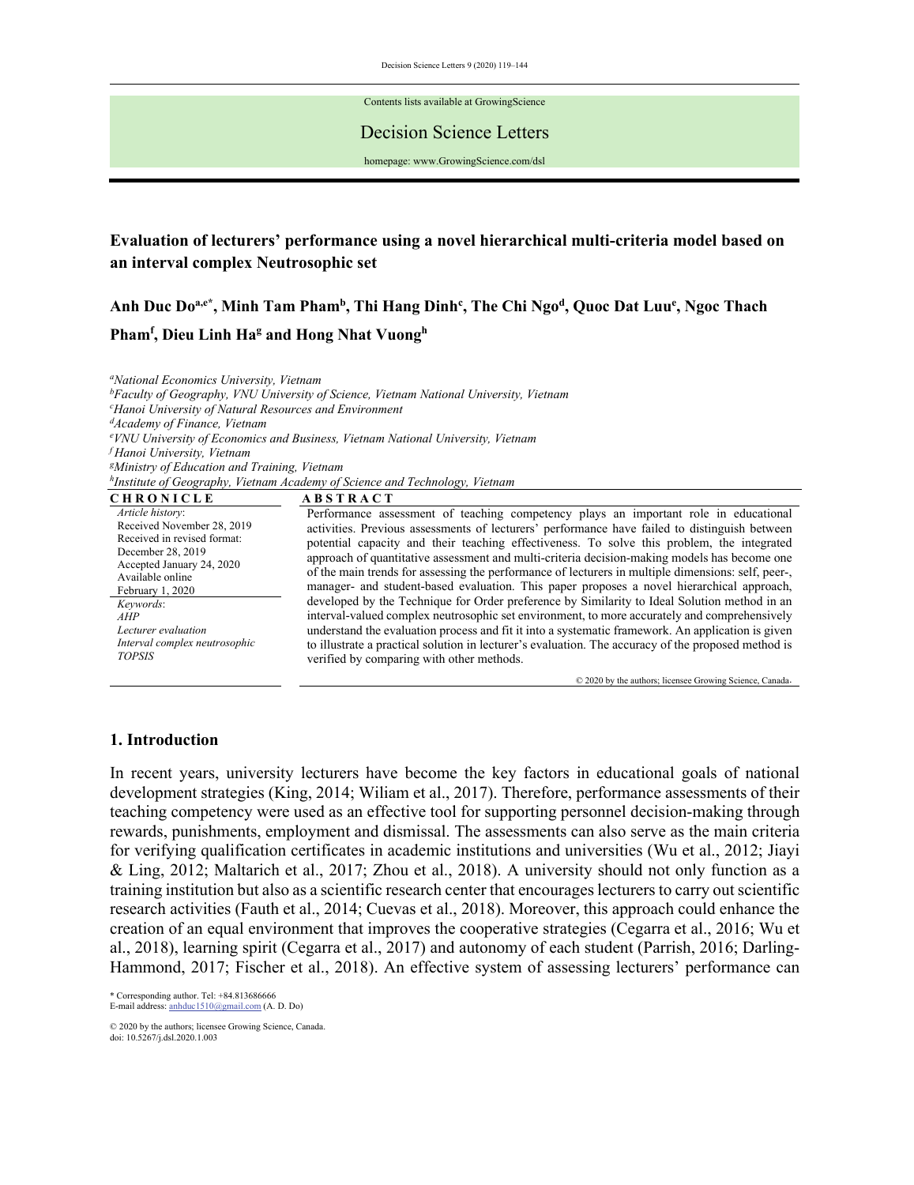# Evaluation of lecturers' performance using a novel hierarchical multi-criteria model based on an interval complex Neutrosophic set

**Anh Duc Do[a,e*], Minh Tam Pham[b], Thi Hang Dinh[c], The Chi Ngo[d], Quoc Dat Luu[e], Ngoc Thach Pham[f], Dieu Linh Ha[g] and Hong Nhat Vuong[h]**

[a]*National Economics University, Vietnam*
[b]*Faculty of Geography, VNU University of Science, Vietnam National University, Vietnam*
[c]*Hanoi University of Natural Resources and Environment*
[d]*Academy of Finance, Vietnam*
[e]*VNU University of Economics and Business, Vietnam National University, Vietnam*
[f]*Hanoi University, Vietnam*
[g]*Ministry of Education and Training, Vietnam*
[h]*Institute of Geography, Vietnam Academy of Science and Technology, Vietnam*

**CHRONICLE**

*Article history*:
Received November 28, 2019
Received in revised format: December 28, 2019
Accepted January 24, 2020
Available online February 1, 2020

*Keywords*:
*AHP*
*Lecturer evaluation*
*Interval complex neutrosophic*
*TOPSIS*

**ABSTRACT**

Performance assessment of teaching competency plays an important role in educational activities. Previous assessments of lecturers' performance have failed to distinguish between potential capacity and their teaching effectiveness. To solve this problem, the integrated approach of quantitative assessment and multi-criteria decision-making models has become one of the main trends for assessing the performance of lecturers in multiple dimensions: self, peer-, manager- and student-based evaluation. This paper proposes a novel hierarchical approach, developed by the Technique for Order preference by Similarity to Ideal Solution method in an interval-valued complex neutrosophic set environment, to more accurately and comprehensively understand the evaluation process and fit it into a systematic framework. An application is given to illustrate a practical solution in lecturer's evaluation. The accuracy of the proposed method is verified by comparing with other methods.

© 2020 by the authors; licensee Growing Science, Canada.

## 1. Introduction

In recent years, university lecturers have become the key factors in educational goals of national development strategies (King, 2014; Wiliam et al., 2017). Therefore, performance assessments of their teaching competency were used as an effective tool for supporting personnel decision-making through rewards, punishments, employment and dismissal. The assessments can also serve as the main criteria for verifying qualification certificates in academic institutions and universities (Wu et al., 2012; Jiayi & Ling, 2012; Maltarich et al., 2017; Zhou et al., 2018). A university should not only function as a training institution but also as a scientific research center that encourages lecturers to carry out scientific research activities (Fauth et al., 2014; Cuevas et al., 2018). Moreover, this approach could enhance the creation of an equal environment that improves the cooperative strategies (Cegarra et al., 2016; Wu et al., 2018), learning spirit (Cegarra et al., 2017) and autonomy of each student (Parrish, 2016; Darling-Hammond, 2017; Fischer et al., 2018). An effective system of assessing lecturers' performance can

* Corresponding author. Tel: +84.813686666
E-mail address: anhduc1510@gmail.com (A. D. Do)

© 2020 by the authors; licensee Growing Science, Canada.
doi: 10.5267/j.dsl.2020.1.003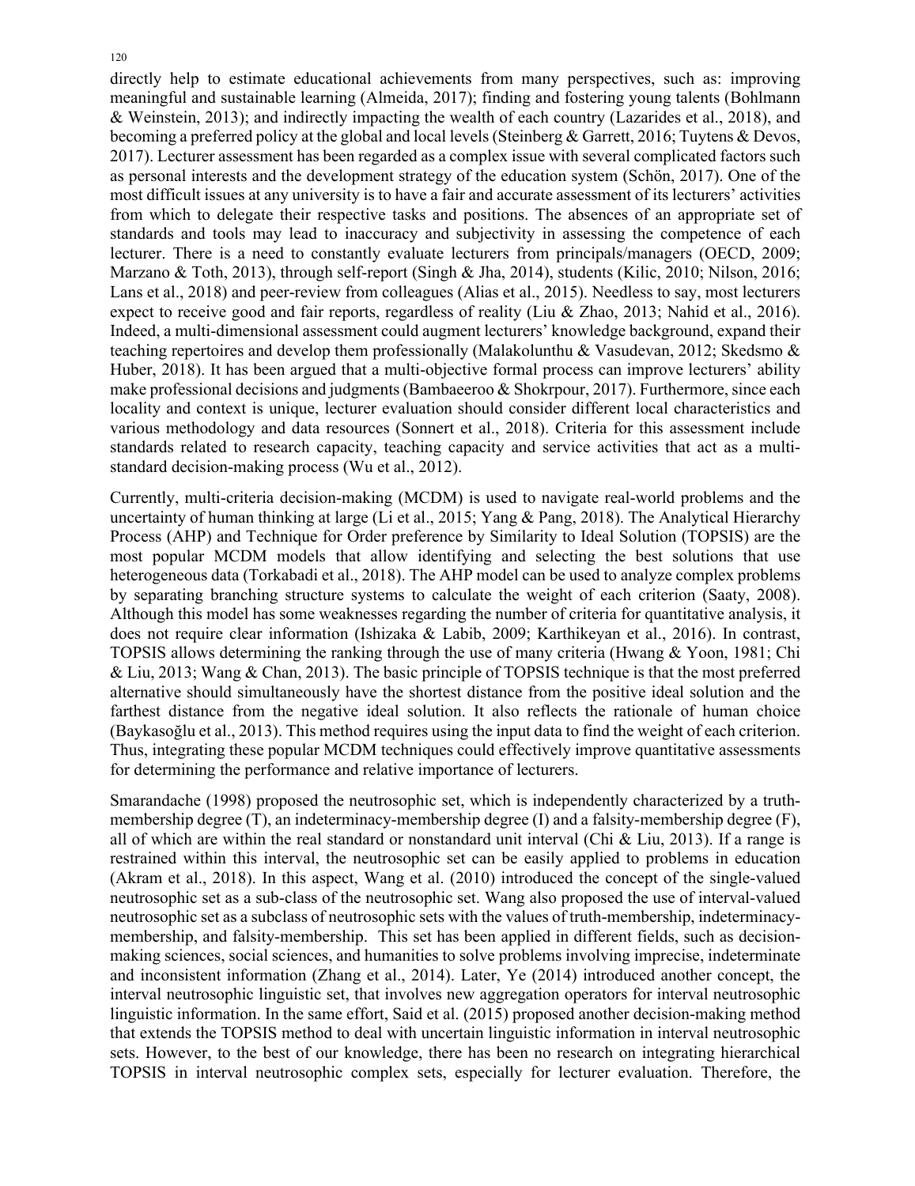directly help to estimate educational achievements from many perspectives, such as: improving meaningful and sustainable learning (Almeida, 2017); finding and fostering young talents (Bohlmann & Weinstein, 2013); and indirectly impacting the wealth of each country (Lazarides et al., 2018), and becoming a preferred policy at the global and local levels (Steinberg & Garrett, 2016; Tuytens & Devos, 2017). Lecturer assessment has been regarded as a complex issue with several complicated factors such as personal interests and the development strategy of the education system (Schön, 2017). One of the most difficult issues at any university is to have a fair and accurate assessment of its lecturers' activities from which to delegate their respective tasks and positions. The absences of an appropriate set of standards and tools may lead to inaccuracy and subjectivity in assessing the competence of each lecturer. There is a need to constantly evaluate lecturers from principals/managers (OECD, 2009; Marzano & Toth, 2013), through self-report (Singh & Jha, 2014), students (Kilic, 2010; Nilson, 2016; Lans et al., 2018) and peer-review from colleagues (Alias et al., 2015). Needless to say, most lecturers expect to receive good and fair reports, regardless of reality (Liu & Zhao, 2013; Nahid et al., 2016). Indeed, a multi-dimensional assessment could augment lecturers' knowledge background, expand their teaching repertoires and develop them professionally (Malakolunthu & Vasudevan, 2012; Skedsmo & Huber, 2018). It has been argued that a multi-objective formal process can improve lecturers' ability make professional decisions and judgments (Bambaeeroo & Shokrpour, 2017). Furthermore, since each locality and context is unique, lecturer evaluation should consider different local characteristics and various methodology and data resources (Sonnert et al., 2018). Criteria for this assessment include standards related to research capacity, teaching capacity and service activities that act as a multi-standard decision-making process (Wu et al., 2012).

Currently, multi-criteria decision-making (MCDM) is used to navigate real-world problems and the uncertainty of human thinking at large (Li et al., 2015; Yang & Pang, 2018). The Analytical Hierarchy Process (AHP) and Technique for Order preference by Similarity to Ideal Solution (TOPSIS) are the most popular MCDM models that allow identifying and selecting the best solutions that use heterogeneous data (Torkabadi et al., 2018). The AHP model can be used to analyze complex problems by separating branching structure systems to calculate the weight of each criterion (Saaty, 2008). Although this model has some weaknesses regarding the number of criteria for quantitative analysis, it does not require clear information (Ishizaka & Labib, 2009; Karthikeyan et al., 2016). In contrast, TOPSIS allows determining the ranking through the use of many criteria (Hwang & Yoon, 1981; Chi & Liu, 2013; Wang & Chan, 2013). The basic principle of TOPSIS technique is that the most preferred alternative should simultaneously have the shortest distance from the positive ideal solution and the farthest distance from the negative ideal solution. It also reflects the rationale of human choice (Baykasoğlu et al., 2013). This method requires using the input data to find the weight of each criterion. Thus, integrating these popular MCDM techniques could effectively improve quantitative assessments for determining the performance and relative importance of lecturers.

Smarandache (1998) proposed the neutrosophic set, which is independently characterized by a truth-membership degree (T), an indeterminacy-membership degree (I) and a falsity-membership degree (F), all of which are within the real standard or nonstandard unit interval (Chi & Liu, 2013). If a range is restrained within this interval, the neutrosophic set can be easily applied to problems in education (Akram et al., 2018). In this aspect, Wang et al. (2010) introduced the concept of the single-valued neutrosophic set as a sub-class of the neutrosophic set. Wang also proposed the use of interval-valued neutrosophic set as a subclass of neutrosophic sets with the values of truth-membership, indeterminacy-membership, and falsity-membership. This set has been applied in different fields, such as decision-making sciences, social sciences, and humanities to solve problems involving imprecise, indeterminate and inconsistent information (Zhang et al., 2014). Later, Ye (2014) introduced another concept, the interval neutrosophic linguistic set, that involves new aggregation operators for interval neutrosophic linguistic information. In the same effort, Said et al. (2015) proposed another decision-making method that extends the TOPSIS method to deal with uncertain linguistic information in interval neutrosophic sets. However, to the best of our knowledge, there has been no research on integrating hierarchical TOPSIS in interval neutrosophic complex sets, especially for lecturer evaluation. Therefore, the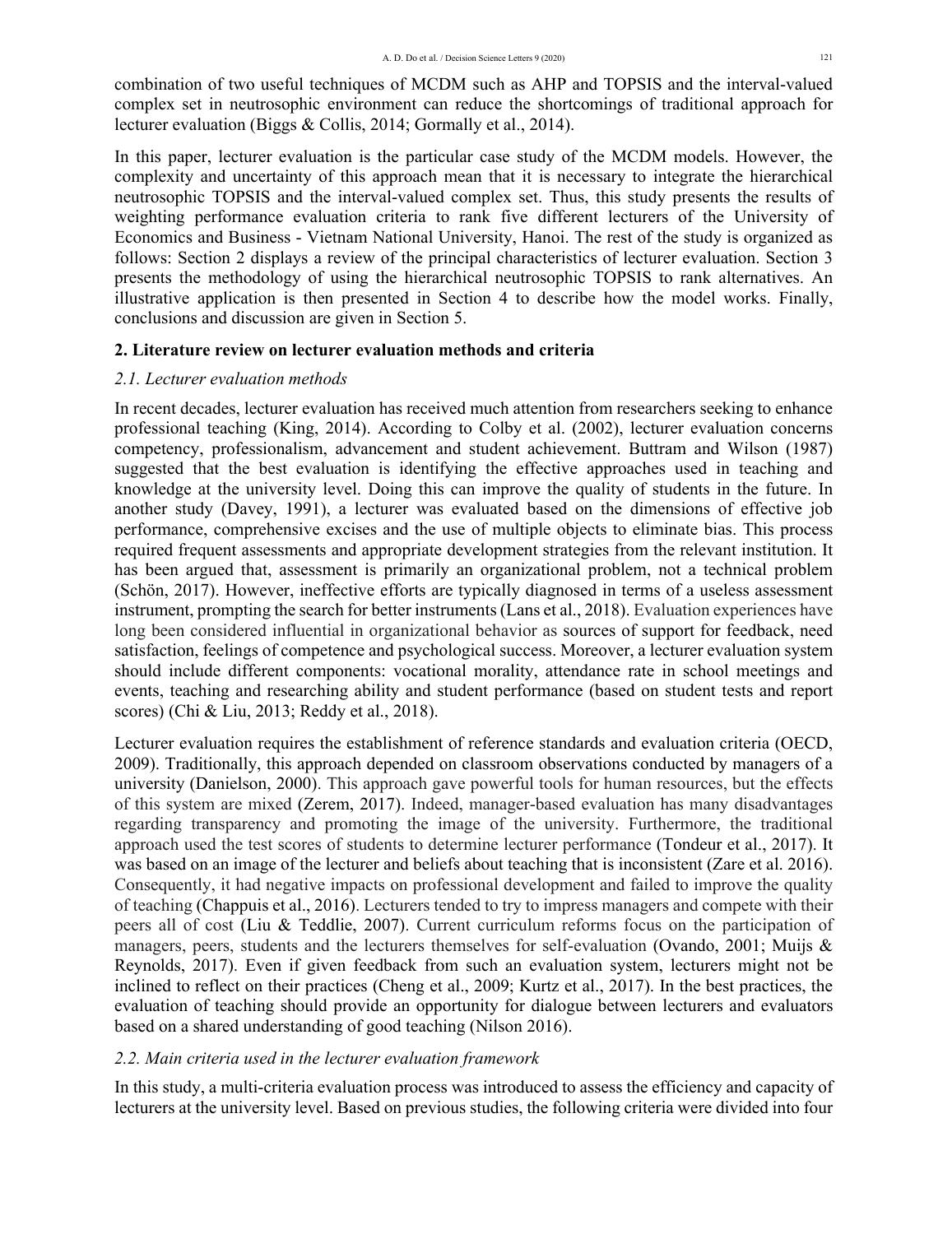combination of two useful techniques of MCDM such as AHP and TOPSIS and the interval-valued complex set in neutrosophic environment can reduce the shortcomings of traditional approach for lecturer evaluation (Biggs & Collis, 2014; Gormally et al., 2014).

In this paper, lecturer evaluation is the particular case study of the MCDM models. However, the complexity and uncertainty of this approach mean that it is necessary to integrate the hierarchical neutrosophic TOPSIS and the interval-valued complex set. Thus, this study presents the results of weighting performance evaluation criteria to rank five different lecturers of the University of Economics and Business - Vietnam National University, Hanoi. The rest of the study is organized as follows: Section 2 displays a review of the principal characteristics of lecturer evaluation. Section 3 presents the methodology of using the hierarchical neutrosophic TOPSIS to rank alternatives. An illustrative application is then presented in Section 4 to describe how the model works. Finally, conclusions and discussion are given in Section 5.

## 2. Literature review on lecturer evaluation methods and criteria

### *2.1. Lecturer evaluation methods*

In recent decades, lecturer evaluation has received much attention from researchers seeking to enhance professional teaching (King, 2014). According to Colby et al. (2002), lecturer evaluation concerns competency, professionalism, advancement and student achievement. Buttram and Wilson (1987) suggested that the best evaluation is identifying the effective approaches used in teaching and knowledge at the university level. Doing this can improve the quality of students in the future. In another study (Davey, 1991), a lecturer was evaluated based on the dimensions of effective job performance, comprehensive excises and the use of multiple objects to eliminate bias. This process required frequent assessments and appropriate development strategies from the relevant institution. It has been argued that, assessment is primarily an organizational problem, not a technical problem (Schön, 2017). However, ineffective efforts are typically diagnosed in terms of a useless assessment instrument, prompting the search for better instruments (Lans et al., 2018). Evaluation experiences have long been considered influential in organizational behavior as sources of support for feedback, need satisfaction, feelings of competence and psychological success. Moreover, a lecturer evaluation system should include different components: vocational morality, attendance rate in school meetings and events, teaching and researching ability and student performance (based on student tests and report scores) (Chi & Liu, 2013; Reddy et al., 2018).

Lecturer evaluation requires the establishment of reference standards and evaluation criteria (OECD, 2009). Traditionally, this approach depended on classroom observations conducted by managers of a university (Danielson, 2000). This approach gave powerful tools for human resources, but the effects of this system are mixed (Zerem, 2017). Indeed, manager-based evaluation has many disadvantages regarding transparency and promoting the image of the university. Furthermore, the traditional approach used the test scores of students to determine lecturer performance (Tondeur et al., 2017). It was based on an image of the lecturer and beliefs about teaching that is inconsistent (Zare et al. 2016). Consequently, it had negative impacts on professional development and failed to improve the quality of teaching (Chappuis et al., 2016). Lecturers tended to try to impress managers and compete with their peers all of cost (Liu & Teddlie, 2007). Current curriculum reforms focus on the participation of managers, peers, students and the lecturers themselves for self-evaluation (Ovando, 2001; Muijs & Reynolds, 2017). Even if given feedback from such an evaluation system, lecturers might not be inclined to reflect on their practices (Cheng et al., 2009; Kurtz et al., 2017). In the best practices, the evaluation of teaching should provide an opportunity for dialogue between lecturers and evaluators based on a shared understanding of good teaching (Nilson 2016).

### *2.2. Main criteria used in the lecturer evaluation framework*

In this study, a multi-criteria evaluation process was introduced to assess the efficiency and capacity of lecturers at the university level. Based on previous studies, the following criteria were divided into four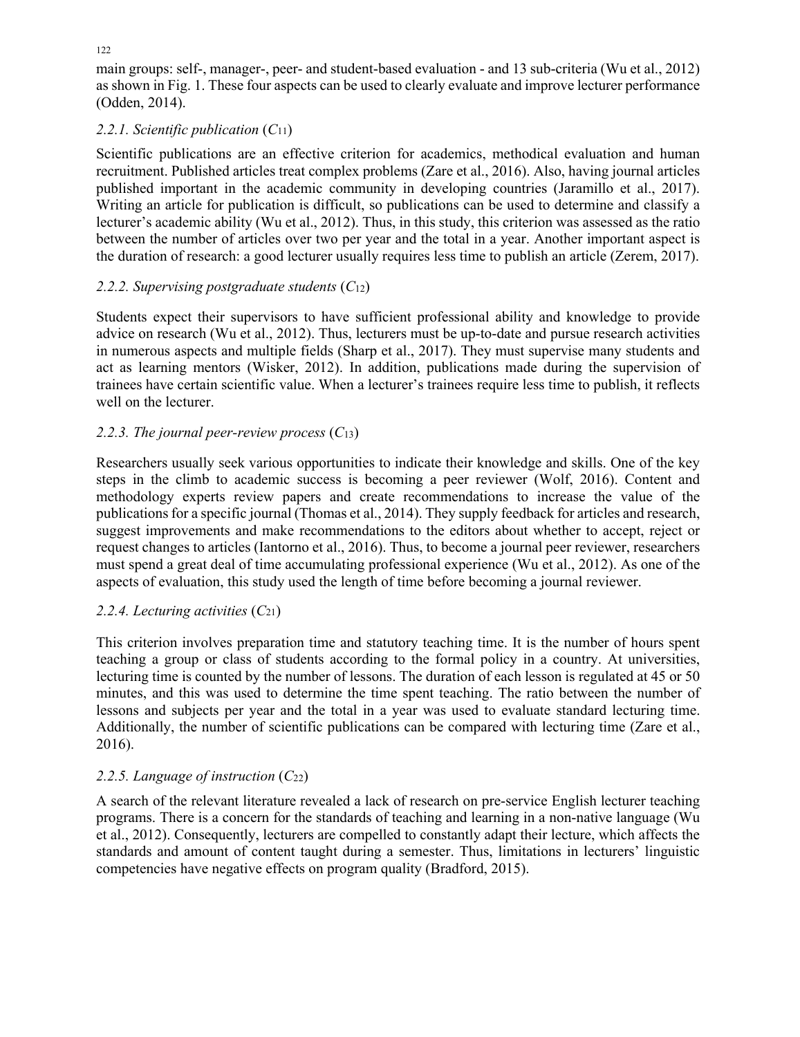main groups: self-, manager-, peer- and student-based evaluation - and 13 sub-criteria (Wu et al., 2012) as shown in Fig. 1. These four aspects can be used to clearly evaluate and improve lecturer performance (Odden, 2014).

### *2.2.1. Scientific publication* ($C_{11}$)

Scientific publications are an effective criterion for academics, methodical evaluation and human recruitment. Published articles treat complex problems (Zare et al., 2016). Also, having journal articles published important in the academic community in developing countries (Jaramillo et al., 2017). Writing an article for publication is difficult, so publications can be used to determine and classify a lecturer's academic ability (Wu et al., 2012). Thus, in this study, this criterion was assessed as the ratio between the number of articles over two per year and the total in a year. Another important aspect is the duration of research: a good lecturer usually requires less time to publish an article (Zerem, 2017).

### *2.2.2. Supervising postgraduate students* ($C_{12}$)

Students expect their supervisors to have sufficient professional ability and knowledge to provide advice on research (Wu et al., 2012). Thus, lecturers must be up-to-date and pursue research activities in numerous aspects and multiple fields (Sharp et al., 2017). They must supervise many students and act as learning mentors (Wisker, 2012). In addition, publications made during the supervision of trainees have certain scientific value. When a lecturer's trainees require less time to publish, it reflects well on the lecturer.

### *2.2.3. The journal peer-review process* ($C_{13}$)

Researchers usually seek various opportunities to indicate their knowledge and skills. One of the key steps in the climb to academic success is becoming a peer reviewer (Wolf, 2016). Content and methodology experts review papers and create recommendations to increase the value of the publications for a specific journal (Thomas et al., 2014). They supply feedback for articles and research, suggest improvements and make recommendations to the editors about whether to accept, reject or request changes to articles (Iantorno et al., 2016). Thus, to become a journal peer reviewer, researchers must spend a great deal of time accumulating professional experience (Wu et al., 2012). As one of the aspects of evaluation, this study used the length of time before becoming a journal reviewer.

### *2.2.4. Lecturing activities* ($C_{21}$)

This criterion involves preparation time and statutory teaching time. It is the number of hours spent teaching a group or class of students according to the formal policy in a country. At universities, lecturing time is counted by the number of lessons. The duration of each lesson is regulated at 45 or 50 minutes, and this was used to determine the time spent teaching. The ratio between the number of lessons and subjects per year and the total in a year was used to evaluate standard lecturing time. Additionally, the number of scientific publications can be compared with lecturing time (Zare et al., 2016).

### *2.2.5. Language of instruction* ($C_{22}$)

A search of the relevant literature revealed a lack of research on pre-service English lecturer teaching programs. There is a concern for the standards of teaching and learning in a non-native language (Wu et al., 2012). Consequently, lecturers are compelled to constantly adapt their lecture, which affects the standards and amount of content taught during a semester. Thus, limitations in lecturers' linguistic competencies have negative effects on program quality (Bradford, 2015).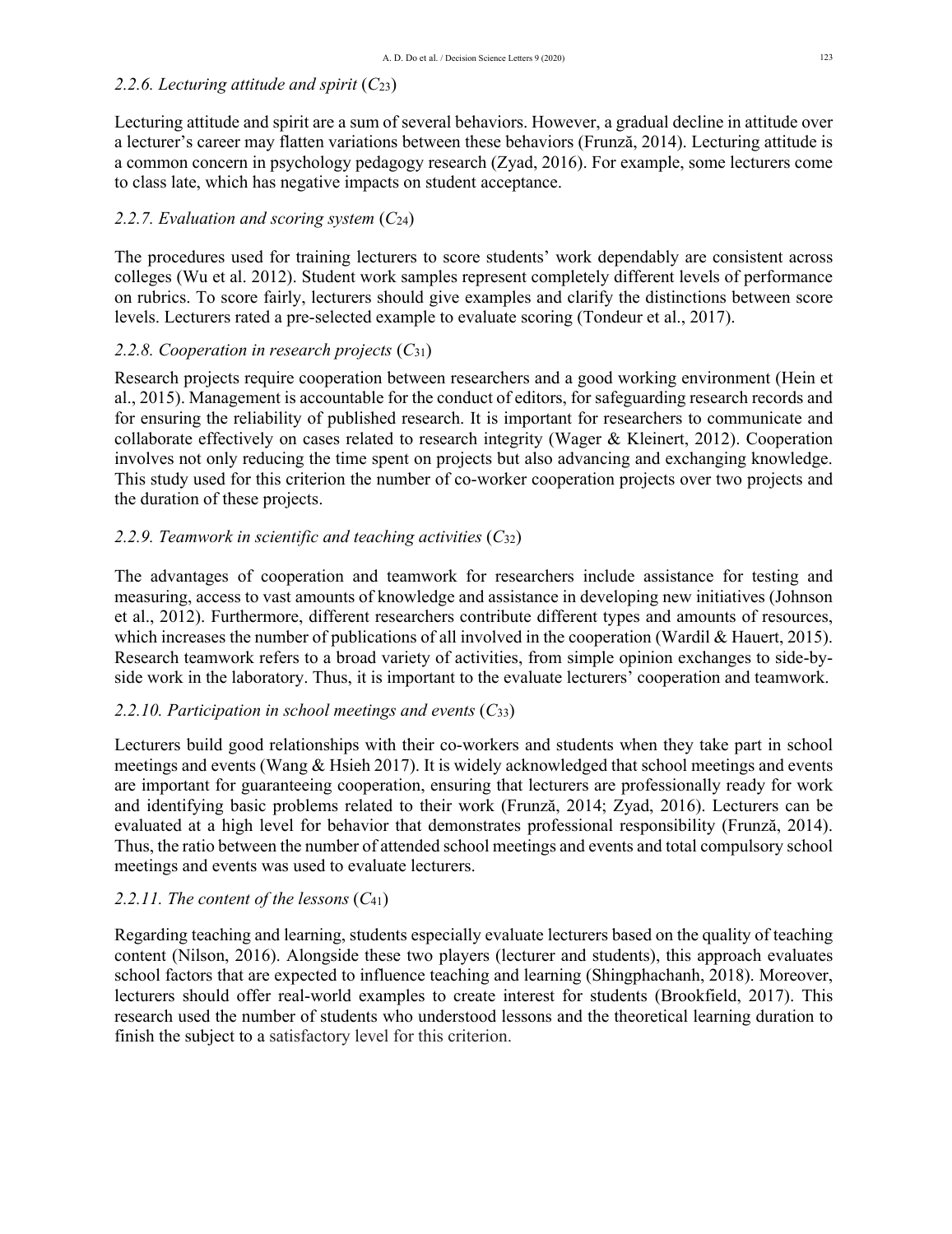### *2.2.6. Lecturing attitude and spirit* ($C_{23}$)

Lecturing attitude and spirit are a sum of several behaviors. However, a gradual decline in attitude over a lecturer's career may flatten variations between these behaviors (Frunză, 2014). Lecturing attitude is a common concern in psychology pedagogy research (Zyad, 2016). For example, some lecturers come to class late, which has negative impacts on student acceptance.

### *2.2.7. Evaluation and scoring system* ($C_{24}$)

The procedures used for training lecturers to score students' work dependably are consistent across colleges (Wu et al. 2012). Student work samples represent completely different levels of performance on rubrics. To score fairly, lecturers should give examples and clarify the distinctions between score levels. Lecturers rated a pre-selected example to evaluate scoring (Tondeur et al., 2017).

### *2.2.8. Cooperation in research projects* ($C_{31}$)

Research projects require cooperation between researchers and a good working environment (Hein et al., 2015). Management is accountable for the conduct of editors, for safeguarding research records and for ensuring the reliability of published research. It is important for researchers to communicate and collaborate effectively on cases related to research integrity (Wager & Kleinert, 2012). Cooperation involves not only reducing the time spent on projects but also advancing and exchanging knowledge. This study used for this criterion the number of co-worker cooperation projects over two projects and the duration of these projects.

### *2.2.9. Teamwork in scientific and teaching activities* ($C_{32}$)

The advantages of cooperation and teamwork for researchers include assistance for testing and measuring, access to vast amounts of knowledge and assistance in developing new initiatives (Johnson et al., 2012). Furthermore, different researchers contribute different types and amounts of resources, which increases the number of publications of all involved in the cooperation (Wardil & Hauert, 2015). Research teamwork refers to a broad variety of activities, from simple opinion exchanges to side-by-side work in the laboratory. Thus, it is important to the evaluate lecturers' cooperation and teamwork.

### *2.2.10. Participation in school meetings and events* ($C_{33}$)

Lecturers build good relationships with their co-workers and students when they take part in school meetings and events (Wang & Hsieh 2017). It is widely acknowledged that school meetings and events are important for guaranteeing cooperation, ensuring that lecturers are professionally ready for work and identifying basic problems related to their work (Frunză, 2014; Zyad, 2016). Lecturers can be evaluated at a high level for behavior that demonstrates professional responsibility (Frunză, 2014). Thus, the ratio between the number of attended school meetings and events and total compulsory school meetings and events was used to evaluate lecturers.

### *2.2.11. The content of the lessons* ($C_{41}$)

Regarding teaching and learning, students especially evaluate lecturers based on the quality of teaching content (Nilson, 2016). Alongside these two players (lecturer and students), this approach evaluates school factors that are expected to influence teaching and learning (Shingphachanh, 2018). Moreover, lecturers should offer real-world examples to create interest for students (Brookfield, 2017). This research used the number of students who understood lessons and the theoretical learning duration to finish the subject to a satisfactory level for this criterion.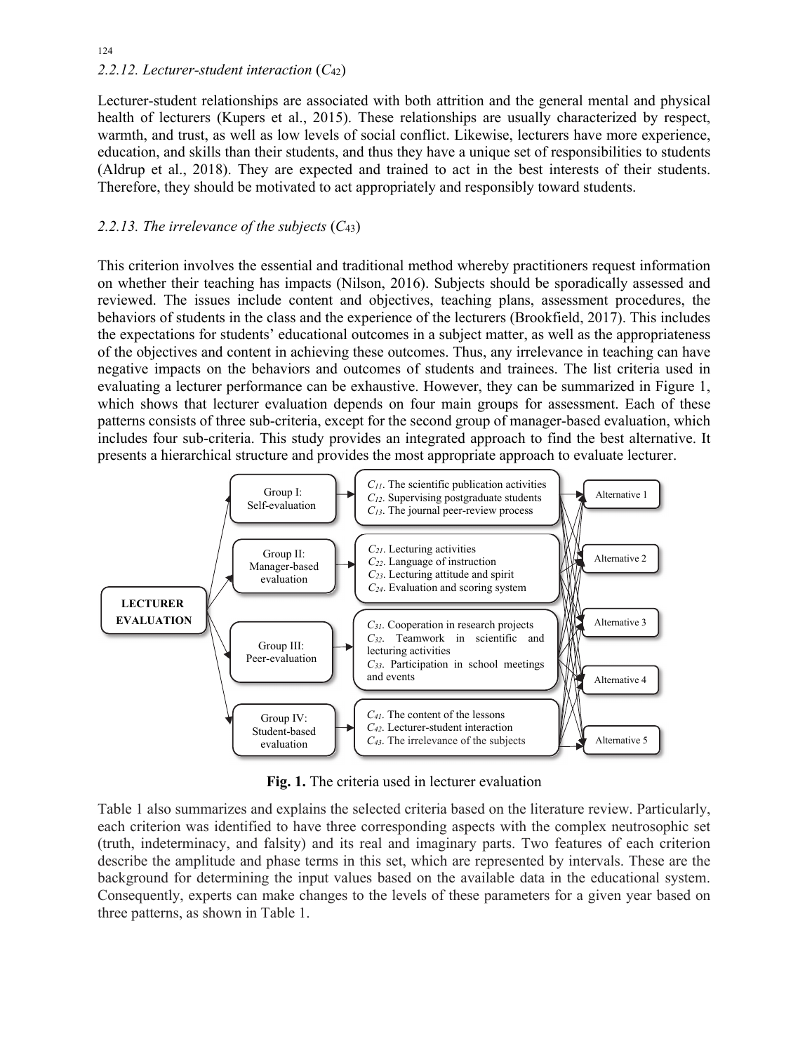### 2.2.12. Lecturer-student interaction ($C_{42}$)

Lecturer-student relationships are associated with both attrition and the general mental and physical health of lecturers (Kupers et al., 2015). These relationships are usually characterized by respect, warmth, and trust, as well as low levels of social conflict. Likewise, lecturers have more experience, education, and skills than their students, and thus they have a unique set of responsibilities to students (Aldrup et al., 2018). They are expected and trained to act in the best interests of their students. Therefore, they should be motivated to act appropriately and responsibly toward students.

### 2.2.13. The irrelevance of the subjects ($C_{43}$)

This criterion involves the essential and traditional method whereby practitioners request information on whether their teaching has impacts (Nilson, 2016). Subjects should be sporadically assessed and reviewed. The issues include content and objectives, teaching plans, assessment procedures, the behaviors of students in the class and the experience of the lecturers (Brookfield, 2017). This includes the expectations for students' educational outcomes in a subject matter, as well as the appropriateness of the objectives and content in achieving these outcomes. Thus, any irrelevance in teaching can have negative impacts on the behaviors and outcomes of students and trainees. The list criteria used in evaluating a lecturer performance can be exhaustive. However, they can be summarized in Figure 1, which shows that lecturer evaluation depends on four main groups for assessment. Each of these patterns consists of three sub-criteria, except for the second group of manager-based evaluation, which includes four sub-criteria. This study provides an integrated approach to find the best alternative. It presents a hierarchical structure and provides the most appropriate approach to evaluate lecturer.

LECTURER EVALUATION

- Group I: Self-evaluation
  - $C_{11}$. The scientific publication activities
  - $C_{12}$. Supervising postgraduate students
  - $C_{13}$. The journal peer-review process
- Group II: Manager-based evaluation
  - $C_{21}$. Lecturing activities
  - $C_{22}$. Language of instruction
  - $C_{23}$. Lecturing attitude and spirit
  - $C_{24}$. Evaluation and scoring system
- Group III: Peer-evaluation
  - $C_{31}$. Cooperation in research projects
  - $C_{32}$. Teamwork in scientific and lecturing activities
  - $C_{33}$. Participation in school meetings and events
- Group IV: Student-based evaluation
  - $C_{41}$. The content of the lessons
  - $C_{42}$. Lecturer-student interaction
  - $C_{43}$. The irrelevance of the subjects

Alternative 1, Alternative 2, Alternative 3, Alternative 4, Alternative 5

**Fig. 1.** The criteria used in lecturer evaluation

Table 1 also summarizes and explains the selected criteria based on the literature review. Particularly, each criterion was identified to have three corresponding aspects with the complex neutrosophic set (truth, indeterminacy, and falsity) and its real and imaginary parts. Two features of each criterion describe the amplitude and phase terms in this set, which are represented by intervals. These are the background for determining the input values based on the available data in the educational system. Consequently, experts can make changes to the levels of these parameters for a given year based on three patterns, as shown in Table 1.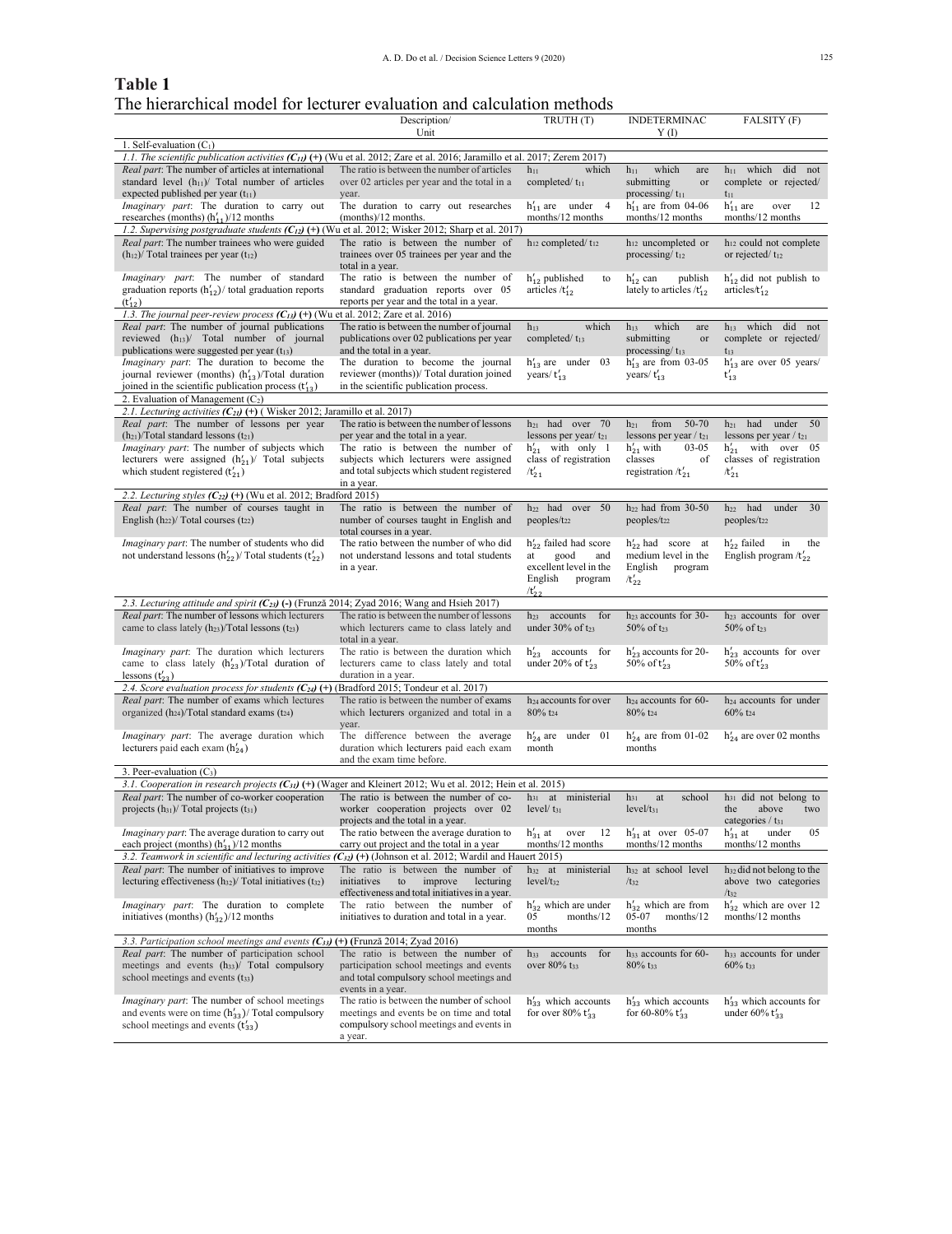**Table 1**
The hierarchical model for lecturer evaluation and calculation methods

| | Description/ Unit | TRUTH (T) | INDETERMINACY (I) | FALSITY (F) |
|---|---|---|---|---|
| 1. Self-evaluation ($C_1$) | | | | |
| *1.1. The scientific publication activities* ($C_{11}$) (+) (Wu et al. 2012; Zare et al. 2016; Jaramillo et al. 2017; Zerem 2017) | | | | |
| *Real part*: The number of articles at international standard level ($h_{11}$)/ Total number of articles expected published per year ($t_{11}$) | The ratio is between the number of articles over 02 articles per year and the total in a year. | $h_{11}$ which completed/ $t_{11}$ | $h_{11}$ which are submitting or processing/ $t_{11}$ | $h_{11}$ which did not complete or rejected/ $t_{11}$ |
| *Imaginary part*: The duration to carry out researches (months) ($h'_{11}$)/12 months | The duration to carry out researches (months)/12 months. | $h'_{11}$ are under 4 months/12 months | $h'_{11}$ are from 04-06 months/12 months | $h'_{11}$ are over 12 months/12 months |
| *1.2. Supervising postgraduate students* ($C_{12}$) (+) (Wu et al. 2012; Wisker 2012; Sharp et al. 2017) | | | | |
| *Real part*: The number trainees who were guided ($h_{12}$)/ Total trainees per year ($t_{12}$) | The ratio is between the number of trainees over 05 trainees per year and the total in a year. | $h_{12}$ completed/ $t_{12}$ | $h_{12}$ uncompleted or processing/ $t_{12}$ | $h_{12}$ could not complete or rejected/ $t_{12}$ |
| *Imaginary part*: The number of standard graduation reports ($h'_{12}$)/ total graduation reports ($t'_{12}$) | The ratio is between the number of standard graduation reports over 05 reports per year and the total in a year. | $h'_{12}$ published to articles /$t'_{12}$ | $h'_{12}$ can publish lately to articles /$t'_{12}$ | $h'_{12}$ did not publish to articles/$t'_{12}$ |
| *1.3. The journal peer-review process* ($C_{13}$) (+) (Wu et al. 2012; Zare et al. 2016) | | | | |
| *Real part*: The number of journal publications reviewed ($h_{13}$)/ Total number of journal publications were suggested per year ($t_{13}$) | The ratio is between the number of journal publications over 02 publications per year and the total in a year. | $h_{13}$ which completed/ $t_{13}$ | $h_{13}$ which are submitting or processing/ $t_{13}$ | $h_{13}$ which did not complete or rejected/ $t_{13}$ |
| *Imaginary part*: The duration to become the journal reviewer (months) ($h'_{13}$)/Total duration joined in the scientific publication process ($t'_{13}$) | The duration to become the journal reviewer (months))/ Total duration joined in the scientific publication process. | $h'_{13}$ are under 03 years/ $t'_{13}$ | $h'_{13}$ are from 03-05 years/ $t'_{13}$ | $h'_{13}$ are over 05 years/ $t'_{13}$ |
| 2. Evaluation of Management ($C_2$) | | | | |
| *2.1. Lecturing activities* ($C_{21}$) (+) ( Wisker 2012; Jaramillo et al. 2017) | | | | |
| *Real part*: The number of lessons per year ($h_{21}$)/Total standard lessons ($t_{21}$) | The ratio is between the number of lessons per year and the total in a year. | $h_{21}$ had over 70 lessons per year/ $t_{21}$ | $h_{21}$ from 50-70 lessons per year / $t_{21}$ | $h_{21}$ had under 50 lessons per year / $t_{21}$ |
| *Imaginary part*: The number of subjects which lecturers were assigned ($h'_{21}$)/ Total subjects which student registered ($t'_{21}$) | The ratio is between the number of subjects which lecturers were assigned and total subjects which student registered in a year. | $h'_{21}$ with only 1 class of registration /$t'_{21}$ | $h'_{21}$ with 03-05 classes of registration /$t'_{21}$ | $h'_{21}$ with over 05 classes of registration /$t'_{21}$ |
| *2.2. Lecturing styles* ($C_{22}$) (+) (Wu et al. 2012; Bradford 2015) | | | | |
| *Real part*: The number of courses taught in English ($h_{22}$)/ Total courses ($t_{22}$) | The ratio is between the number of number of courses taught in English and total courses in a year. | $h_{22}$ had over 50 peoples/$t_{22}$ | $h_{22}$ had from 30-50 peoples/$t_{22}$ | $h_{22}$ had under 30 peoples/$t_{22}$ |
| *Imaginary part*: The number of students who did not understand lessons ($h'_{22}$)/ Total students ($t'_{22}$) | The ratio between the number of who did not understand lessons and total students in a year. | $h'_{22}$ failed had score at good and excellent level in the English program /$t'_{22}$ | $h'_{22}$ had score at medium level in the English program /$t'_{22}$ | $h'_{22}$ failed in the English program /$t'_{22}$ |
| *2.3. Lecturing attitude and spirit* ($C_{23}$) (-) (Frunză 2014; Zyad 2016; Wang and Hsieh 2017) | | | | |
| *Real part*: The number of lessons which lecturers came to class lately ($h_{23}$)/Total lessons ($t_{23}$) | The ratio is between the number of lessons which lecturers came to class lately and total in a year. | $h_{23}$ accounts for under 30% of $t_{23}$ | $h_{23}$ accounts for 30-50% of $t_{23}$ | $h_{23}$ accounts for over 50% of $t_{23}$ |
| *Imaginary part*: The duration which lecturers came to class lately ($h'_{23}$)/Total duration of lessons ($t'_{23}$) | The ratio is between the duration which lecturers came to class lately and total duration in a year. | $h'_{23}$ accounts for under 20% of $t'_{23}$ | $h'_{23}$ accounts for 20-50% of $t'_{23}$ | $h'_{23}$ accounts for over 50% of $t'_{23}$ |
| *2.4. Score evaluation process for students* ($C_{24}$) (+) (Bradford 2015; Tondeur et al. 2017) | | | | |
| *Real part*: The number of exams which lectures organized ($h_{24}$)/Total standard exams ($t_{24}$) | The ratio is between the number of exams which lecturers organized and total in a year. | $h_{24}$ accounts for over 80% $t_{24}$ | $h_{24}$ accounts for 60-80% $t_{24}$ | $h_{24}$ accounts for under 60% $t_{24}$ |
| *Imaginary part*: The average duration which lecturers paid each exam ($h'_{24}$) | The difference between the average duration which lecturers paid each exam and the exam time before. | $h'_{24}$ are under 01 month | $h'_{24}$ are from 01-02 months | $h'_{24}$ are over 02 months |
| 3. Peer-evaluation ($C_3$) | | | | |
| *3.1. Cooperation in research projects* ($C_{31}$) (+) (Wager and Kleinert 2012; Wu et al. 2012; Hein et al. 2015) | | | | |
| *Real part*: The number of co-worker cooperation projects ($h_{31}$)/ Total projects ($t_{31}$) | The ratio is between the number of co-worker cooperation projects over 02 projects and the total in a year. | $h_{31}$ at ministerial level/ $t_{31}$ | $h_{31}$ at school level/$t_{31}$ | $h_{31}$ did not belong to the above two categories / $t_{31}$ |
| *Imaginary part*: The average duration to carry out each project (months) ($h'_{31}$)/12 months | The ratio between the average duration to carry out project and the total in a year | $h'_{31}$ at over 12 months/12 months | $h'_{31}$ at over 05-07 months/12 months | $h'_{31}$ at under 05 months/12 months |
| *3.2. Teamwork in scientific and lecturing activities* ($C_{32}$) (+) (Johnson et al. 2012; Wardil and Hauert 2015) | | | | |
| *Real part*: The number of initiatives to improve lecturing effectiveness ($h_{32}$)/ Total initiatives ($t_{32}$) | The ratio is between the number of initiatives to improve lecturing effectiveness and total initiatives in a year. | $h_{32}$ at ministerial level/$t_{32}$ | $h_{32}$ at school level /$t_{32}$ | $h_{32}$ did not belong to the above two categories /$t_{32}$ |
| *Imaginary part*: The duration to complete initiatives (months) ($h'_{32}$)/12 months | The ratio between the number of initiatives to duration and total in a year. | $h'_{32}$ which are under 05 months/12 months | $h'_{32}$ which are from 05-07 months/12 months | $h'_{32}$ which are over 12 months/12 months |
| *3.3. Participation school meetings and events* ($C_{33}$) (+) (Frunză 2014; Zyad 2016) | | | | |
| *Real part*: The number of participation school meetings and events ($h_{33}$)/ Total compulsory school meetings and events ($t_{33}$) | The ratio is between the number of participation school meetings and events and total compulsory school meetings and events in a year. | $h_{33}$ accounts for over 80% $t_{33}$ | $h_{33}$ accounts for 60-80% $t_{33}$ | $h_{33}$ accounts for under 60% $t_{33}$ |
| *Imaginary part*: The number of school meetings and events were on time ($h'_{33}$)/ Total compulsory school meetings and events ($t'_{33}$) | The ratio is between the number of school meetings and events be on time and total compulsory school meetings and events in a year. | $h'_{33}$ which accounts for over 80% $t'_{33}$ | $h'_{33}$ which accounts for 60-80% $t'_{33}$ | $h'_{33}$ which accounts for under 60% $t'_{33}$ |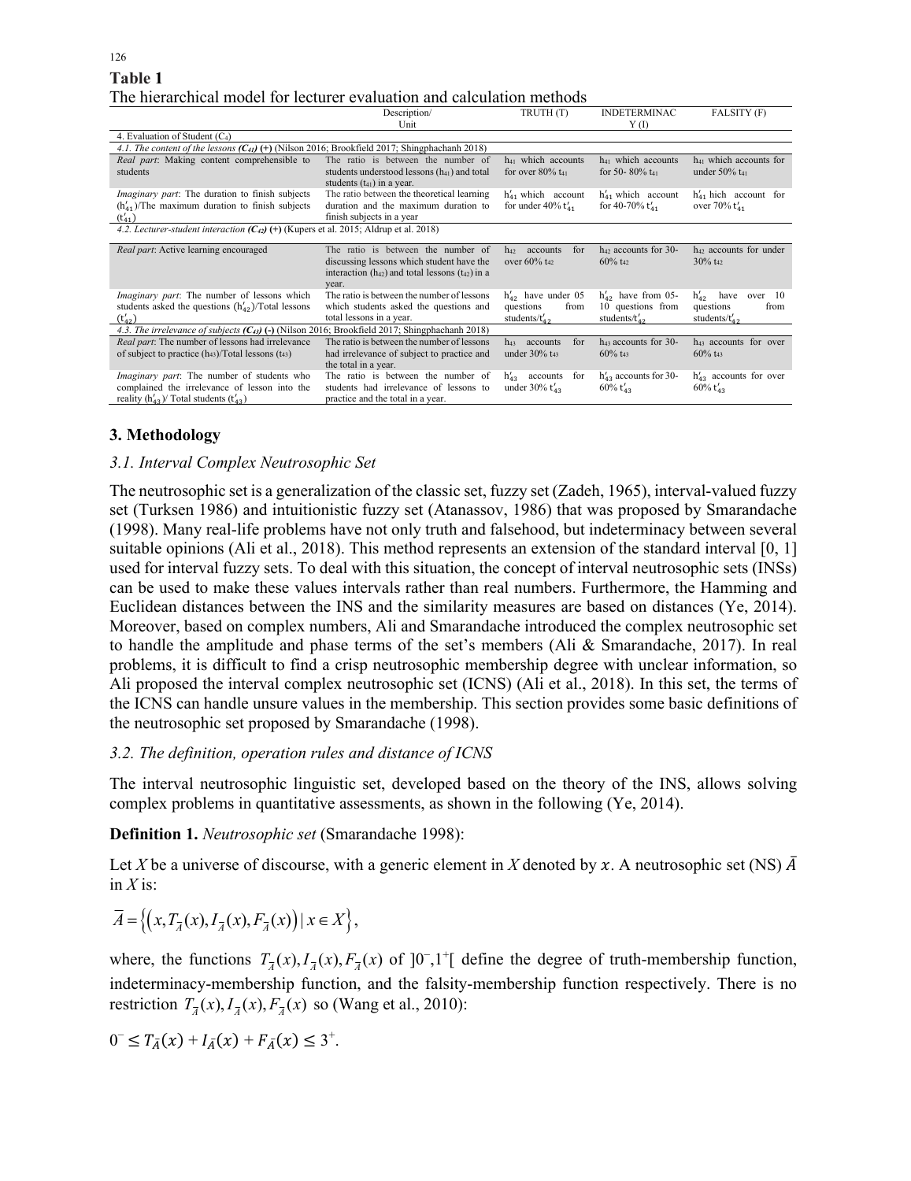**Table 1**

The hierarchical model for lecturer evaluation and calculation methods

| | Description/ Unit | TRUTH (T) | INDETERMINACY (I) | FALSITY (F) |
|---|---|---|---|---|
| 4. Evaluation of Student ($C_4$) | | | | |
| *4.1. The content of the lessons **($C_{41}$)** (+)* (Nilson 2016; Brookfield 2017; Shingphachanh 2018) | | | | |
| *Real part*: Making content comprehensible to students | The ratio is between the number of students understood lessons ($h_{41}$) and total students ($t_{41}$) in a year. | $h_{41}$ which accounts for over 80% $t_{41}$ | $h_{41}$ which accounts for 50- 80% $t_{41}$ | $h_{41}$ which accounts for under 50% $t_{41}$ |
| *Imaginary part*: The duration to finish subjects ($h'_{41}$)/The maximum duration to finish subjects ($t'_{41}$) | The ratio between the theoretical learning duration and the maximum duration to finish subjects in a year | $h'_{41}$ which account for under 40% $t'_{41}$ | $h'_{41}$ which account for 40-70% $t'_{41}$ | $h'_{41}$ hich account for over 70% $t'_{41}$ |
| *4.2. Lecturer-student interaction **($C_{42}$)** (+)* (Kupers et al. 2015; Aldrup et al. 2018) | | | | |
| *Real part*: Active learning encouraged | The ratio is between the number of discussing lessons which student have the interaction ($h_{42}$) and total lessons ($t_{42}$) in a year. | $h_{42}$ accounts for over 60% $t_{42}$ | $h_{42}$ accounts for 30-60% $t_{42}$ | $h_{42}$ accounts for under 30% $t_{42}$ |
| *Imaginary part*: The number of lessons which students asked the questions ($h'_{42}$)/Total lessons ($t'_{42}$) | The ratio is between the number of lessons which students asked the questions and total lessons in a year. | $h'_{42}$ have under 05 questions from students/$t'_{42}$ | $h'_{42}$ have from 05-10 questions from students/$t'_{42}$ | $h'_{42}$ have over 10 questions from students/$t'_{42}$ |
| *4.3. The irrelevance of subjects **($C_{43}$)** (-)* (Nilson 2016; Brookfield 2017; Shingphachanh 2018) | | | | |
| *Real part*: The number of lessons had irrelevance of subject to practice ($h_{43}$)/Total lessons ($t_{43}$) | The ratio is between the number of lessons had irrelevance of subject to practice and the total in a year. | $h_{43}$ accounts for under 30% $t_{43}$ | $h_{43}$ accounts for 30-60% $t_{43}$ | $h_{43}$ accounts for over 60% $t_{43}$ |
| *Imaginary part*: The number of students who complained the irrelevance of lesson into the reality ($h'_{43}$)/ Total students ($t'_{43}$) | The ratio is between the number of students had irrelevance of lessons to practice and the total in a year. | $h'_{43}$ accounts for under 30% $t'_{43}$ | $h'_{43}$ accounts for 30-60% $t'_{43}$ | $h'_{43}$ accounts for over 60% $t'_{43}$ |

## 3. Methodology

### 3.1. Interval Complex Neutrosophic Set

The neutrosophic set is a generalization of the classic set, fuzzy set (Zadeh, 1965), interval-valued fuzzy set (Turksen 1986) and intuitionistic fuzzy set (Atanassov, 1986) that was proposed by Smarandache (1998). Many real-life problems have not only truth and falsehood, but indeterminacy between several suitable opinions (Ali et al., 2018). This method represents an extension of the standard interval [0, 1] used for interval fuzzy sets. To deal with this situation, the concept of interval neutrosophic sets (INSs) can be used to make these values intervals rather than real numbers. Furthermore, the Hamming and Euclidean distances between the INS and the similarity measures are based on distances (Ye, 2014). Moreover, based on complex numbers, Ali and Smarandache introduced the complex neutrosophic set to handle the amplitude and phase terms of the set's members (Ali & Smarandache, 2017). In real problems, it is difficult to find a crisp neutrosophic membership degree with unclear information, so Ali proposed the interval complex neutrosophic set (ICNS) (Ali et al., 2018). In this set, the terms of the ICNS can handle unsure values in the membership. This section provides some basic definitions of the neutrosophic set proposed by Smarandache (1998).

### 3.2. The definition, operation rules and distance of ICNS

The interval neutrosophic linguistic set, developed based on the theory of the INS, allows solving complex problems in quantitative assessments, as shown in the following (Ye, 2014).

**Definition 1.** *Neutrosophic set* (Smarandache 1998):

Let *X* be a universe of discourse, with a generic element in *X* denoted by $x$. A neutrosophic set (NS) $\bar{A}$ in *X* is:

$$\bar{A} = \left\{ \left( x, T_{\bar{A}}(x), I_{\bar{A}}(x), F_{\bar{A}}(x) \right) | \, x \in X \right\},$$

where, the functions $T_{\bar{A}}(x), I_{\bar{A}}(x), F_{\bar{A}}(x)$ of $]0^{-},1^{+}[$ define the degree of truth-membership function, indeterminacy-membership function, and the falsity-membership function respectively. There is no restriction $T_{\bar{A}}(x), I_{\bar{A}}(x), F_{\bar{A}}(x)$ so (Wang et al., 2010):

$$0^{-} \leq T_{\bar{A}}(x) + I_{\bar{A}}(x) + F_{\bar{A}}(x) \leq 3^{+}.$$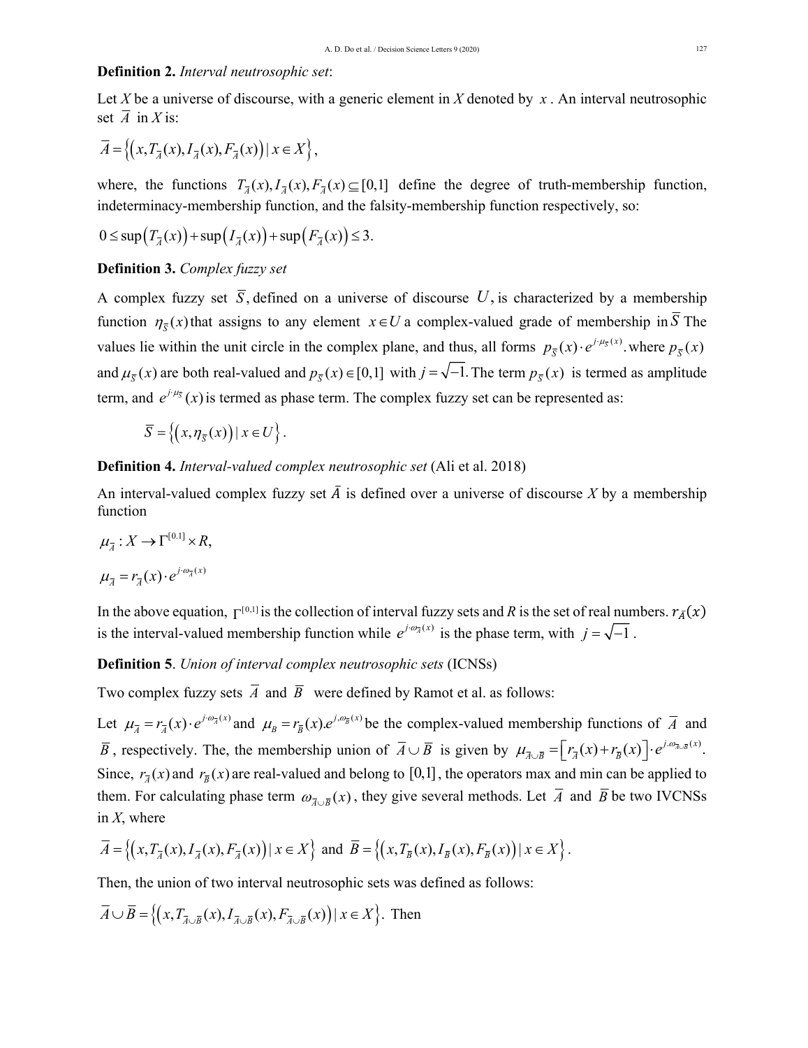**Definition 2.** *Interval neutrosophic set*:

Let $X$ be a universe of discourse, with a generic element in $X$ denoted by $x$. An interval neutrosophic set $\overline{A}$ in $X$ is:

$$\overline{A} = \left\{ \left( x, T_{\overline{A}}(x), I_{\overline{A}}(x), F_{\overline{A}}(x) \right) \mid x \in X \right\},$$

where, the functions $T_{\overline{A}}(x), I_{\overline{A}}(x), F_{\overline{A}}(x) \subseteq [0,1]$ define the degree of truth-membership function, indeterminacy-membership function, and the falsity-membership function respectively, so:

$$0 \leq \sup\left(T_{\overline{A}}(x)\right) + \sup\left(I_{\overline{A}}(x)\right) + \sup\left(F_{\overline{A}}(x)\right) \leq 3.$$

**Definition 3.** *Complex fuzzy set*

A complex fuzzy set $\overline{S}$, defined on a universe of discourse $U$, is characterized by a membership function $\eta_{\overline{S}}(x)$ that assigns to any element $x \in U$ a complex-valued grade of membership in $\overline{S}$ The values lie within the unit circle in the complex plane, and thus, all forms $p_{\overline{S}}(x) \cdot e^{j \cdot \mu_{\overline{S}}(x)}$. where $p_{\overline{S}}(x)$ and $\mu_{\overline{S}}(x)$ are both real-valued and $p_{\overline{S}}(x) \in [0,1]$ with $j = \sqrt{-1}$. The term $p_{\overline{S}}(x)$ is termed as amplitude term, and $e^{j \cdot \mu_{\overline{S}}}(x)$ is termed as phase term. The complex fuzzy set can be represented as:

$$\overline{S} = \left\{ \left( x, \eta_{\overline{S}}(x) \right) \mid x \in U \right\}.$$

**Definition 4.** *Interval-valued complex neutrosophic set* (Ali et al. 2018)

An interval-valued complex fuzzy set $\bar{A}$ is defined over a universe of discourse $X$ by a membership function

$$\mu_{\overline{A}} : X \rightarrow \Gamma^{[0.1]} \times R,$$

$$\mu_{\overline{A}} = r_{\overline{A}}(x) \cdot e^{j \cdot \omega_{\overline{A}}(x)}$$

In the above equation, $\Gamma^{[0,1]}$ is the collection of interval fuzzy sets and $R$ is the set of real numbers. $r_{\bar{A}}(x)$ is the interval-valued membership function while $e^{j \cdot \omega_{\overline{A}}(x)}$ is the phase term, with $j = \sqrt{-1}$.

**Definition 5**. *Union of interval complex neutrosophic sets* (ICNSs)

Two complex fuzzy sets $\overline{A}$ and $\overline{B}$ were defined by Ramot et al. as follows:

Let $\mu_{\overline{A}} = r_{\overline{A}}(x) \cdot e^{j \cdot \omega_{\overline{A}}(x)}$ and $\mu_{B} = r_{\overline{B}}(x) . e^{j, \omega_{\overline{B}}(x)}$ be the complex-valued membership functions of $\overline{A}$ and $\overline{B}$, respectively. The, the membership union of $\overline{A} \cup \overline{B}$ is given by $\mu_{\overline{A} \cup \overline{B}} = \left[ r_{\overline{A}}(x) + r_{\overline{B}}(x) \right] \cdot e^{j . \omega_{\overline{A} \cup \overline{B}}(x)}$. Since, $r_{\overline{A}}(x)$ and $r_{\overline{B}}(x)$ are real-valued and belong to $[0,1]$, the operators max and min can be applied to them. For calculating phase term $\omega_{\overline{A} \cup \overline{B}}(x)$, they give several methods. Let $\overline{A}$ and $\overline{B}$ be two IVCNSs in $X$, where

$\overline{A} = \left\{ \left( x, T_{\overline{A}}(x), I_{\overline{A}}(x), F_{\overline{A}}(x) \right) \mid x \in X \right\}$ and $\overline{B} = \left\{ \left( x, T_{\overline{B}}(x), I_{\overline{B}}(x), F_{\overline{B}}(x) \right) \mid x \in X \right\}$.

Then, the union of two interval neutrosophic sets was defined as follows:

$\overline{A} \cup \overline{B} = \left\{ \left( x, T_{\overline{A} \cup \overline{B}}(x), I_{\overline{A} \cup \overline{B}}(x), F_{\overline{A} \cup \overline{B}}(x) \right) \mid x \in X \right\}$. Then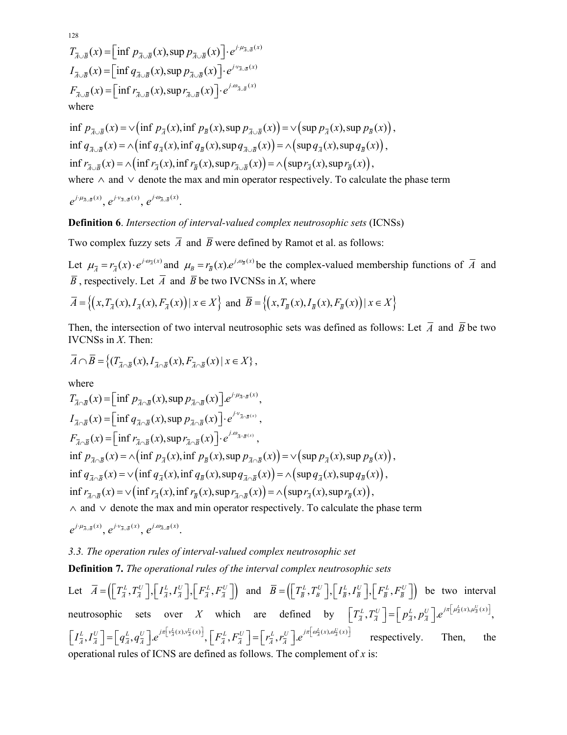$$T_{\overline{A}\cup\overline{B}}(x)=\left[\inf p_{\overline{A}\cup\overline{B}}(x),\sup p_{\overline{A}\cup\overline{B}}(x)\right]\cdot e^{j\cdot\mu_{\overline{A}\cup\overline{B}}(x)}$$

$$I_{\overline{A}\cup\overline{B}}(x)=\left[\inf q_{\overline{A}\cup\overline{B}}(x),\sup p_{\overline{A}\cup\overline{B}}(x)\right]\cdot e^{j\cdot\nu_{\overline{A}\cup\overline{B}}(x)}$$

$$F_{\overline{A}\cup\overline{B}}(x)=\left[\inf r_{\overline{A}\cup\overline{B}}(x),\sup r_{\overline{A}\cup\overline{B}}(x)\right]\cdot e^{j.\omega_{\overline{A}\cup\overline{B}}(x)}$$

where

$$\inf p_{\overline{A}\cup\overline{B}}(x)=\vee\left(\inf p_{\overline{A}}(x),\inf p_{\overline{B}}(x),\sup p_{\overline{A}\cup\overline{B}}(x)\right)=\vee\left(\sup p_{\overline{A}}(x),\sup p_{\overline{B}}(x)\right),$$

$$\inf q_{\overline{A}\cup\overline{B}}(x)=\wedge\left(\inf q_{\overline{A}}(x),\inf q_{\overline{B}}(x),\sup q_{\overline{A}\cup\overline{B}}(x)\right)=\wedge\left(\sup q_{\overline{A}}(x),\sup q_{\overline{B}}(x)\right),$$

$$\inf r_{\overline{A}\cup\overline{B}}(x)=\wedge\left(\inf r_{\overline{A}}(x),\inf r_{\overline{B}}(x),\sup r_{\overline{A}\cup\overline{B}}(x)\right)=\wedge\left(\sup r_{\overline{A}}(x),\sup r_{\overline{B}}(x)\right),$$

where $\wedge$ and $\vee$ denote the max and min operator respectively. To calculate the phase term $e^{j\cdot\mu_{\overline{A}\cup\overline{B}}(x)}$, $e^{j\cdot\nu_{\overline{A}\cup\overline{B}}(x)}$, $e^{j\cdot\omega_{\overline{A}\cup\overline{B}}(x)}$.

**Definition 6**. *Intersection of interval-valued complex neutrosophic sets* (ICNSs)

Two complex fuzzy sets $\overline{A}$ and $\overline{B}$ were defined by Ramot et al. as follows:

Let $\mu_{\overline{A}}=r_{\overline{A}}(x)\cdot e^{j\cdot\omega_{\overline{A}}(x)}$ and $\mu_{B}=r_{\overline{B}}(x).e^{j,\omega_{\overline{B}}(x)}$ be the complex-valued membership functions of $\overline{A}$ and $\overline{B}$, respectively. Let $\overline{A}$ and $\overline{B}$ be two IVCNSs in *X*, where

$\overline{A}=\left\{\left(x,T_{\overline{A}}(x),I_{\overline{A}}(x),F_{\overline{A}}(x)\right)\mid x\in X\right\}$ and $\overline{B}=\left\{\left(x,T_{\overline{B}}(x),I_{\overline{B}}(x),F_{\overline{B}}(x)\right)\mid x\in X\right\}$

Then, the intersection of two interval neutrosophic sets was defined as follows: Let $\overline{A}$ and $\overline{B}$ be two IVCNSs in *X*. Then:

$$\overline{A}\cap\overline{B}=\{(T_{\overline{A}\cap\overline{B}}(x),I_{\overline{A}\cap\overline{B}}(x),F_{\overline{A}\cap\overline{B}}(x)\mid x\in X\},$$

where

$$T_{\overline{A}\cap\overline{B}}(x)=\left[\inf p_{\overline{A}\cap\overline{B}}(x),\sup p_{\overline{A}\cap\overline{B}}(x)\right].e^{j\cdot\mu_{\overline{A}\cap\overline{B}}(x)},$$

$$I_{\overline{A}\cap\overline{B}}(x)=\left[\inf q_{\overline{A}\cap\overline{B}}(x),\sup p_{\overline{A}\cap\overline{B}}(x)\right]\cdot e^{j\cdot\nu_{\overline{A}\cap\overline{B}}(x)},$$

$$F_{\overline{A}\cap\overline{B}}(x)=\left[\inf r_{\overline{A}\cap\overline{B}}(x),\sup r_{\overline{A}\cap\overline{B}}(x)\right]\cdot e^{j.\omega_{\overline{A}\cap\overline{B}}(x)},$$

$$\inf p_{\overline{A}\cap\overline{B}}(x)=\wedge\left(\inf p_{\overline{A}}(x),\inf p_{\overline{B}}(x),\sup p_{\overline{A}\cap\overline{B}}(x)\right)=\vee\left(\sup p_{\overline{A}}(x),\sup p_{\overline{B}}(x)\right),$$

$$\inf q_{\overline{A}\cap\overline{B}}(x)=\vee\left(\inf q_{\overline{A}}(x),\inf q_{\overline{B}}(x),\sup q_{\overline{A}\cap\overline{B}}(x)\right)=\wedge\left(\sup q_{\overline{A}}(x),\sup q_{\overline{B}}(x)\right),$$

$$\inf r_{\overline{A}\cap\overline{B}}(x)=\vee\left(\inf r_{\overline{A}}(x),\inf r_{\overline{B}}(x),\sup r_{\overline{A}\cap\overline{B}}(x)\right)=\wedge\left(\sup r_{\overline{A}}(x),\sup r_{\overline{B}}(x)\right),$$

$\wedge$ and $\vee$ denote the max and min operator respectively. To calculate the phase term $e^{j\cdot\mu_{\overline{A}\cup\overline{B}}(x)}$, $e^{j\cdot\nu_{\overline{A}\cup\overline{B}}(x)}$, $e^{j.\omega_{\overline{A}\cup\overline{B}}(x)}$.

*3.3. The operation rules of interval-valued complex neutrosophic set*

**Definition 7.** *The operational rules of the interval complex neutrosophic sets*

Let $\overline{A}=\left(\left[T_{\overline{A}}^{L},T_{\overline{A}}^{U}\right],\left[I_{\overline{A}}^{L},I_{\overline{A}}^{U}\right],\left[F_{\overline{A}}^{L},F_{\overline{A}}^{U}\right]\right)$ and $\overline{B}=\left(\left[T_{\overline{B}}^{L},T_{\overline{B}}^{U}\right],\left[I_{\overline{B}}^{L},I_{\overline{B}}^{U}\right],\left[F_{\overline{B}}^{L},F_{\overline{B}}^{U}\right]\right)$ be two interval neutrosophic sets over *X* which are defined by $\left[T_{\overline{A}}^{L},T_{\overline{A}}^{U}\right]=\left[p_{\overline{A}}^{L},p_{\overline{A}}^{U}\right].e^{j\pi\left[\mu_{\overline{A}}^{L}(x),\mu_{\overline{A}}^{U}(x)\right]}$, $\left[I_{\overline{A}}^{L},I_{\overline{A}}^{U}\right]=\left[q_{\overline{A}}^{L},q_{\overline{A}}^{U}\right].e^{j\pi\left[\nu_{\overline{A}}^{L}(x),\nu_{\overline{A}}^{U}(x)\right]}$, $\left[F_{\overline{A}}^{L},F_{\overline{A}}^{U}\right]=\left[r_{\overline{A}}^{L},r_{\overline{A}}^{U}\right].e^{j\pi\left[\omega_{\overline{A}}^{L}(x),\omega_{\overline{A}}^{U}(x)\right]}$ respectively. Then, the operational rules of ICNS are defined as follows. The complement of *x* is: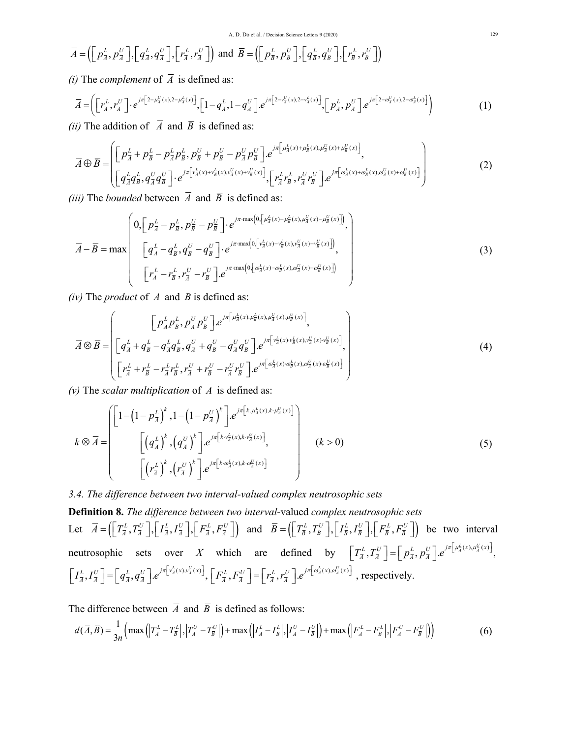$\overline{A} = \left(\left[p_{\overline{A}}^L, p_{\overline{A}}^U\right], \left[q_{\overline{A}}^L, q_{\overline{A}}^U\right], \left[r_{\overline{A}}^L, r_{\overline{A}}^U\right]\right)$ and $\overline{B} = \left(\left[p_{\overline{B}}^L, p_{\overline{B}}^U\right], \left[q_{\overline{B}}^L, q_{\overline{B}}^U\right], \left[r_{\overline{B}}^L, r_{\overline{B}}^U\right]\right)$

*(i)* The *complement* of $\overline{A}$ is defined as:

$$\overline{A} = \left(\left[r_{\overline{A}}^L, r_{\overline{A}}^U\right] \cdot e^{j\pi\left[2-\mu_{\overline{A}}^U(x), 2-\mu_{\overline{A}}^L(x)\right]}, \left[1-q_{\overline{A}}^L, 1-q_{\overline{A}}^U\right].e^{j\pi\left[2-v_{\overline{A}}^U(x), 2-v_{\overline{A}}^L(x)\right]}, \left[p_{\overline{A}}^L, p_{\overline{A}}^U\right].e^{j\pi\left[2-\omega_{\overline{A}}^U(x), 2-\omega_{\overline{A}}^L(x)\right]}\right) \tag{1}$$

*(ii)* The addition of $\overline{A}$ and $\overline{B}$ is defined as:

$$\overline{A} \oplus \overline{B} = \begin{pmatrix} \left[p_{\overline{A}}^L + p_{\overline{B}}^L - p_{\overline{A}}^L p_{\overline{B}}^L, p_{\overline{B}}^U + p_{\overline{B}}^U - p_{\overline{A}}^U p_{\overline{B}}^U\right].e^{j\pi\left[\mu_{\overline{A}}^L(x)+\mu_{\overline{B}}^L(x), \mu_{\overline{A}}^U(x)+\mu_{\overline{B}}^U(x)\right]}, \\ \left[q_{\overline{A}}^L q_{\overline{B}}^L, q_{\overline{A}}^U q_{\overline{B}}^U\right] \cdot e^{j\pi\left[v_{\overline{A}}^L(x)+v_{\overline{B}}^L(x), v_{\overline{A}}^U(x)+v_{\overline{B}}^U(x)\right]}, \left[r_{\overline{A}}^L r_{\overline{B}}^L, r_{\overline{A}}^U r_{\overline{B}}^U\right].e^{j\pi\left[\omega_{\overline{A}}^L(x)+\omega_{\overline{B}}^L(x), \omega_{\overline{A}}^U(x)+\omega_{\overline{B}}^U(x)\right]} \end{pmatrix} \tag{2}$$

*(iii)* The *bounded* between $\overline{A}$ and $\overline{B}$ is defined as:

$$\overline{A} - \overline{B} = \max\begin{pmatrix} 0, \left[p_{\overline{A}}^L - p_{\overline{B}}^L, p_{\overline{B}}^U - p_{\overline{B}}^U\right] \cdot e^{j\pi\cdot\max\left(0,\left[\mu_{\overline{A}}^L(x)-\mu_{\overline{B}}^L(x), \mu_{\overline{A}}^U(x)-\mu_{\overline{B}}^U(x)\right]\right)}, \\ \left[q_A^L - q_{\overline{B}}^L, q_{\overline{B}}^U - q_{\overline{B}}^U\right] \cdot e^{j\pi\cdot\max\left(0,\left[v_{\overline{A}}^L(x)-v_{\overline{B}}^L(x), v_{\overline{A}}^U(x)-v_{\overline{B}}^U(x)\right]\right)}, \\ \left[r_A^L - r_{\overline{B}}^L, r_{\overline{A}}^U - r_{\overline{B}}^U\right].e^{j\pi\cdot\max\left(0,\left[\omega_{\overline{A}}^L(x)-\omega_{\overline{B}}^L(x), \omega_{\overline{A}}^U(x)-\omega_{\overline{B}}^U(x)\right]\right)} \end{pmatrix} \tag{3}$$

*(iv)* The *product* of $\overline{A}$ and $\overline{B}$ is defined as:

$$\overline{A} \otimes \overline{B} = \begin{pmatrix} \left[p_{\overline{A}}^L p_{\overline{B}}^L, p_{\overline{A}}^U p_{\overline{B}}^U\right].e^{j\pi\left[\mu_{\overline{A}}^L(x).\mu_{\overline{B}}^L(x), \mu_{\overline{A}}^U(x).\mu_{\overline{B}}^U(x)\right]}, \\ \left[q_{\overline{A}}^L + q_{\overline{B}}^L - q_{\overline{A}}^L q_{\overline{B}}^L, q_{\overline{A}}^U + q_{\overline{B}}^U - q_{\overline{A}}^U q_{\overline{B}}^U\right].e^{j\pi\left[v_{\overline{A}}^L(x)\cdot v_{\overline{B}}^L(x), v_{\overline{A}}^U(x)\cdot v_{\overline{B}}^U(x)\right]}, \\ \left[r_{\overline{A}}^L + r_{\overline{B}}^L - r_{\overline{A}}^L r_{\overline{B}}^L, r_{\overline{A}}^U + r_{\overline{B}}^U - r_{\overline{A}}^U r_{\overline{B}}^U\right].e^{j\pi\left[\omega_{\overline{A}}^L(x)\cdot\omega_{\overline{B}}^L(x), \omega_{\overline{A}}^U(x)\cdot\omega_{\overline{B}}^U(x)\right]} \end{pmatrix} \tag{4}$$

*(v)* The *scalar multiplication* of $\overline{A}$ is defined as:

$$k \otimes \overline{A} = \begin{pmatrix} \left[1-\left(1-p_{\overline{A}}^L\right)^k, 1-\left(1-p_{\overline{A}}^U\right)^k\right].e^{j\pi\left[k.\mu_{\overline{A}}^L(x), k.\mu_{\overline{A}}^U(x)\right]} \\ \left[\left(q_{\overline{A}}^L\right)^k, \left(q_{\overline{A}}^U\right)^k\right].e^{j\pi\left[k\cdot v_{\overline{A}}^L(x), k\cdot v_{\overline{A}}^U(x)\right]}, \\ \left[\left(r_{\overline{A}}^L\right)^k, \left(r_{\overline{A}}^U\right)^k\right].e^{j\pi\left[k\cdot\omega_{\overline{A}}^L(x), k\cdot\omega_{\overline{A}}^U(x)\right]} \end{pmatrix} \quad (k > 0) \tag{5}$$

*3.4. The difference between two interval-valued complex neutrosophic sets*

**Definition 8.** *The difference between two interval-valued complex neutrosophic sets*

Let $\overline{A} = \left(\left[T_{\overline{A}}^L, T_{\overline{A}}^U\right], \left[I_{\overline{A}}^L, I_{\overline{A}}^U\right], \left[F_{\overline{A}}^L, F_{\overline{A}}^U\right]\right)$ and $\overline{B} = \left(\left[T_{\overline{B}}^L, T_B^U\right], \left[I_{\overline{B}}^L, I_{\overline{B}}^U\right], \left[F_{\overline{B}}^L, F_{\overline{B}}^U\right]\right)$ be two interval neutrosophic sets over $X$ which are defined by $\left[T_{\overline{A}}^L, T_{\overline{A}}^U\right] = \left[p_{\overline{A}}^L, p_{\overline{A}}^U\right].e^{j\pi\left[\mu_{\overline{A}}^L(x), \mu_{\overline{A}}^U(x)\right]}$, $\left[I_{\overline{A}}^L, I_{\overline{A}}^U\right] = \left[q_{\overline{A}}^L, q_{\overline{A}}^U\right].e^{j\pi\left[v_{\overline{A}}^L(x), v_{\overline{A}}^U(x)\right]}$, $\left[F_{\overline{A}}^L, F_{\overline{A}}^U\right] = \left[r_{\overline{A}}^L, r_{\overline{A}}^U\right].e^{j\pi\left[\omega_{\overline{A}}^L(x), \omega_{\overline{A}}^U(x)\right]}$, respectively.

The difference between $\overline{A}$ and $\overline{B}$ is defined as follows:

$$d(\overline{A}, \overline{B}) = \frac{1}{3n}\left(\max\left(\left|T_{\overline{A}}^L - T_{\overline{B}}^L\right|, \left|T_{\overline{A}}^U - T_{\overline{B}}^U\right|\right) + \max\left(\left|I_A^L - I_B^L\right|, \left|I_A^U - I_{\overline{B}}^U\right|\right) + \max\left(\left|F_A^L - F_B^L\right|, \left|F_A^U - F_{\overline{B}}^U\right|\right)\right) \tag{6}$$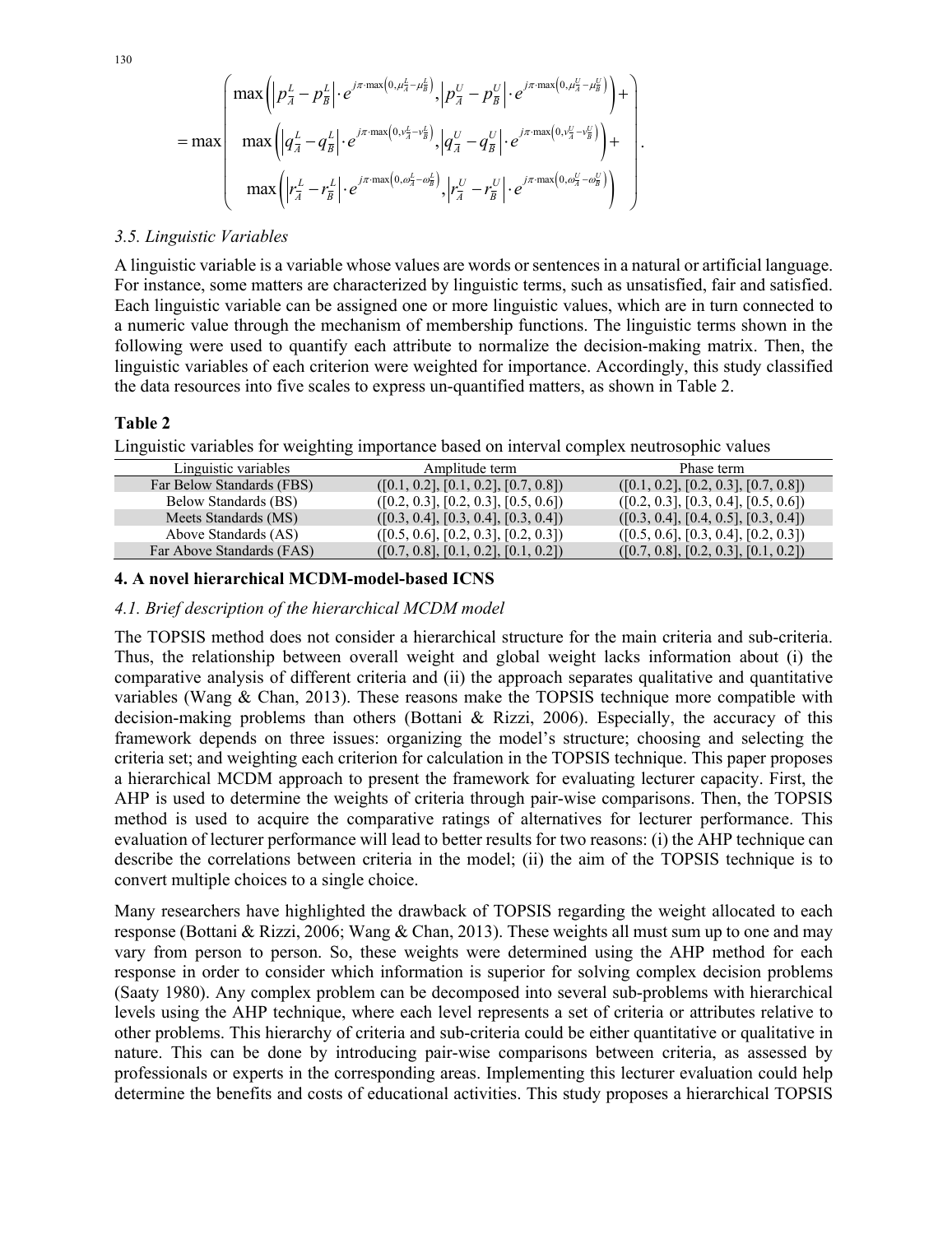$$
= \max \begin{pmatrix} \max\left( \left| p_A^L - p_B^L \right| \cdot e^{j\pi \cdot \max\left(0, \mu_A^L - \mu_B^L\right)}, \left| p_A^U - p_B^U \right| \cdot e^{j\pi \cdot \max\left(0, \mu_A^U - \mu_B^U\right)} \right) + \\ \max\left( \left| q_A^L - q_B^L \right| \cdot e^{j\pi \cdot \max\left(0, \nu_A^L - \nu_B^L\right)}, \left| q_A^U - q_B^U \right| \cdot e^{j\pi \cdot \max\left(0, \nu_A^U - \nu_B^U\right)} \right) + \\ \max\left( \left| r_A^L - r_B^L \right| \cdot e^{j\pi \cdot \max\left(0, \omega_A^L - \omega_B^L\right)}, \left| r_A^U - r_B^U \right| \cdot e^{j\pi \cdot \max\left(0, \omega_A^U - \omega_B^U\right)} \right) \end{pmatrix}.
$$

### *3.5. Linguistic Variables*

A linguistic variable is a variable whose values are words or sentences in a natural or artificial language. For instance, some matters are characterized by linguistic terms, such as unsatisfied, fair and satisfied. Each linguistic variable can be assigned one or more linguistic values, which are in turn connected to a numeric value through the mechanism of membership functions. The linguistic terms shown in the following were used to quantify each attribute to normalize the decision-making matrix. Then, the linguistic variables of each criterion were weighted for importance. Accordingly, this study classified the data resources into five scales to express un-quantified matters, as shown in Table 2.

**Table 2**

Linguistic variables for weighting importance based on interval complex neutrosophic values

| Linguistic variables | Amplitude term | Phase term |
|---|---|---|
| Far Below Standards (FBS) | ([0.1, 0.2], [0.1, 0.2], [0.7, 0.8]) | ([0.1, 0.2], [0.2, 0.3], [0.7, 0.8]) |
| Below Standards (BS) | ([0.2, 0.3], [0.2, 0.3], [0.5, 0.6]) | ([0.2, 0.3], [0.3, 0.4], [0.5, 0.6]) |
| Meets Standards (MS) | ([0.3, 0.4], [0.3, 0.4], [0.3, 0.4]) | ([0.3, 0.4], [0.4, 0.5], [0.3, 0.4]) |
| Above Standards (AS) | ([0.5, 0.6], [0.2, 0.3], [0.2, 0.3]) | ([0.5, 0.6], [0.3, 0.4], [0.2, 0.3]) |
| Far Above Standards (FAS) | ([0.7, 0.8], [0.1, 0.2], [0.1, 0.2]) | ([0.7, 0.8], [0.2, 0.3], [0.1, 0.2]) |

## 4. A novel hierarchical MCDM-model-based ICNS

### *4.1. Brief description of the hierarchical MCDM model*

The TOPSIS method does not consider a hierarchical structure for the main criteria and sub-criteria. Thus, the relationship between overall weight and global weight lacks information about (i) the comparative analysis of different criteria and (ii) the approach separates qualitative and quantitative variables (Wang & Chan, 2013). These reasons make the TOPSIS technique more compatible with decision-making problems than others (Bottani & Rizzi, 2006). Especially, the accuracy of this framework depends on three issues: organizing the model's structure; choosing and selecting the criteria set; and weighting each criterion for calculation in the TOPSIS technique. This paper proposes a hierarchical MCDM approach to present the framework for evaluating lecturer capacity. First, the AHP is used to determine the weights of criteria through pair-wise comparisons. Then, the TOPSIS method is used to acquire the comparative ratings of alternatives for lecturer performance. This evaluation of lecturer performance will lead to better results for two reasons: (i) the AHP technique can describe the correlations between criteria in the model; (ii) the aim of the TOPSIS technique is to convert multiple choices to a single choice.

Many researchers have highlighted the drawback of TOPSIS regarding the weight allocated to each response (Bottani & Rizzi, 2006; Wang & Chan, 2013). These weights all must sum up to one and may vary from person to person. So, these weights were determined using the AHP method for each response in order to consider which information is superior for solving complex decision problems (Saaty 1980). Any complex problem can be decomposed into several sub-problems with hierarchical levels using the AHP technique, where each level represents a set of criteria or attributes relative to other problems. This hierarchy of criteria and sub-criteria could be either quantitative or qualitative in nature. This can be done by introducing pair-wise comparisons between criteria, as assessed by professionals or experts in the corresponding areas. Implementing this lecturer evaluation could help determine the benefits and costs of educational activities. This study proposes a hierarchical TOPSIS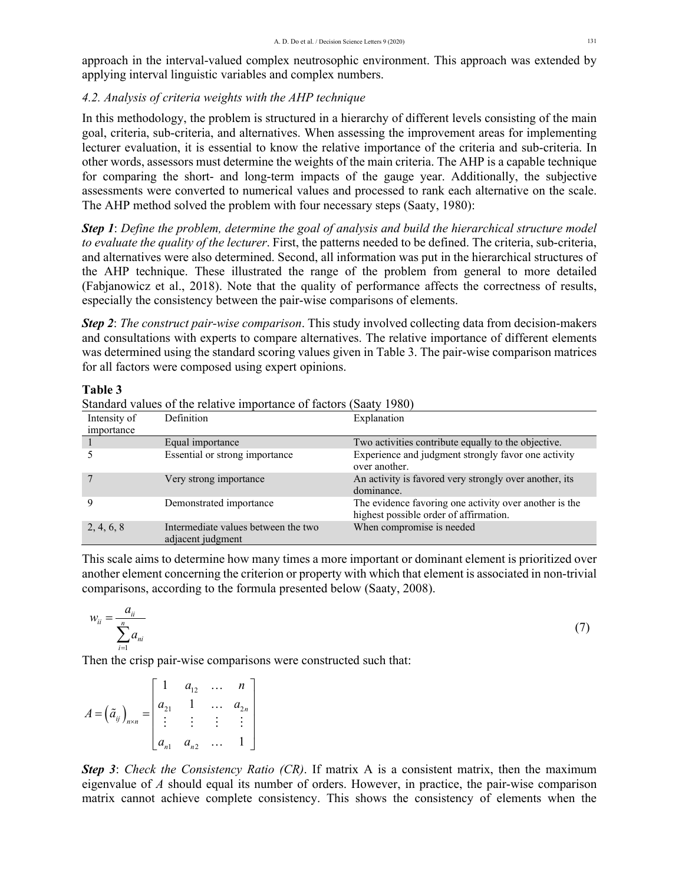approach in the interval-valued complex neutrosophic environment. This approach was extended by applying interval linguistic variables and complex numbers.

### 4.2. Analysis of criteria weights with the AHP technique

In this methodology, the problem is structured in a hierarchy of different levels consisting of the main goal, criteria, sub-criteria, and alternatives. When assessing the improvement areas for implementing lecturer evaluation, it is essential to know the relative importance of the criteria and sub-criteria. In other words, assessors must determine the weights of the main criteria. The AHP is a capable technique for comparing the short- and long-term impacts of the gauge year. Additionally, the subjective assessments were converted to numerical values and processed to rank each alternative on the scale. The AHP method solved the problem with four necessary steps (Saaty, 1980):

***Step 1***: *Define the problem, determine the goal of analysis and build the hierarchical structure model to evaluate the quality of the lecturer*. First, the patterns needed to be defined. The criteria, sub-criteria, and alternatives were also determined. Second, all information was put in the hierarchical structures of the AHP technique. These illustrated the range of the problem from general to more detailed (Fabjanowicz et al., 2018). Note that the quality of performance affects the correctness of results, especially the consistency between the pair-wise comparisons of elements.

***Step 2***: *The construct pair-wise comparison*. This study involved collecting data from decision-makers and consultations with experts to compare alternatives. The relative importance of different elements was determined using the standard scoring values given in Table 3. The pair-wise comparison matrices for all factors were composed using expert opinions.

**Table 3**

Standard values of the relative importance of factors (Saaty 1980)

| Intensity of importance | Definition | Explanation |
|---|---|---|
| 1 | Equal importance | Two activities contribute equally to the objective. |
| 5 | Essential or strong importance | Experience and judgment strongly favor one activity over another. |
| 7 | Very strong importance | An activity is favored very strongly over another, its dominance. |
| 9 | Demonstrated importance | The evidence favoring one activity over another is the highest possible order of affirmation. |
| 2, 4, 6, 8 | Intermediate values between the two adjacent judgment | When compromise is needed |

This scale aims to determine how many times a more important or dominant element is prioritized over another element concerning the criterion or property with which that element is associated in non-trivial comparisons, according to the formula presented below (Saaty, 2008).

$$w_{ii} = \frac{a_{ii}}{\sum_{i=1}^{n} a_{ni}} \tag{7}$$

Then the crisp pair-wise comparisons were constructed such that:

$$A = \left(\tilde{a}_{ij}\right)_{n\times n} = \begin{bmatrix} 1 & a_{12} & \dots & n \\ a_{21} & 1 & \dots & a_{2n} \\ \vdots & \vdots & \vdots & \vdots \\ a_{n1} & a_{n2} & \dots & 1 \end{bmatrix}$$

***Step 3***: *Check the Consistency Ratio (CR)*. If matrix A is a consistent matrix, then the maximum eigenvalue of *A* should equal its number of orders. However, in practice, the pair-wise comparison matrix cannot achieve complete consistency. This shows the consistency of elements when the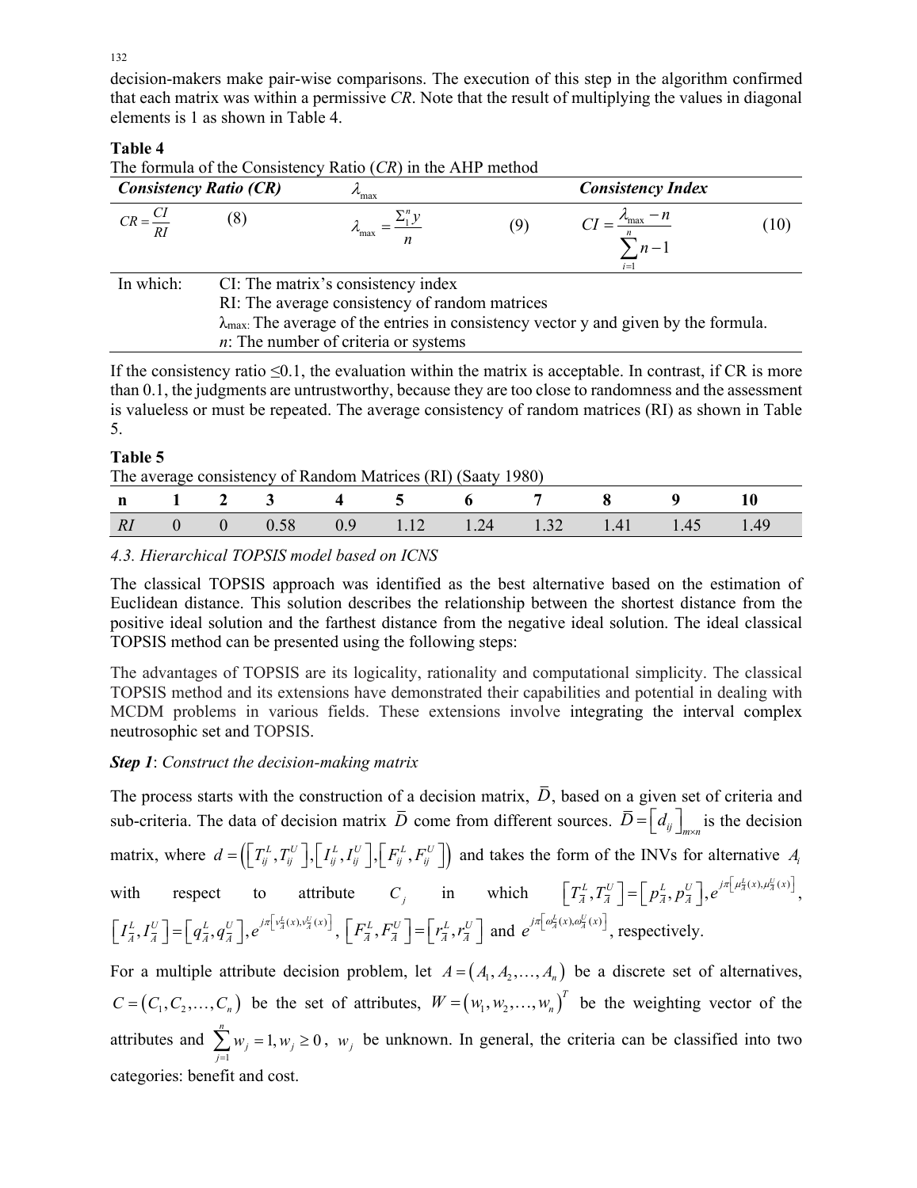decision-makers make pair-wise comparisons. The execution of this step in the algorithm confirmed that each matrix was within a permissive *CR*. Note that the result of multiplying the values in diagonal elements is 1 as shown in Table 4.

**Table 4**

The formula of the Consistency Ratio (*CR*) in the AHP method

| ***Consistency Ratio (CR)*** | | $\lambda_{\max}$ | | ***Consistency Index*** | |
|---|---|---|---|---|---|
| $CR = \dfrac{CI}{RI}$ | (8) | $\lambda_{\max} = \dfrac{\Sigma_1^n y}{n}$ | (9) | $CI = \dfrac{\lambda_{\max} - n}{\sum_{i=1}^{n} n - 1}$ | (10) |

In which:
- CI: The matrix's consistency index
- RI: The average consistency of random matrices
- $\lambda_{\max}$: The average of the entries in consistency vector y and given by the formula.
- *n*: The number of criteria or systems

If the consistency ratio ≤0.1, the evaluation within the matrix is acceptable. In contrast, if CR is more than 0.1, the judgments are untrustworthy, because they are too close to randomness and the assessment is valueless or must be repeated. The average consistency of random matrices (RI) as shown in Table 5.

**Table 5**

The average consistency of Random Matrices (RI) (Saaty 1980)

| **n** | **1** | **2** | **3** | **4** | **5** | **6** | **7** | **8** | **9** | **10** |
|---|---|---|---|---|---|---|---|---|---|---|
| *RI* | 0 | 0 | 0.58 | 0.9 | 1.12 | 1.24 | 1.32 | 1.41 | 1.45 | 1.49 |

### *4.3. Hierarchical TOPSIS model based on ICNS*

The classical TOPSIS approach was identified as the best alternative based on the estimation of Euclidean distance. This solution describes the relationship between the shortest distance from the positive ideal solution and the farthest distance from the negative ideal solution. The ideal classical TOPSIS method can be presented using the following steps:

The advantages of TOPSIS are its logicality, rationality and computational simplicity. The classical TOPSIS method and its extensions have demonstrated their capabilities and potential in dealing with MCDM problems in various fields. These extensions involve integrating the interval complex neutrosophic set and TOPSIS.

***Step 1***: *Construct the decision-making matrix*

The process starts with the construction of a decision matrix, $\bar{D}$, based on a given set of criteria and sub-criteria. The data of decision matrix $\bar{D}$ come from different sources. $\bar{D} = \left[d_{ij}\right]_{m\times n}$ is the decision matrix, where $d = \left(\left[T_{ij}^L, T_{ij}^U\right], \left[I_{ij}^L, I_{ij}^U\right], \left[F_{ij}^L, F_{ij}^U\right]\right)$ and takes the form of the INVs for alternative $A_i$ with respect to attribute $C_j$ in which $\left[T_{\bar{A}}^L, T_{\bar{A}}^U\right] = \left[p_{\bar{A}}^L, p_{\bar{A}}^U\right], e^{j\pi\left[\mu_{\bar{A}}^L(x), \mu_{\bar{A}}^U(x)\right]}$, $\left[I_{\bar{A}}^L, I_{\bar{A}}^U\right] = \left[q_{\bar{A}}^L, q_{\bar{A}}^U\right], e^{j\pi\left[\nu_{\bar{A}}^L(x), \nu_{\bar{A}}^U(x)\right]}$, $\left[F_{\bar{A}}^L, F_{\bar{A}}^U\right] = \left[r_{\bar{A}}^L, r_{\bar{A}}^U\right]$ and $e^{j\pi\left[\omega_{\bar{A}}^L(x), \omega_{\bar{A}}^U(x)\right]}$, respectively.

For a multiple attribute decision problem, let $A = (A_1, A_2, \ldots, A_n)$ be a discrete set of alternatives, $C = (C_1, C_2, \ldots, C_n)$ be the set of attributes, $W = (w_1, w_2, \ldots, w_n)^T$ be the weighting vector of the attributes and $\sum_{j=1}^{n} w_j = 1, w_j \geq 0$, $w_j$ be unknown. In general, the criteria can be classified into two categories: benefit and cost.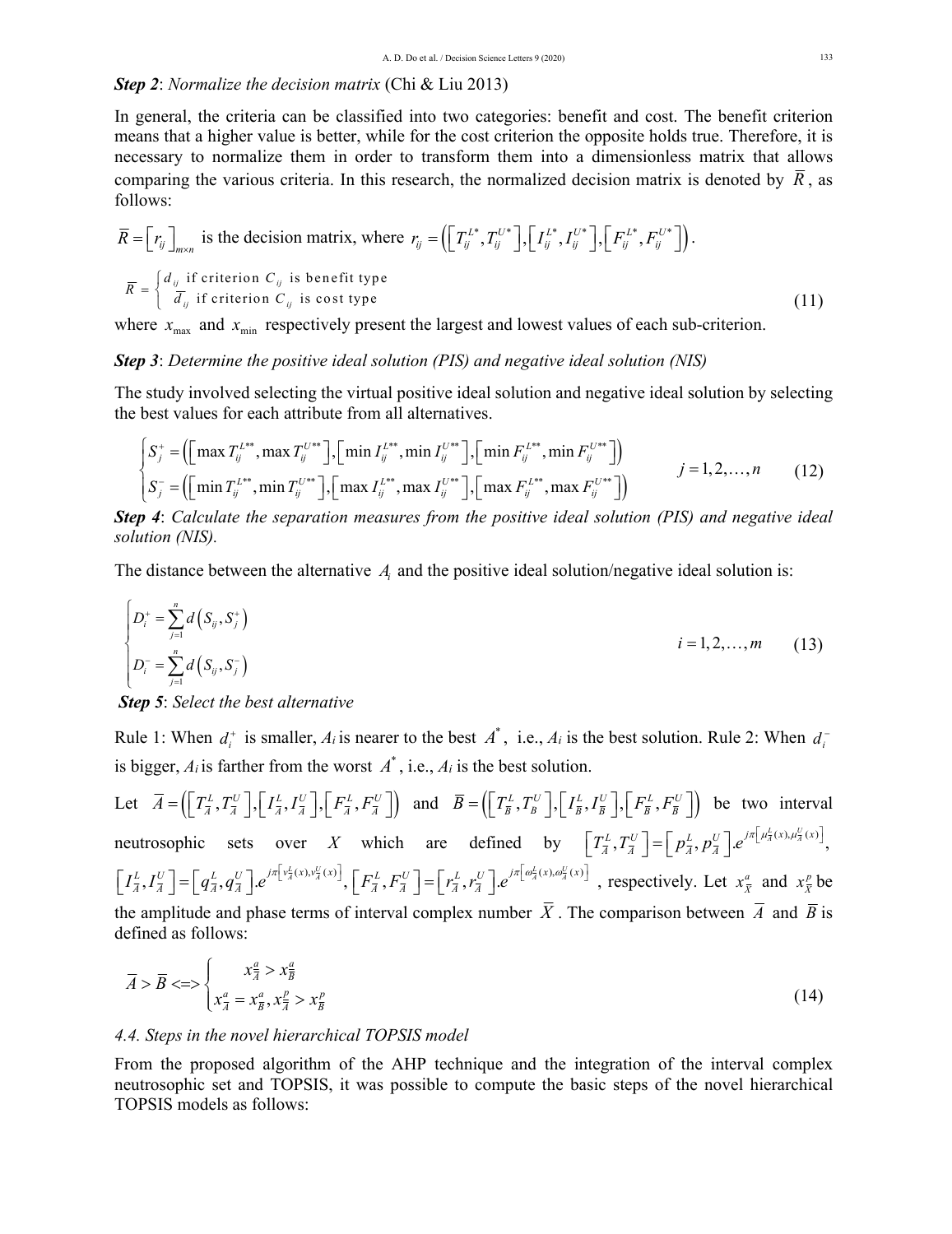***Step 2***: *Normalize the decision matrix* (Chi & Liu 2013)

In general, the criteria can be classified into two categories: benefit and cost. The benefit criterion means that a higher value is better, while for the cost criterion the opposite holds true. Therefore, it is necessary to normalize them in order to transform them into a dimensionless matrix that allows comparing the various criteria. In this research, the normalized decision matrix is denoted by $\overline{R}$, as follows:

$\overline{R} = \left[r_{ij}\right]_{m \times n}$ is the decision matrix, where $r_{ij} = \left(\left[T_{ij}^{L*}, T_{ij}^{U*}\right], \left[I_{ij}^{L*}, I_{ij}^{U*}\right], \left[F_{ij}^{L*}, F_{ij}^{U*}\right]\right)$.

$$\overline{R} = \begin{cases} d_{ij} \text{ if criterion } C_{ij} \text{ is benefit type} \\ \overline{d}_{ij} \text{ if criterion } C_{ij} \text{ is cost type} \end{cases} \tag{11}$$

where $x_{\max}$ and $x_{\min}$ respectively present the largest and lowest values of each sub-criterion.

***Step 3***: *Determine the positive ideal solution (PIS) and negative ideal solution (NIS)*

The study involved selecting the virtual positive ideal solution and negative ideal solution by selecting the best values for each attribute from all alternatives.

$$\begin{cases} S_j^{+} = \left(\left[\max T_{ij}^{L**}, \max T_{ij}^{U**}\right], \left[\min I_{ij}^{L**}, \min I_{ij}^{U**}\right], \left[\min F_{ij}^{L**}, \min F_{ij}^{U**}\right]\right) \\ S_j^{-} = \left(\left[\min T_{ij}^{L**}, \min T_{ij}^{U**}\right], \left[\max I_{ij}^{L**}, \max I_{ij}^{U**}\right], \left[\max F_{ij}^{L**}, \max F_{ij}^{U**}\right]\right) \end{cases} \quad j = 1, 2, \ldots, n \tag{12}$$

***Step 4***: *Calculate the separation measures from the positive ideal solution (PIS) and negative ideal solution (NIS).*

The distance between the alternative $A_i$ and the positive ideal solution/negative ideal solution is:

$$\begin{cases} D_i^{+} = \sum_{j=1}^{n} d\left(S_{ij}, S_j^{+}\right) \\ D_i^{-} = \sum_{j=1}^{n} d\left(S_{ij}, S_j^{-}\right) \end{cases} \quad i = 1, 2, \ldots, m \tag{13}$$

***Step 5***: *Select the best alternative*

Rule 1: When $d_i^{+}$ is smaller, $A_i$ is nearer to the best $A^{*}$, i.e., $A_i$ is the best solution. Rule 2: When $d_i^{-}$ is bigger, $A_i$ is farther from the worst $A^{*}$, i.e., $A_i$ is the best solution.

Let $\overline{A} = \left(\left[T_{\overline{A}}^{L}, T_{\overline{A}}^{U}\right], \left[I_{\overline{A}}^{L}, I_{\overline{A}}^{U}\right], \left[F_{\overline{A}}^{L}, F_{\overline{A}}^{U}\right]\right)$ and $\overline{B} = \left(\left[T_{\overline{B}}^{L}, T_{\overline{B}}^{U}\right], \left[I_{\overline{B}}^{L}, I_{\overline{B}}^{U}\right], \left[F_{\overline{B}}^{L}, F_{\overline{B}}^{U}\right]\right)$ be two interval neutrosophic sets over $X$ which are defined by $\left[T_{\overline{A}}^{L}, T_{\overline{A}}^{U}\right] = \left[p_{\overline{A}}^{L}, p_{\overline{A}}^{U}\right].e^{j\pi\left[\mu_{\overline{A}}^{L}(x), \mu_{\overline{A}}^{U}(x)\right]}$, $\left[I_{\overline{A}}^{L}, I_{\overline{A}}^{U}\right] = \left[q_{\overline{A}}^{L}, q_{\overline{A}}^{U}\right].e^{j\pi\left[\nu_{\overline{A}}^{L}(x), \nu_{\overline{A}}^{U}(x)\right]}$, $\left[F_{\overline{A}}^{L}, F_{\overline{A}}^{U}\right] = \left[r_{\overline{A}}^{L}, r_{\overline{A}}^{U}\right].e^{j\pi\left[\omega_{\overline{A}}^{L}(x), \omega_{\overline{A}}^{U}(x)\right]}$, respectively. Let $x_{\overline{X}}^{a}$ and $x_{\overline{X}}^{p}$ be the amplitude and phase terms of interval complex number $\overline{X}$. The comparison between $\overline{A}$ and $\overline{B}$ is defined as follows:

$$\overline{A} > \overline{B} <=> \begin{cases} x_{\overline{A}}^{a} > x_{\overline{B}}^{a} \\ x_{\overline{A}}^{a} = x_{\overline{B}}^{a}, x_{\overline{A}}^{p} > x_{\overline{B}}^{p} \end{cases} \tag{14}$$

### *4.4. Steps in the novel hierarchical TOPSIS model*

From the proposed algorithm of the AHP technique and the integration of the interval complex neutrosophic set and TOPSIS, it was possible to compute the basic steps of the novel hierarchical TOPSIS models as follows: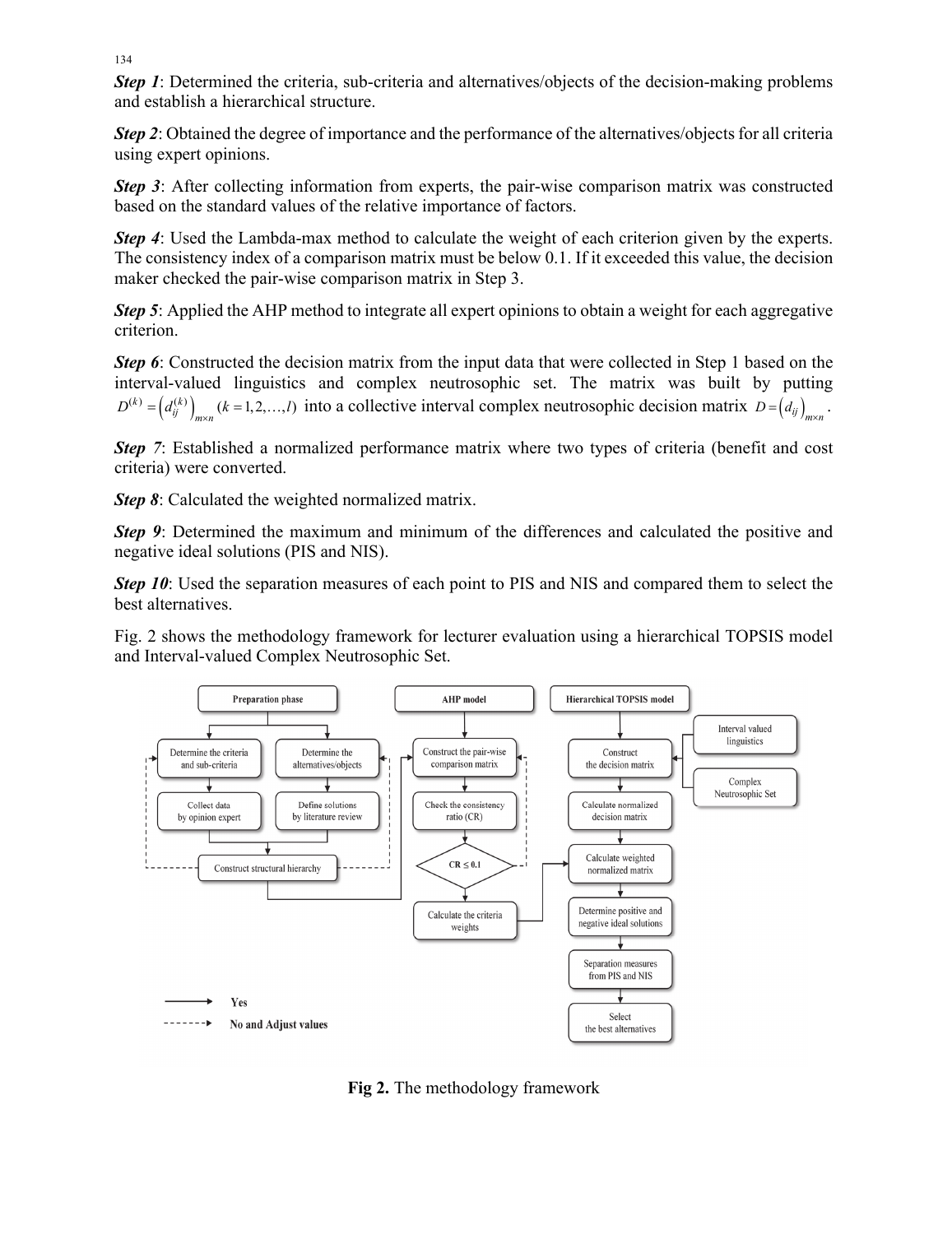***Step 1***: Determined the criteria, sub-criteria and alternatives/objects of the decision-making problems and establish a hierarchical structure.

***Step 2***: Obtained the degree of importance and the performance of the alternatives/objects for all criteria using expert opinions.

***Step 3***: After collecting information from experts, the pair-wise comparison matrix was constructed based on the standard values of the relative importance of factors.

***Step 4***: Used the Lambda-max method to calculate the weight of each criterion given by the experts. The consistency index of a comparison matrix must be below 0.1. If it exceeded this value, the decision maker checked the pair-wise comparison matrix in Step 3.

***Step 5***: Applied the AHP method to integrate all expert opinions to obtain a weight for each aggregative criterion.

***Step 6***: Constructed the decision matrix from the input data that were collected in Step 1 based on the interval-valued linguistics and complex neutrosophic set. The matrix was built by putting $D^{(k)} = \left(d_{ij}^{(k)}\right)_{m\times n}$ $(k = 1,2,\ldots,l)$ into a collective interval complex neutrosophic decision matrix $D = \left(d_{ij}\right)_{m\times n}$.

***Step 7***: Established a normalized performance matrix where two types of criteria (benefit and cost criteria) were converted.

***Step 8***: Calculated the weighted normalized matrix.

***Step 9***: Determined the maximum and minimum of the differences and calculated the positive and negative ideal solutions (PIS and NIS).

***Step 10***: Used the separation measures of each point to PIS and NIS and compared them to select the best alternatives.

Fig. 2 shows the methodology framework for lecturer evaluation using a hierarchical TOPSIS model and Interval-valued Complex Neutrosophic Set.

**Fig 2.** The methodology framework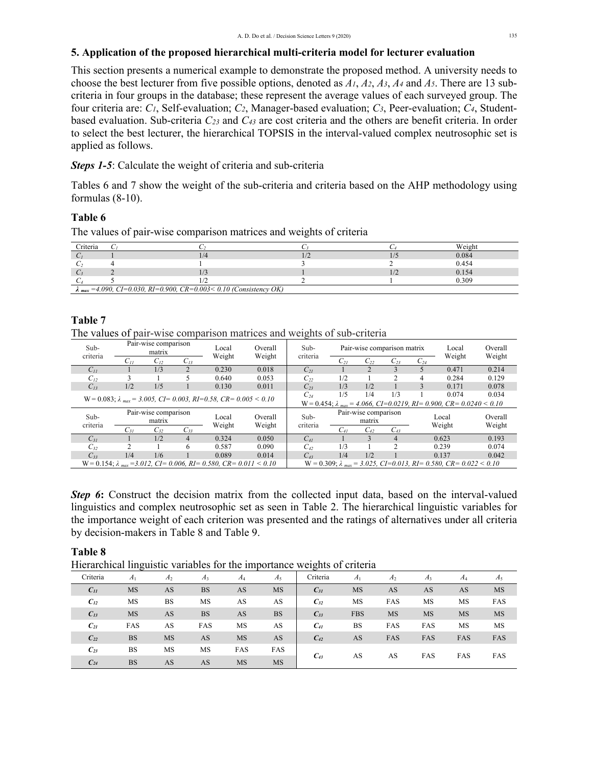## 5. Application of the proposed hierarchical multi-criteria model for lecturer evaluation

This section presents a numerical example to demonstrate the proposed method. A university needs to choose the best lecturer from five possible options, denoted as $A_1$, $A_2$, $A_3$, $A_4$ and $A_5$. There are 13 sub-criteria in four groups in the database; these represent the average values of each surveyed group. The four criteria are: $C_1$, Self-evaluation; $C_2$, Manager-based evaluation; $C_3$, Peer-evaluation; $C_4$, Student-based evaluation. Sub-criteria $C_{23}$ and $C_{43}$ are cost criteria and the others are benefit criteria. In order to select the best lecturer, the hierarchical TOPSIS in the interval-valued complex neutrosophic set is applied as follows.

***Steps 1-5***: Calculate the weight of criteria and sub-criteria

Tables 6 and 7 show the weight of the sub-criteria and criteria based on the AHP methodology using formulas (8-10).

**Table 6**

The values of pair-wise comparison matrices and weights of criteria

| Criteria | $C_1$ | $C_2$ | $C_3$ | $C_4$ | Weight |
|---|---|---|---|---|---|
| $C_1$ | 1 | 1/4 | 1/2 | 1/5 | 0.084 |
| $C_2$ | 4 | 1 | 3 | 2 | 0.454 |
| $C_3$ | 2 | 1/3 | 1 | 1/2 | 0.154 |
| $C_4$ | 5 | 1/2 | 2 | 1 | 0.309 |
| $\lambda_{max}$ =4.090, CI=0.030, RI=0.900, CR=0.003< 0.10 (Consistency OK) | | | | | |

**Table 7**

The values of pair-wise comparison matrices and weights of sub-criteria

| Sub-criteria | Pair-wise comparison matrix | | | Local Weight | Overall Weight | Sub-criteria | Pair-wise comparison matrix | | | | Local Weight | Overall Weight |
|---|---|---|---|---|---|---|---|---|---|---|---|---|
| | $C_{11}$ | $C_{12}$ | $C_{13}$ | | | | $C_{21}$ | $C_{22}$ | $C_{23}$ | $C_{24}$ | | |
| $C_{11}$ | 1 | 1/3 | 2 | 0.230 | 0.018 | $C_{21}$ | 1 | 2 | 3 | 5 | 0.471 | 0.214 |
| $C_{12}$ | 3 | 1 | 5 | 0.640 | 0.053 | $C_{22}$ | 1/2 | 1 | 2 | 4 | 0.284 | 0.129 |
| $C_{13}$ | 1/2 | 1/5 | 1 | 0.130 | 0.011 | $C_{23}$ | 1/3 | 1/2 | 1 | 3 | 0.171 | 0.078 |
| W = 0.083; $\lambda_{max}$ = 3.005, CI= 0.003, RI=0.58, CR= 0.005 < 0.10 | | | | | | $C_{24}$ | 1/5 | 1/4 | 1/3 | 1 | 0.074 | 0.034 |
| | | | | | | W = 0.454; $\lambda_{max}$ = 4.066, CI=0.0219, RI= 0.900, CR= 0.0240 < 0.10 | | | | | | |
| Sub-criteria | Pair-wise comparison matrix | | | Local Weight | Overall Weight | Sub-criteria | Pair-wise comparison matrix | | | | Local Weight | Overall Weight |
| | $C_{31}$ | $C_{32}$ | $C_{33}$ | | | | $C_{41}$ | $C_{42}$ | $C_{43}$ | | | |
| $C_{31}$ | 1 | 1/2 | 4 | 0.324 | 0.050 | $C_{41}$ | 1 | 3 | 4 | | 0.623 | 0.193 |
| $C_{32}$ | 2 | 1 | 6 | 0.587 | 0.090 | $C_{42}$ | 1/3 | 1 | 2 | | 0.239 | 0.074 |
| $C_{33}$ | 1/4 | 1/6 | 1 | 0.089 | 0.014 | $C_{43}$ | 1/4 | 1/2 | 1 | | 0.137 | 0.042 |
| W = 0.154; $\lambda_{max}$ =3.012, CI= 0.006, RI= 0.580, CR= 0.011 < 0.10 | | | | | | W = 0.309; $\lambda_{max}$ = 3.025, CI=0.013, RI= 0.580, CR= 0.022 < 0.10 | | | | | | |

***Step 6***: Construct the decision matrix from the collected input data, based on the interval-valued linguistics and complex neutrosophic set as seen in Table 2. The hierarchical linguistic variables for the importance weight of each criterion was presented and the ratings of alternatives under all criteria by decision-makers in Table 8 and Table 9.

**Table 8**

Hierarchical linguistic variables for the importance weights of criteria

| Criteria | $A_1$ | $A_2$ | $A_3$ | $A_4$ | $A_5$ | Criteria | $A_1$ | $A_2$ | $A_3$ | $A_4$ | $A_5$ |
|---|---|---|---|---|---|---|---|---|---|---|---|
| $C_{11}$ | MS | AS | BS | AS | MS | $C_{31}$ | MS | AS | AS | AS | MS |
| $C_{12}$ | MS | BS | MS | AS | AS | $C_{32}$ | MS | FAS | MS | MS | FAS |
| $C_{13}$ | MS | AS | BS | AS | BS | $C_{33}$ | FBS | MS | MS | MS | MS |
| $C_{21}$ | FAS | AS | FAS | MS | AS | $C_{41}$ | BS | FAS | FAS | MS | MS |
| $C_{22}$ | BS | MS | AS | MS | AS | $C_{42}$ | AS | FAS | FAS | FAS | FAS |
| $C_{23}$ | BS | MS | MS | FAS | FAS | $C_{43}$ | AS | AS | FAS | FAS | FAS |
| $C_{24}$ | BS | AS | AS | MS | MS | | | | | | |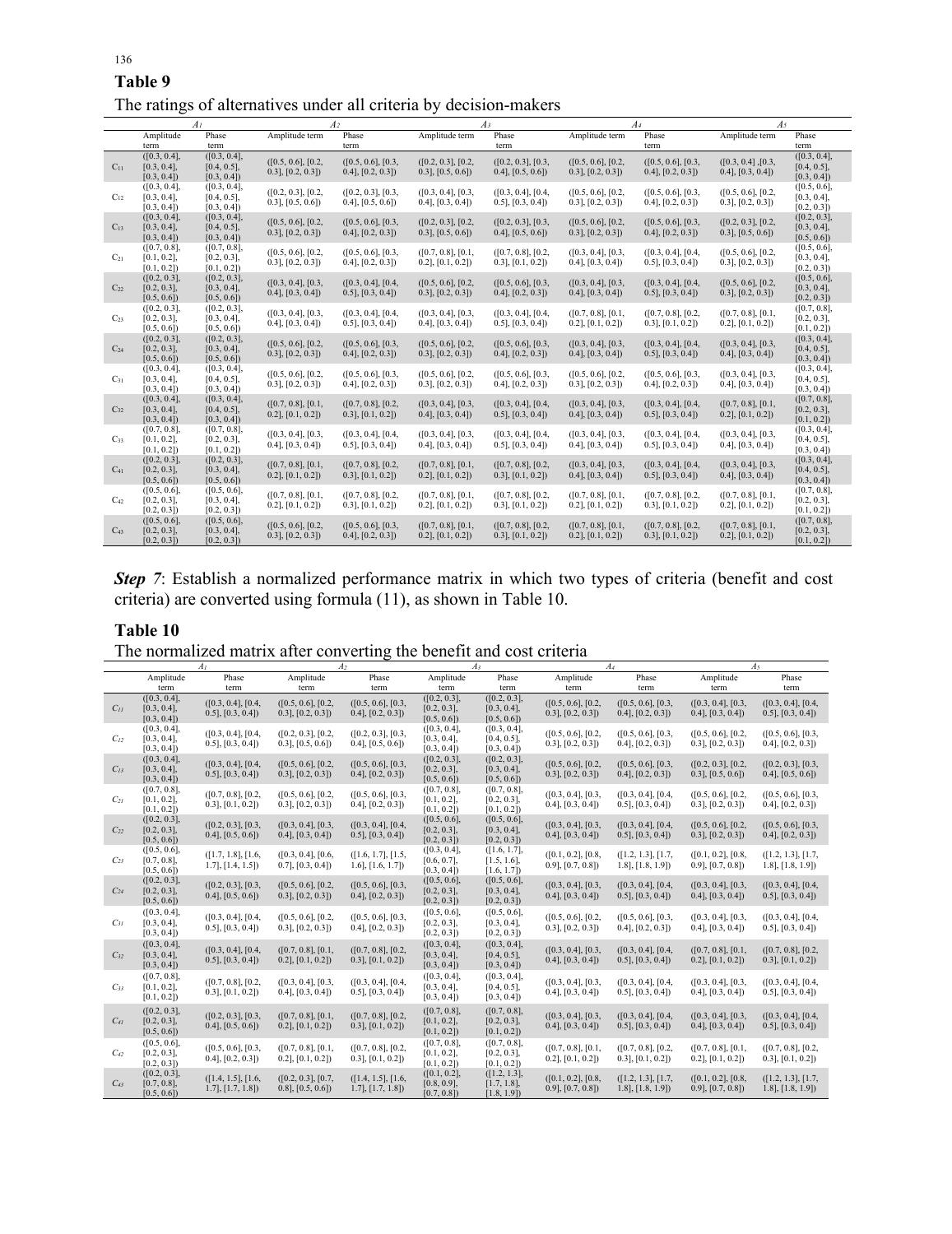**Table 9**

The ratings of alternatives under all criteria by decision-makers

| | $A_1$ | | $A_2$ | | $A_3$ | | $A_4$ | | $A_5$ | |
|---|---|---|---|---|---|---|---|---|---|---|
| | Amplitude term | Phase term | Amplitude term | Phase term | Amplitude term | Phase term | Amplitude term | Phase term | Amplitude term | Phase term |
| $C_{11}$ | ([0.3, 0.4], [0.3, 0.4], [0.3, 0.4]) | ([0.3, 0.4], [0.4, 0.5], [0.3, 0.4]) | ([0.5, 0.6], [0.2, 0.3], [0.2, 0.3]) | ([0.5, 0.6], [0.3, 0.4], [0.2, 0.3]) | ([0.2, 0.3], [0.2, 0.3], [0.5, 0.6]) | ([0.2, 0.3], [0.3, 0.4], [0.5, 0.6]) | ([0.5, 0.6], [0.2, 0.3], [0.2, 0.3]) | ([0.5, 0.6], [0.3, 0.4], [0.2, 0.3]) | ([0.3, 0.4] ,[0.3, 0.4], [0.3, 0.4]) | ([0.3, 0.4], [0.4, 0.5], [0.3, 0.4]) |
| $C_{12}$ | ([0.3, 0.4], [0.3, 0.4], [0.3, 0.4]) | ([0.3, 0.4], [0.4, 0.5], [0.3, 0.4]) | ([0.2, 0.3], [0.2, 0.3], [0.5, 0.6]) | ([0.2, 0.3], [0.3, 0.4], [0.5, 0.6]) | ([0.3, 0.4], [0.3, 0.4], [0.3, 0.4]) | ([0.3, 0.4], [0.4, 0.5], [0.3, 0.4]) | ([0.5, 0.6], [0.2, 0.3], [0.2, 0.3]) | ([0.5, 0.6], [0.3, 0.4], [0.2, 0.3]) | ([0.5, 0.6], [0.2, 0.3], [0.2, 0.3]) | ([0.5, 0.6], [0.3, 0.4], [0.2, 0.3]) |
| $C_{13}$ | ([0.3, 0.4], [0.3, 0.4], [0.3, 0.4]) | ([0.3, 0.4], [0.4, 0.5], [0.3, 0.4]) | ([0.5, 0.6], [0.2, 0.3], [0.2, 0.3]) | ([0.5, 0.6], [0.3, 0.4], [0.2, 0.3]) | ([0.2, 0.3], [0.2, 0.3], [0.5, 0.6]) | ([0.2, 0.3], [0.3, 0.4], [0.5, 0.6]) | ([0.5, 0.6], [0.2, 0.3], [0.2, 0.3]) | ([0.5, 0.6], [0.3, 0.4], [0.2, 0.3]) | ([0.2, 0.3], [0.2, 0.3], [0.5, 0.6]) | ([0.2, 0.3], [0.3, 0.4], [0.5, 0.6]) |
| $C_{21}$ | ([0.7, 0.8], [0.1, 0.2], [0.1, 0.2]) | ([0.7, 0.8], [0.2, 0.3], [0.1, 0.2]) | ([0.5, 0.6], [0.2, 0.3], [0.2, 0.3]) | ([0.5, 0.6], [0.3, 0.4], [0.2, 0.3]) | ([0.7, 0.8], [0.1, 0.2], [0.1, 0.2]) | ([0.7, 0.8], [0.2, 0.3], [0.1, 0.2]) | ([0.3, 0.4], [0.3, 0.4], [0.3, 0.4]) | ([0.3, 0.4], [0.4, 0.5], [0.3, 0.4]) | ([0.5, 0.6], [0.2, 0.3], [0.2, 0.3]) | ([0.5, 0.6], [0.3, 0.4], [0.2, 0.3]) |
| $C_{22}$ | ([0.2, 0.3], [0.2, 0.3], [0.5, 0.6]) | ([0.2, 0.3], [0.3, 0.4], [0.5, 0.6]) | ([0.3, 0.4], [0.3, 0.4], [0.3, 0.4]) | ([0.3, 0.4], [0.4, 0.5], [0.3, 0.4]) | ([0.5, 0.6], [0.2, 0.3], [0.2, 0.3]) | ([0.5, 0.6], [0.3, 0.4], [0.2, 0.3]) | ([0.3, 0.4], [0.3, 0.4], [0.3, 0.4]) | ([0.3, 0.4], [0.4, 0.5], [0.3, 0.4]) | ([0.5, 0.6], [0.2, 0.3], [0.2, 0.3]) | ([0.5, 0.6], [0.3, 0.4], [0.2, 0.3]) |
| $C_{23}$ | ([0.2, 0.3], [0.2, 0.3], [0.5, 0.6]) | ([0.2, 0.3], [0.3, 0.4], [0.5, 0.6]) | ([0.3, 0.4], [0.3, 0.4], [0.3, 0.4]) | ([0.3, 0.4], [0.4, 0.5], [0.3, 0.4]) | ([0.3, 0.4], [0.3, 0.4], [0.3, 0.4]) | ([0.3, 0.4], [0.4, 0.5], [0.3, 0.4]) | ([0.7, 0.8], [0.1, 0.2], [0.1, 0.2]) | ([0.7, 0.8], [0.2, 0.3], [0.1, 0.2]) | ([0.7, 0.8], [0.1, 0.2], [0.1, 0.2]) | ([0.7, 0.8], [0.2, 0.3], [0.1, 0.2]) |
| $C_{24}$ | ([0.2, 0.3], [0.2, 0.3], [0.5, 0.6]) | ([0.2, 0.3], [0.3, 0.4], [0.5, 0.6]) | ([0.5, 0.6], [0.2, 0.3], [0.2, 0.3]) | ([0.5, 0.6], [0.3, 0.4], [0.2, 0.3]) | ([0.5, 0.6], [0.2, 0.3], [0.2, 0.3]) | ([0.5, 0.6], [0.3, 0.4], [0.2, 0.3]) | ([0.3, 0.4], [0.3, 0.4], [0.3, 0.4]) | ([0.3, 0.4], [0.4, 0.5], [0.3, 0.4]) | ([0.3, 0.4], [0.3, 0.4], [0.3, 0.4]) | ([0.3, 0.4], [0.4, 0.5], [0.3, 0.4]) |
| $C_{31}$ | ([0.3, 0.4], [0.3, 0.4], [0.3, 0.4]) | ([0.3, 0.4], [0.4, 0.5], [0.3, 0.4]) | ([0.5, 0.6], [0.2, 0.3], [0.2, 0.3]) | ([0.5, 0.6], [0.3, 0.4], [0.2, 0.3]) | ([0.5, 0.6], [0.2, 0.3], [0.2, 0.3]) | ([0.5, 0.6], [0.3, 0.4], [0.2, 0.3]) | ([0.5, 0.6], [0.2, 0.3], [0.2, 0.3]) | ([0.5, 0.6], [0.3, 0.4], [0.2, 0.3]) | ([0.3, 0.4], [0.3, 0.4], [0.3, 0.4]) | ([0.3, 0.4], [0.4, 0.5], [0.3, 0.4]) |
| $C_{32}$ | ([0.3, 0.4], [0.3, 0.4], [0.3, 0.4]) | ([0.3, 0.4], [0.4, 0.5], [0.3, 0.4]) | ([0.7, 0.8], [0.1, 0.2], [0.1, 0.2]) | ([0.7, 0.8], [0.2, 0.3], [0.1, 0.2]) | ([0.3, 0.4], [0.3, 0.4], [0.3, 0.4]) | ([0.3, 0.4], [0.4, 0.5], [0.3, 0.4]) | ([0.3, 0.4], [0.3, 0.4], [0.3, 0.4]) | ([0.3, 0.4], [0.4, 0.5], [0.3, 0.4]) | ([0.7, 0.8], [0.1, 0.2], [0.1, 0.2]) | ([0.7, 0.8], [0.2, 0.3], [0.1, 0.2]) |
| $C_{33}$ | ([0.7, 0.8], [0.1, 0.2], [0.1, 0.2]) | ([0.7, 0.8], [0.2, 0.3], [0.1, 0.2]) | ([0.3, 0.4], [0.3, 0.4], [0.3, 0.4]) | ([0.3, 0.4], [0.4, 0.5], [0.3, 0.4]) | ([0.3, 0.4], [0.3, 0.4], [0.3, 0.4]) | ([0.3, 0.4], [0.4, 0.5], [0.3, 0.4]) | ([0.3, 0.4], [0.3, 0.4], [0.3, 0.4]) | ([0.3, 0.4], [0.4, 0.5], [0.3, 0.4]) | ([0.3, 0.4], [0.3, 0.4], [0.3, 0.4]) | ([0.3, 0.4], [0.4, 0.5], [0.3, 0.4]) |
| $C_{41}$ | ([0.2, 0.3], [0.2, 0.3], [0.5, 0.6]) | ([0.2, 0.3], [0.3, 0.4], [0.5, 0.6]) | ([0.7, 0.8], [0.1, 0.2], [0.1, 0.2]) | ([0.7, 0.8], [0.2, 0.3], [0.1, 0.2]) | ([0.7, 0.8], [0.1, 0.2], [0.1, 0.2]) | ([0.7, 0.8], [0.2, 0.3], [0.1, 0.2]) | ([0.3, 0.4], [0.3, 0.4], [0.3, 0.4]) | ([0.3, 0.4], [0.4, 0.5], [0.3, 0.4]) | ([0.3, 0.4], [0.3, 0.4], [0.3, 0.4]) | ([0.3, 0.4], [0.4, 0.5], [0.3, 0.4]) |
| $C_{42}$ | ([0.5, 0.6], [0.2, 0.3], [0.2, 0.3]) | ([0.5, 0.6], [0.3, 0.4], [0.2, 0.3]) | ([0.7, 0.8], [0.1, 0.2], [0.1, 0.2]) | ([0.7, 0.8], [0.2, 0.3], [0.1, 0.2]) | ([0.7, 0.8], [0.1, 0.2], [0.1, 0.2]) | ([0.7, 0.8], [0.2, 0.3], [0.1, 0.2]) | ([0.7, 0.8], [0.1, 0.2], [0.1, 0.2]) | ([0.7, 0.8], [0.2, 0.3], [0.1, 0.2]) | ([0.7, 0.8], [0.1, 0.2], [0.1, 0.2]) | ([0.7, 0.8], [0.2, 0.3], [0.1, 0.2]) |
| $C_{43}$ | ([0.5, 0.6], [0.2, 0.3], [0.2, 0.3]) | ([0.5, 0.6], [0.3, 0.4], [0.2, 0.3]) | ([0.5, 0.6], [0.2, 0.3], [0.2, 0.3]) | ([0.5, 0.6], [0.3, 0.4], [0.2, 0.3]) | ([0.7, 0.8], [0.1, 0.2], [0.1, 0.2]) | ([0.7, 0.8], [0.2, 0.3], [0.1, 0.2]) | ([0.7, 0.8], [0.1, 0.2], [0.1, 0.2]) | ([0.7, 0.8], [0.2, 0.3], [0.1, 0.2]) | ([0.7, 0.8], [0.1, 0.2], [0.1, 0.2]) | ([0.7, 0.8], [0.2, 0.3], [0.1, 0.2]) |

***Step 7***: Establish a normalized performance matrix in which two types of criteria (benefit and cost criteria) are converted using formula (11), as shown in Table 10.

**Table 10**

The normalized matrix after converting the benefit and cost criteria

| | $A_1$ | | $A_2$ | | $A_3$ | | $A_4$ | | $A_5$ | |
|---|---|---|---|---|---|---|---|---|---|---|
| | Amplitude term | Phase term | Amplitude term | Phase term | Amplitude term | Phase term | Amplitude term | Phase term | Amplitude term | Phase term |
| $C_{11}$ | ([0.3, 0.4], [0.3, 0.4], [0.3, 0.4]) | ([0.3, 0.4], [0.4, 0.5], [0.3, 0.4]) | ([0.5, 0.6], [0.2, 0.3], [0.2, 0.3]) | ([0.5, 0.6], [0.3, 0.4], [0.2, 0.3]) | ([0.2, 0.3], [0.2, 0.3], [0.5, 0.6]) | ([0.2, 0.3], [0.3, 0.4], [0.5, 0.6]) | ([0.5, 0.6], [0.2, 0.3], [0.2, 0.3]) | ([0.5, 0.6], [0.3, 0.4], [0.2, 0.3]) | ([0.3, 0.4], [0.3, 0.4], [0.3, 0.4]) | ([0.3, 0.4], [0.4, 0.5], [0.3, 0.4]) |
| $C_{12}$ | ([0.3, 0.4], [0.3, 0.4], [0.3, 0.4]) | ([0.3, 0.4], [0.4, 0.5], [0.3, 0.4]) | ([0.2, 0.3], [0.2, 0.3], [0.5, 0.6]) | ([0.2, 0.3], [0.3, 0.4], [0.5, 0.6]) | ([0.3, 0.4], [0.3, 0.4], [0.3, 0.4]) | ([0.3, 0.4], [0.4, 0.5], [0.3, 0.4]) | ([0.5, 0.6], [0.2, 0.3], [0.2, 0.3]) | ([0.5, 0.6], [0.3, 0.4], [0.2, 0.3]) | ([0.5, 0.6], [0.2, 0.3], [0.2, 0.3]) | ([0.5, 0.6], [0.3, 0.4], [0.2, 0.3]) |
| $C_{13}$ | ([0.3, 0.4], [0.3, 0.4], [0.3, 0.4]) | ([0.3, 0.4], [0.4, 0.5], [0.3, 0.4]) | ([0.5, 0.6], [0.2, 0.3], [0.2, 0.3]) | ([0.5, 0.6], [0.3, 0.4], [0.2, 0.3]) | ([0.2, 0.3], [0.2, 0.3], [0.5, 0.6]) | ([0.2, 0.3], [0.3, 0.4], [0.5, 0.6]) | ([0.5, 0.6], [0.2, 0.3], [0.2, 0.3]) | ([0.5, 0.6], [0.3, 0.4], [0.2, 0.3]) | ([0.2, 0.3], [0.2, 0.3], [0.5, 0.6]) | ([0.2, 0.3], [0.3, 0.4], [0.5, 0.6]) |
| $C_{21}$ | ([0.7, 0.8], [0.1, 0.2], [0.1, 0.2]) | ([0.7, 0.8], [0.2, 0.3], [0.1, 0.2]) | ([0.5, 0.6], [0.2, 0.3], [0.2, 0.3]) | ([0.5, 0.6], [0.3, 0.4], [0.2, 0.3]) | ([0.7, 0.8], [0.1, 0.2], [0.1, 0.2]) | ([0.7, 0.8], [0.2, 0.3], [0.1, 0.2]) | ([0.3, 0.4], [0.3, 0.4], [0.3, 0.4]) | ([0.3, 0.4], [0.4, 0.5], [0.3, 0.4]) | ([0.5, 0.6], [0.2, 0.3], [0.2, 0.3]) | ([0.5, 0.6], [0.3, 0.4], [0.2, 0.3]) |
| $C_{22}$ | ([0.2, 0.3], [0.2, 0.3], [0.5, 0.6]) | ([0.2, 0.3], [0.3, 0.4], [0.5, 0.6]) | ([0.3, 0.4], [0.3, 0.4], [0.3, 0.4]) | ([0.3, 0.4], [0.4, 0.5], [0.3, 0.4]) | ([0.5, 0.6], [0.2, 0.3], [0.2, 0.3]) | ([0.5, 0.6], [0.3, 0.4], [0.2, 0.3]) | ([0.3, 0.4], [0.3, 0.4], [0.3, 0.4]) | ([0.3, 0.4], [0.4, 0.5], [0.3, 0.4]) | ([0.5, 0.6], [0.2, 0.3], [0.2, 0.3]) | ([0.5, 0.6], [0.3, 0.4], [0.2, 0.3]) |
| $C_{23}$ | ([0.5, 0.6], [0.7, 0.8], [0.5, 0.6]) | ([1.7, 1.8], [1.6, 1.7], [1.4, 1.5]) | ([0.3, 0.4], [0.6, 0.7], [0.3, 0.4]) | ([1.6, 1.7], [1.5, 1.6], [1.6, 1.7]) | ([0.3, 0.4], [0.6, 0.7], [0.3, 0.4]) | ([1.6, 1.7], [1.5, 1.6], [1.6, 1.7]) | ([0.1, 0.2], [0.8, 0.9], [0.7, 0.8]) | ([1.2, 1.3], [1.7, 1.8], [1.8, 1.9]) | ([0.1, 0.2], [0.8, 0.9], [0.7, 0.8]) | ([1.2, 1.3], [1.7, 1.8], [1.8, 1.9]) |
| $C_{24}$ | ([0.2, 0.3], [0.2, 0.3], [0.5, 0.6]) | ([0.2, 0.3], [0.3, 0.4], [0.5, 0.6]) | ([0.5, 0.6], [0.2, 0.3], [0.2, 0.3]) | ([0.5, 0.6], [0.3, 0.4], [0.2, 0.3]) | ([0.5, 0.6], [0.2, 0.3], [0.2, 0.3]) | ([0.5, 0.6], [0.3, 0.4], [0.2, 0.3]) | ([0.3, 0.4], [0.3, 0.4], [0.3, 0.4]) | ([0.3, 0.4], [0.4, 0.5], [0.3, 0.4]) | ([0.3, 0.4], [0.3, 0.4], [0.3, 0.4]) | ([0.3, 0.4], [0.4, 0.5], [0.3, 0.4]) |
| $C_{31}$ | ([0.3, 0.4], [0.3, 0.4], [0.3, 0.4]) | ([0.3, 0.4], [0.4, 0.5], [0.3, 0.4]) | ([0.5, 0.6], [0.2, 0.3], [0.2, 0.3]) | ([0.5, 0.6], [0.3, 0.4], [0.2, 0.3]) | ([0.5, 0.6], [0.2, 0.3], [0.2, 0.3]) | ([0.5, 0.6], [0.3, 0.4], [0.2, 0.3]) | ([0.5, 0.6], [0.2, 0.3], [0.2, 0.3]) | ([0.5, 0.6], [0.3, 0.4], [0.2, 0.3]) | ([0.3, 0.4], [0.3, 0.4], [0.3, 0.4]) | ([0.3, 0.4], [0.4, 0.5], [0.3, 0.4]) |
| $C_{32}$ | ([0.3, 0.4], [0.3, 0.4], [0.3, 0.4]) | ([0.3, 0.4], [0.4, 0.5], [0.3, 0.4]) | ([0.7, 0.8], [0.1, 0.2], [0.1, 0.2]) | ([0.7, 0.8], [0.2, 0.3], [0.1, 0.2]) | ([0.3, 0.4], [0.3, 0.4], [0.3, 0.4]) | ([0.3, 0.4], [0.4, 0.5], [0.3, 0.4]) | ([0.3, 0.4], [0.3, 0.4], [0.3, 0.4]) | ([0.3, 0.4], [0.4, 0.5], [0.3, 0.4]) | ([0.7, 0.8], [0.1, 0.2], [0.1, 0.2]) | ([0.7, 0.8], [0.2, 0.3], [0.1, 0.2]) |
| $C_{33}$ | ([0.7, 0.8], [0.1, 0.2], [0.1, 0.2]) | ([0.7, 0.8], [0.2, 0.3], [0.1, 0.2]) | ([0.3, 0.4], [0.3, 0.4], [0.3, 0.4]) | ([0.3, 0.4], [0.4, 0.5], [0.3, 0.4]) | ([0.3, 0.4], [0.3, 0.4], [0.3, 0.4]) | ([0.3, 0.4], [0.4, 0.5], [0.3, 0.4]) | ([0.3, 0.4], [0.3, 0.4], [0.3, 0.4]) | ([0.3, 0.4], [0.4, 0.5], [0.3, 0.4]) | ([0.3, 0.4], [0.3, 0.4], [0.3, 0.4]) | ([0.3, 0.4], [0.4, 0.5], [0.3, 0.4]) |
| $C_{41}$ | ([0.2, 0.3], [0.2, 0.3], [0.5, 0.6]) | ([0.2, 0.3], [0.3, 0.4], [0.5, 0.6]) | ([0.7, 0.8], [0.1, 0.2], [0.1, 0.2]) | ([0.7, 0.8], [0.2, 0.3], [0.1, 0.2]) | ([0.7, 0.8], [0.1, 0.2], [0.1, 0.2]) | ([0.7, 0.8], [0.2, 0.3], [0.1, 0.2]) | ([0.3, 0.4], [0.3, 0.4], [0.3, 0.4]) | ([0.3, 0.4], [0.4, 0.5], [0.3, 0.4]) | ([0.3, 0.4], [0.3, 0.4], [0.3, 0.4]) | ([0.3, 0.4], [0.4, 0.5], [0.3, 0.4]) |
| $C_{42}$ | ([0.5, 0.6], [0.2, 0.3], [0.2, 0.3]) | ([0.5, 0.6], [0.3, 0.4], [0.2, 0.3]) | ([0.7, 0.8], [0.1, 0.2], [0.1, 0.2]) | ([0.7, 0.8], [0.2, 0.3], [0.1, 0.2]) | ([0.7, 0.8], [0.1, 0.2], [0.1, 0.2]) | ([0.7, 0.8], [0.2, 0.3], [0.1, 0.2]) | ([0.7, 0.8], [0.1, 0.2], [0.1, 0.2]) | ([0.7, 0.8], [0.2, 0.3], [0.1, 0.2]) | ([0.7, 0.8], [0.1, 0.2], [0.1, 0.2]) | ([0.7, 0.8], [0.2, 0.3], [0.1, 0.2]) |
| $C_{43}$ | ([0.2, 0.3], [0.7, 0.8], [0.5, 0.6]) | ([1.4, 1.5], [1.6, 1.7], [1.7, 1.8]) | ([0.2, 0.3], [0.7, 0.8], [0.5, 0.6]) | ([1.4, 1.5], [1.6, 1.7], [1.7, 1.8]) | ([0.1, 0.2], [0.8, 0.9], [0.7, 0.8]) | ([1.2, 1.3], [1.7, 1.8], [1.8, 1.9]) | ([0.1, 0.2], [0.8, 0.9], [0.7, 0.8]) | ([1.2, 1.3], [1.7, 1.8], [1.8, 1.9]) | ([0.1, 0.2], [0.8, 0.9], [0.7, 0.8]) | ([1.2, 1.3], [1.7, 1.8], [1.8, 1.9]) |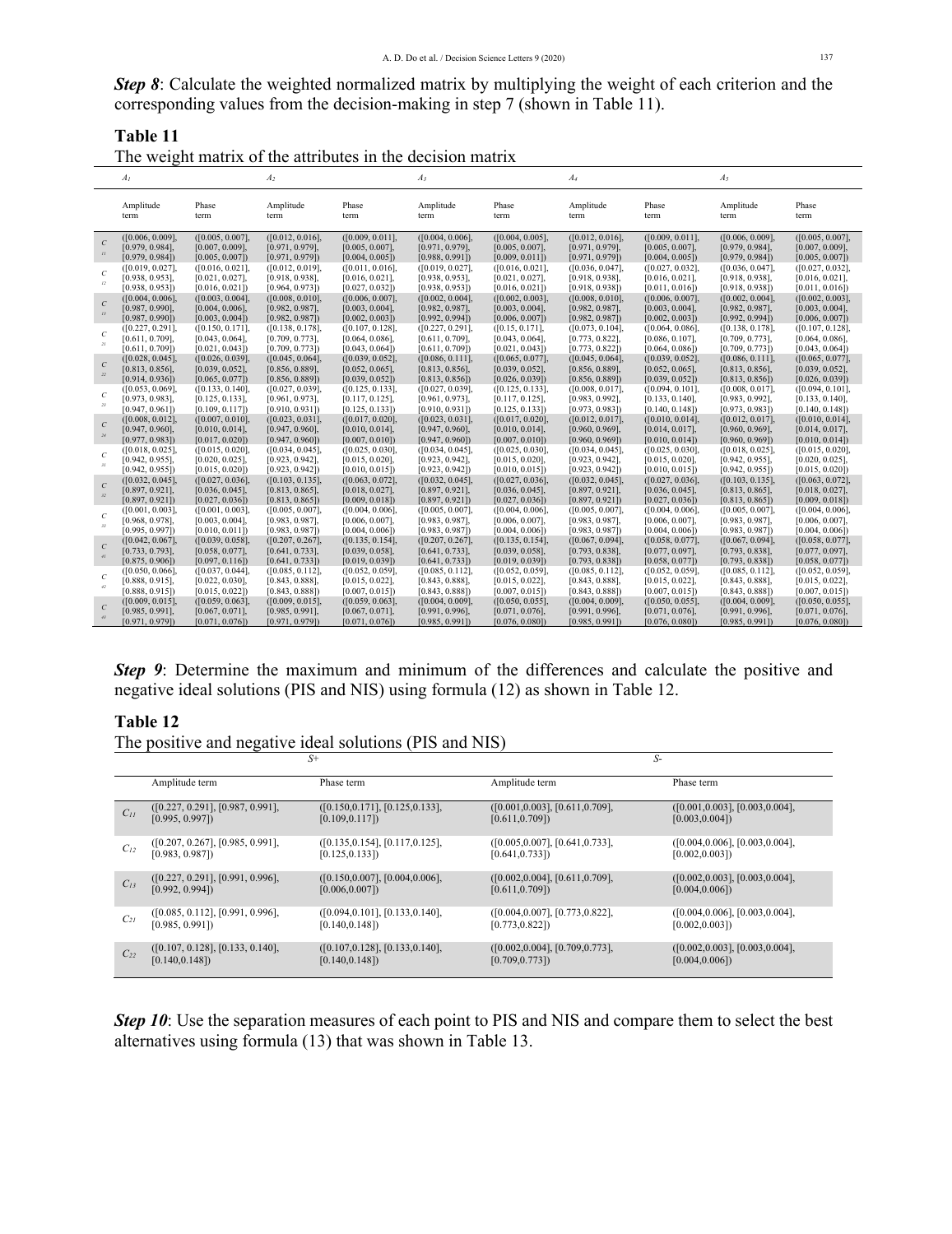***Step 8***: Calculate the weighted normalized matrix by multiplying the weight of each criterion and the corresponding values from the decision-making in step 7 (shown in Table 11).

**Table 11**

The weight matrix of the attributes in the decision matrix

| | $A_1$ | | $A_2$ | | $A_3$ | | $A_4$ | | $A_5$ | |
|---|---|---|---|---|---|---|---|---|---|---|
| | Amplitude term | Phase term | Amplitude term | Phase term | Amplitude term | Phase term | Amplitude term | Phase term | Amplitude term | Phase term |
| $C_{11}$ | ([0.006, 0.009], [0.979, 0.984], [0.979, 0.984]) | ([0.005, 0.007], [0.007, 0.009], [0.005, 0.007]) | ([0.012, 0.016], [0.971, 0.979], [0.971, 0.979]) | ([0.009, 0.011], [0.005, 0.007], [0.004, 0.005]) | ([0.004, 0.006], [0.971, 0.979], [0.988, 0.991]) | ([0.004, 0.005], [0.005, 0.007], [0.009, 0.011]) | ([0.012, 0.016], [0.971, 0.979], [0.971, 0.979]) | ([0.009, 0.011], [0.005, 0.007], [0.004, 0.005]) | ([0.006, 0.009], [0.979, 0.984], [0.979, 0.984]) | ([0.005, 0.007], [0.007, 0.009], [0.005, 0.007]) |
| $C_{12}$ | ([0.019, 0.027], [0.938, 0.953], [0.938, 0.953]) | ([0.016, 0.021], [0.021, 0.027], [0.016, 0.021]) | ([0.012, 0.019], [0.918, 0.938], [0.964, 0.973]) | ([0.011, 0.016], [0.016, 0.021], [0.027, 0.032]) | ([0.019, 0.027], [0.938, 0.953], [0.938, 0.953]) | ([0.016, 0.021], [0.021, 0.027], [0.016, 0.021]) | ([0.036, 0.047], [0.918, 0.938], [0.918, 0.938]) | ([0.027, 0.032], [0.016, 0.021], [0.011, 0.016]) | ([0.036, 0.047], [0.918, 0.938], [0.918, 0.938]) | ([0.027, 0.032], [0.016, 0.021], [0.011, 0.016]) |
| $C_{13}$ | ([0.004, 0.006], [0.987, 0.990], [0.987, 0.990]) | ([0.003, 0.004], [0.004, 0.006], [0.003, 0.004]) | ([0.008, 0.010], [0.982, 0.987], [0.982, 0.987]) | ([0.006, 0.007], [0.003, 0.004], [0.002, 0.003]) | ([0.002, 0.004], [0.982, 0.987], [0.992, 0.994]) | ([0.002, 0.003], [0.003, 0.004], [0.006, 0.007]) | ([0.008, 0.010], [0.982, 0.987], [0.982, 0.987]) | ([0.006, 0.007], [0.003, 0.004], [0.002, 0.003]) | ([0.002, 0.004], [0.982, 0.987], [0.992, 0.994]) | ([0.002, 0.003], [0.003, 0.004], [0.006, 0.007]) |
| $C_{21}$ | ([0.227, 0.291], [0.611, 0.709], [0.611, 0.709]) | ([0.150, 0.171], [0.043, 0.064], [0.021, 0.043]) | ([0.138, 0.178], [0.709, 0.773], [0.709, 0.773]) | ([0.107, 0.128], [0.064, 0.086], [0.043, 0.064]) | ([0.227, 0.291], [0.611, 0.709], [0.611, 0.709]) | ([0.15, 0.171], [0.043, 0.064], [0.021, 0.043]) | ([0.073, 0.104], [0.773, 0.822], [0.773, 0.822]) | ([0.064, 0.086], [0.086, 0.107], [0.064, 0.086]) | ([0.138, 0.178], [0.709, 0.773], [0.709, 0.773]) | ([0.107, 0.128], [0.064, 0.086], [0.043, 0.064]) |
| $C_{22}$ | ([0.028, 0.045], [0.813, 0.856], [0.914, 0.936]) | ([0.026, 0.039], [0.039, 0.052], [0.065, 0.077]) | ([0.045, 0.064], [0.856, 0.889], [0.856, 0.889]) | ([0.039, 0.052], [0.052, 0.065], [0.039, 0.052]) | ([0.086, 0.111], [0.813, 0.856], [0.813, 0.856]) | ([0.065, 0.077], [0.039, 0.052], [0.026, 0.039]) | ([0.045, 0.064], [0.856, 0.889], [0.856, 0.889]) | ([0.039, 0.052], [0.052, 0.065], [0.039, 0.052]) | ([0.086, 0.111], [0.813, 0.856], [0.813, 0.856]) | ([0.065, 0.077], [0.039, 0.052], [0.026, 0.039]) |
| $C_{23}$ | ([0.053, 0.069], [0.973, 0.983], [0.947, 0.961]) | ([0.133, 0.140], [0.125, 0.133], [0.109, 0.117]) | ([0.027, 0.039], [0.961, 0.973], [0.910, 0.931]) | ([0.125, 0.133], [0.117, 0.125], [0.125, 0.133]) | ([0.027, 0.039], [0.961, 0.973], [0.910, 0.931]) | ([0.125, 0.133], [0.117, 0.125], [0.125, 0.133]) | ([0.008, 0.017], [0.983, 0.992], [0.973, 0.983]) | ([0.094, 0.101], [0.133, 0.140], [0.140, 0.148]) | ([0.008, 0.017], [0.983, 0.992], [0.973, 0.983]) | ([0.094, 0.101], [0.133, 0.140], [0.140, 0.148]) |
| $C_{24}$ | ([0.008, 0.012], [0.947, 0.960], [0.977, 0.983]) | ([0.007, 0.010], [0.010, 0.014], [0.017, 0.020]) | ([0.023, 0.031], [0.947, 0.960], [0.947, 0.960]) | ([0.017, 0.020], [0.010, 0.014], [0.007, 0.010]) | ([0.023, 0.031], [0.947, 0.960], [0.947, 0.960]) | ([0.017, 0.020], [0.010, 0.014], [0.007, 0.010]) | ([0.012, 0.017], [0.960, 0.969], [0.960, 0.969]) | ([0.010, 0.014], [0.014, 0.017], [0.010, 0.014]) | ([0.012, 0.017], [0.960, 0.969], [0.960, 0.969]) | ([0.010, 0.014], [0.014, 0.017], [0.010, 0.014]) |
| $C_{31}$ | ([0.018, 0.025], [0.942, 0.955], [0.942, 0.955]) | ([0.015, 0.020], [0.020, 0.025], [0.015, 0.020]) | ([0.034, 0.045], [0.923, 0.942], [0.923, 0.942]) | ([0.025, 0.030], [0.015, 0.020], [0.010, 0.015]) | ([0.034, 0.045], [0.923, 0.942], [0.923, 0.942]) | ([0.025, 0.030], [0.015, 0.020], [0.010, 0.015]) | ([0.034, 0.045], [0.923, 0.942], [0.923, 0.942]) | ([0.025, 0.030], [0.015, 0.020], [0.010, 0.015]) | ([0.018, 0.025], [0.942, 0.955], [0.942, 0.955]) | ([0.015, 0.020], [0.020, 0.025], [0.015, 0.020]) |
| $C_{32}$ | ([0.032, 0.045], [0.897, 0.921], [0.897, 0.921]) | ([0.027, 0.036], [0.036, 0.045], [0.027, 0.036]) | ([0.103, 0.135], [0.813, 0.865], [0.813, 0.865]) | ([0.063, 0.072], [0.018, 0.027], [0.009, 0.018]) | ([0.032, 0.045], [0.897, 0.921], [0.897, 0.921]) | ([0.027, 0.036], [0.036, 0.045], [0.027, 0.036]) | ([0.032, 0.045], [0.897, 0.921], [0.897, 0.921]) | ([0.027, 0.036], [0.036, 0.045], [0.027, 0.036]) | ([0.103, 0.135], [0.813, 0.865], [0.813, 0.865]) | ([0.063, 0.072], [0.018, 0.027], [0.009, 0.018]) |
| $C_{33}$ | ([0.001, 0.003], [0.968, 0.978], [0.995, 0.997]) | ([0.001, 0.003], [0.003, 0.004], [0.010, 0.011]) | ([0.005, 0.007], [0.983, 0.987], [0.983, 0.987]) | ([0.004, 0.006], [0.006, 0.007], [0.004, 0.006]) | ([0.005, 0.007], [0.983, 0.987], [0.983, 0.987]) | ([0.004, 0.006], [0.006, 0.007], [0.004, 0.006]) | ([0.005, 0.007], [0.983, 0.987], [0.983, 0.987]) | ([0.004, 0.006], [0.006, 0.007], [0.004, 0.006]) | ([0.005, 0.007], [0.983, 0.987], [0.983, 0.987]) | ([0.004, 0.006], [0.006, 0.007], [0.004, 0.006]) |
| $C_{41}$ | ([0.042, 0.067], [0.733, 0.793], [0.875, 0.906]) | ([0.039, 0.058], [0.058, 0.077], [0.097, 0.116]) | ([0.207, 0.267], [0.641, 0.733], [0.641, 0.733]) | ([0.135, 0.154], [0.039, 0.058], [0.019, 0.039]) | ([0.207, 0.267], [0.641, 0.733], [0.641, 0.733]) | ([0.135, 0.154], [0.039, 0.058], [0.019, 0.039]) | ([0.067, 0.094], [0.793, 0.838], [0.793, 0.838]) | ([0.058, 0.077], [0.077, 0.097], [0.058, 0.077]) | ([0.067, 0.094], [0.793, 0.838], [0.793, 0.838]) | ([0.058, 0.077], [0.077, 0.097], [0.058, 0.077]) |
| $C_{42}$ | ([0.050, 0.066], [0.888, 0.915], [0.888, 0.915]) | ([0.037, 0.044], [0.022, 0.030], [0.015, 0.022]) | ([0.085, 0.112], [0.843, 0.888], [0.843, 0.888]) | ([0.052, 0.059], [0.015, 0.022], [0.007, 0.015]) | ([0.085, 0.112], [0.843, 0.888], [0.843, 0.888]) | ([0.052, 0.059], [0.015, 0.022], [0.007, 0.015]) | ([0.085, 0.112], [0.843, 0.888], [0.843, 0.888]) | ([0.052, 0.059], [0.015, 0.022], [0.007, 0.015]) | ([0.085, 0.112], [0.843, 0.888], [0.843, 0.888]) | ([0.052, 0.059], [0.015, 0.022], [0.007, 0.015]) |
| $C_{43}$ | ([0.009, 0.015], [0.985, 0.991], [0.971, 0.979]) | ([0.059, 0.063], [0.067, 0.071], [0.071, 0.076]) | ([0.009, 0.015], [0.985, 0.991], [0.971, 0.979]) | ([0.059, 0.063], [0.067, 0.071], [0.071, 0.076]) | ([0.004, 0.009], [0.991, 0.996], [0.985, 0.991]) | ([0.050, 0.055], [0.071, 0.076], [0.076, 0.080]) | ([0.004, 0.009], [0.991, 0.996], [0.985, 0.991]) | ([0.050, 0.055], [0.071, 0.076], [0.076, 0.080]) | ([0.004, 0.009], [0.991, 0.996], [0.985, 0.991]) | ([0.050, 0.055], [0.071, 0.076], [0.076, 0.080]) |

***Step 9***: Determine the maximum and minimum of the differences and calculate the positive and negative ideal solutions (PIS and NIS) using formula (12) as shown in Table 12.

**Table 12**

The positive and negative ideal solutions (PIS and NIS)

| | $S+$ | | $S-$ | |
|---|---|---|---|---|
| | Amplitude term | Phase term | Amplitude term | Phase term |
| $C_{11}$ | ([0.227, 0.291], [0.987, 0.991], [0.995, 0.997]) | ([0.150,0.171], [0.125,0.133], [0.109,0.117]) | ([0.001,0.003], [0.611,0.709], [0.611,0.709]) | ([0.001,0.003], [0.003,0.004], [0.003,0.004]) |
| $C_{12}$ | ([0.207, 0.267], [0.985, 0.991], [0.983, 0.987]) | ([0.135,0.154], [0.117,0.125], [0.125,0.133]) | ([0.005,0.007], [0.641,0.733], [0.641,0.733]) | ([0.004,0.006], [0.003,0.004], [0.002,0.003]) |
| $C_{13}$ | ([0.227, 0.291], [0.991, 0.996], [0.992, 0.994]) | ([0.150,0.007], [0.004,0.006], [0.006,0.007]) | ([0.002,0.004], [0.611,0.709], [0.611,0.709]) | ([0.002,0.003], [0.003,0.004], [0.004,0.006]) |
| $C_{21}$ | ([0.085, 0.112], [0.991, 0.996], [0.985, 0.991]) | ([0.094,0.101], [0.133,0.140], [0.140,0.148]) | ([0.004,0.007], [0.773,0.822], [0.773,0.822]) | ([0.004,0.006], [0.003,0.004], [0.002,0.003]) |
| $C_{22}$ | ([0.107, 0.128], [0.133, 0.140], [0.140,0.148]) | ([0.107,0.128], [0.133,0.140], [0.140,0.148]) | ([0.002,0.004], [0.709,0.773], [0.709,0.773]) | ([0.002,0.003], [0.003,0.004], [0.004,0.006]) |

***Step 10***: Use the separation measures of each point to PIS and NIS and compare them to select the best alternatives using formula (13) that was shown in Table 13.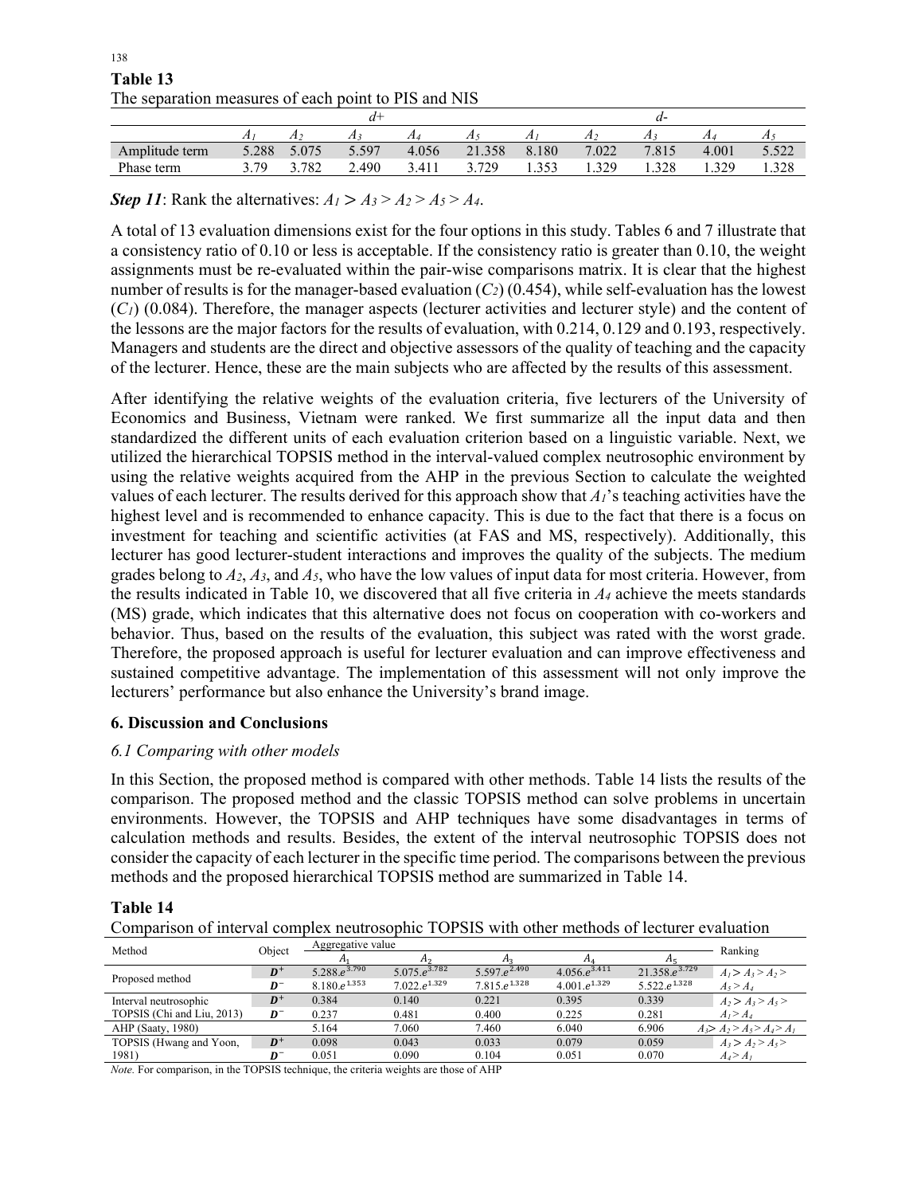**Table 13**
The separation measures of each point to PIS and NIS

| | $d+$ | | | | | $d-$ | | | | |
|---|---|---|---|---|---|---|---|---|---|---|
| | $A_1$ | $A_2$ | $A_3$ | $A_4$ | $A_5$ | $A_1$ | $A_2$ | $A_3$ | $A_4$ | $A_5$ |
| Amplitude term | 5.288 | 5.075 | 5.597 | 4.056 | 21.358 | 8.180 | 7.022 | 7.815 | 4.001 | 5.522 |
| Phase term | 3.79 | 3.782 | 2.490 | 3.411 | 3.729 | 1.353 | 1.329 | 1.328 | 1.329 | 1.328 |

***Step 11***: Rank the alternatives: $A_1 > A_3 > A_2 > A_5 > A_4$.

A total of 13 evaluation dimensions exist for the four options in this study. Tables 6 and 7 illustrate that a consistency ratio of 0.10 or less is acceptable. If the consistency ratio is greater than 0.10, the weight assignments must be re-evaluated within the pair-wise comparisons matrix. It is clear that the highest number of results is for the manager-based evaluation ($C_2$) (0.454), while self-evaluation has the lowest ($C_1$) (0.084). Therefore, the manager aspects (lecturer activities and lecturer style) and the content of the lessons are the major factors for the results of evaluation, with 0.214, 0.129 and 0.193, respectively. Managers and students are the direct and objective assessors of the quality of teaching and the capacity of the lecturer. Hence, these are the main subjects who are affected by the results of this assessment.

After identifying the relative weights of the evaluation criteria, five lecturers of the University of Economics and Business, Vietnam were ranked. We first summarize all the input data and then standardized the different units of each evaluation criterion based on a linguistic variable. Next, we utilized the hierarchical TOPSIS method in the interval-valued complex neutrosophic environment by using the relative weights acquired from the AHP in the previous Section to calculate the weighted values of each lecturer. The results derived for this approach show that $A_1$'s teaching activities have the highest level and is recommended to enhance capacity. This is due to the fact that there is a focus on investment for teaching and scientific activities (at FAS and MS, respectively). Additionally, this lecturer has good lecturer-student interactions and improves the quality of the subjects. The medium grades belong to $A_2$, $A_3$, and $A_5$, who have the low values of input data for most criteria. However, from the results indicated in Table 10, we discovered that all five criteria in $A_4$ achieve the meets standards (MS) grade, which indicates that this alternative does not focus on cooperation with co-workers and behavior. Thus, based on the results of the evaluation, this subject was rated with the worst grade. Therefore, the proposed approach is useful for lecturer evaluation and can improve effectiveness and sustained competitive advantage. The implementation of this assessment will not only improve the lecturers' performance but also enhance the University's brand image.

## 6. Discussion and Conclusions

### *6.1 Comparing with other models*

In this Section, the proposed method is compared with other methods. Table 14 lists the results of the comparison. The proposed method and the classic TOPSIS method can solve problems in uncertain environments. However, the TOPSIS and AHP techniques have some disadvantages in terms of calculation methods and results. Besides, the extent of the interval neutrosophic TOPSIS does not consider the capacity of each lecturer in the specific time period. The comparisons between the previous methods and the proposed hierarchical TOPSIS method are summarized in Table 14.

**Table 14**
Comparison of interval complex neutrosophic TOPSIS with other methods of lecturer evaluation

| Method | Object | Aggregative value $A_1$ | $A_2$ | $A_3$ | $A_4$ | $A_5$ | Ranking |
|---|---|---|---|---|---|---|---|
| Proposed method | $D^+$ | $5.288.e^{3.790}$ | $5.075.e^{3.782}$ | $5.597.e^{2.490}$ | $4.056.e^{3.411}$ | $21.358.e^{3.729}$ | $A_1 > A_3 > A_2 >$ |
| | $D^-$ | $8.180.e^{1.353}$ | $7.022.e^{1.329}$ | $7.815.e^{1.328}$ | $4.001.e^{1.329}$ | $5.522.e^{1.328}$ | $A_5 > A_4$ |
| Interval neutrosophic TOPSIS (Chi and Liu, 2013) | $D^+$ | 0.384 | 0.140 | 0.221 | 0.395 | 0.339 | $A_2 > A_3 > A_5 >$ |
| | $D^-$ | 0.237 | 0.481 | 0.400 | 0.225 | 0.281 | $A_1 > A_4$ |
| AHP (Saaty, 1980) | | 5.164 | 7.060 | 7.460 | 6.040 | 6.906 | $A_3 > A_2 > A_5 > A_4 > A_1$ |
| TOPSIS (Hwang and Yoon, 1981) | $D^+$ | 0.098 | 0.043 | 0.033 | 0.079 | 0.059 | $A_3 > A_2 > A_5 >$ |
| | $D^-$ | 0.051 | 0.090 | 0.104 | 0.051 | 0.070 | $A_4 > A_1$ |

*Note.* For comparison, in the TOPSIS technique, the criteria weights are those of AHP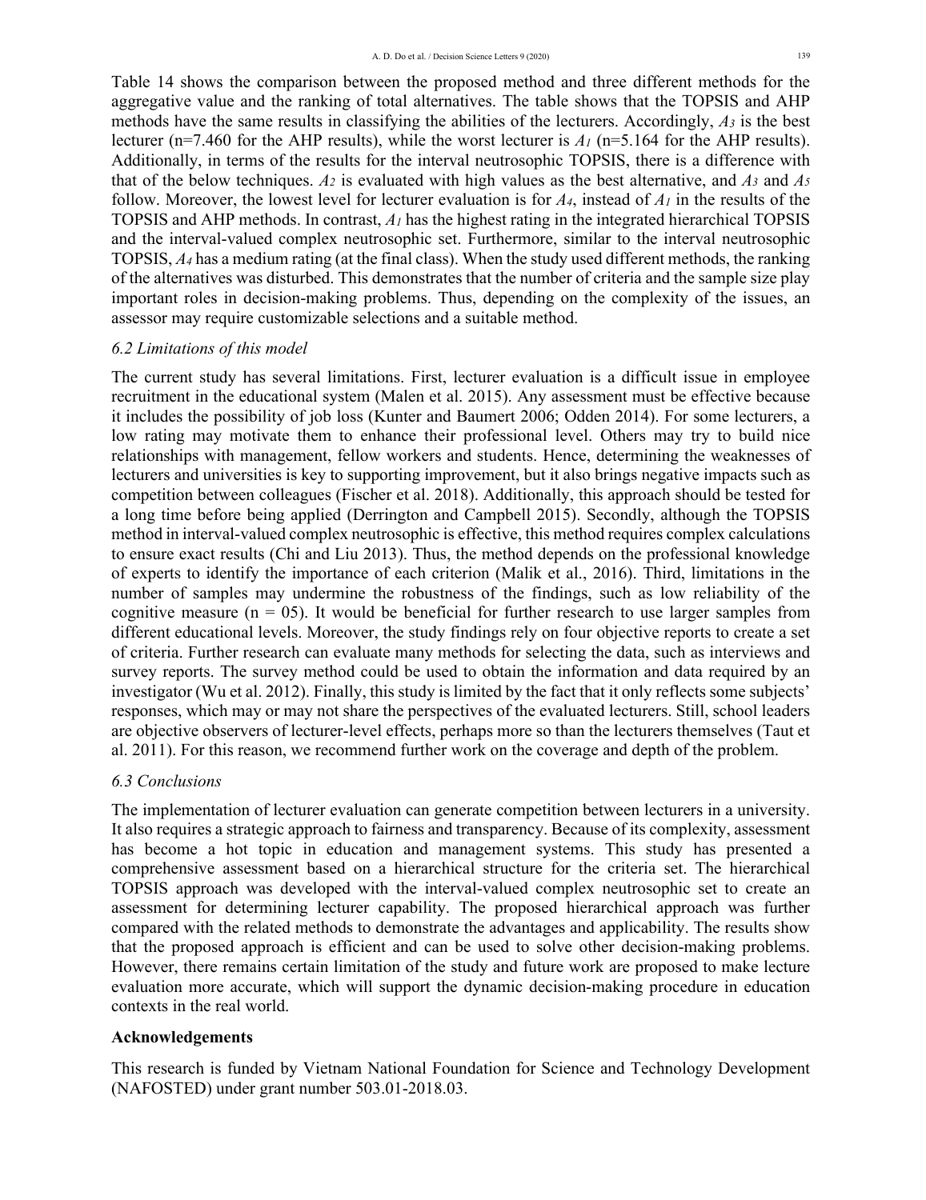Table 14 shows the comparison between the proposed method and three different methods for the aggregative value and the ranking of total alternatives. The table shows that the TOPSIS and AHP methods have the same results in classifying the abilities of the lecturers. Accordingly, $A_3$ is the best lecturer (n=7.460 for the AHP results), while the worst lecturer is $A_1$ (n=5.164 for the AHP results). Additionally, in terms of the results for the interval neutrosophic TOPSIS, there is a difference with that of the below techniques. $A_2$ is evaluated with high values as the best alternative, and $A_3$ and $A_5$ follow. Moreover, the lowest level for lecturer evaluation is for $A_4$, instead of $A_1$ in the results of the TOPSIS and AHP methods. In contrast, $A_1$ has the highest rating in the integrated hierarchical TOPSIS and the interval-valued complex neutrosophic set. Furthermore, similar to the interval neutrosophic TOPSIS, $A_4$ has a medium rating (at the final class). When the study used different methods, the ranking of the alternatives was disturbed. This demonstrates that the number of criteria and the sample size play important roles in decision-making problems. Thus, depending on the complexity of the issues, an assessor may require customizable selections and a suitable method.

### *6.2 Limitations of this model*

The current study has several limitations. First, lecturer evaluation is a difficult issue in employee recruitment in the educational system (Malen et al. 2015). Any assessment must be effective because it includes the possibility of job loss (Kunter and Baumert 2006; Odden 2014). For some lecturers, a low rating may motivate them to enhance their professional level. Others may try to build nice relationships with management, fellow workers and students. Hence, determining the weaknesses of lecturers and universities is key to supporting improvement, but it also brings negative impacts such as competition between colleagues (Fischer et al. 2018). Additionally, this approach should be tested for a long time before being applied (Derrington and Campbell 2015). Secondly, although the TOPSIS method in interval-valued complex neutrosophic is effective, this method requires complex calculations to ensure exact results (Chi and Liu 2013). Thus, the method depends on the professional knowledge of experts to identify the importance of each criterion (Malik et al., 2016). Third, limitations in the number of samples may undermine the robustness of the findings, such as low reliability of the cognitive measure (n = 05). It would be beneficial for further research to use larger samples from different educational levels. Moreover, the study findings rely on four objective reports to create a set of criteria. Further research can evaluate many methods for selecting the data, such as interviews and survey reports. The survey method could be used to obtain the information and data required by an investigator (Wu et al. 2012). Finally, this study is limited by the fact that it only reflects some subjects' responses, which may or may not share the perspectives of the evaluated lecturers. Still, school leaders are objective observers of lecturer-level effects, perhaps more so than the lecturers themselves (Taut et al. 2011). For this reason, we recommend further work on the coverage and depth of the problem.

### *6.3 Conclusions*

The implementation of lecturer evaluation can generate competition between lecturers in a university. It also requires a strategic approach to fairness and transparency. Because of its complexity, assessment has become a hot topic in education and management systems. This study has presented a comprehensive assessment based on a hierarchical structure for the criteria set. The hierarchical TOPSIS approach was developed with the interval-valued complex neutrosophic set to create an assessment for determining lecturer capability. The proposed hierarchical approach was further compared with the related methods to demonstrate the advantages and applicability. The results show that the proposed approach is efficient and can be used to solve other decision-making problems. However, there remains certain limitation of the study and future work are proposed to make lecture evaluation more accurate, which will support the dynamic decision-making procedure in education contexts in the real world.

## **Acknowledgements**

This research is funded by Vietnam National Foundation for Science and Technology Development (NAFOSTED) under grant number 503.01-2018.03.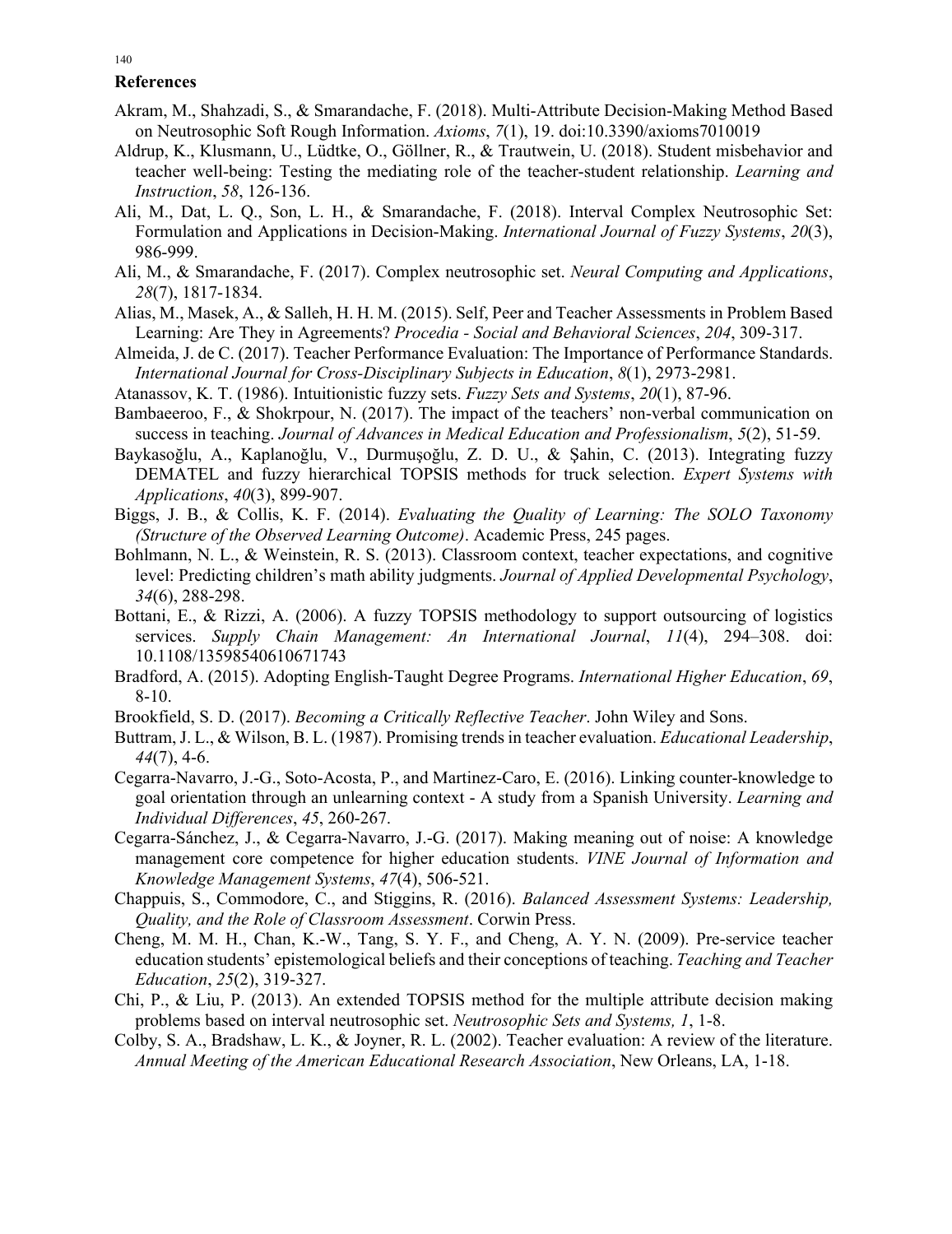## References

Akram, M., Shahzadi, S., & Smarandache, F. (2018). Multi-Attribute Decision-Making Method Based on Neutrosophic Soft Rough Information. *Axioms*, *7*(1), 19. doi:10.3390/axioms7010019

Aldrup, K., Klusmann, U., Lüdtke, O., Göllner, R., & Trautwein, U. (2018). Student misbehavior and teacher well-being: Testing the mediating role of the teacher-student relationship. *Learning and Instruction*, *58*, 126-136.

Ali, M., Dat, L. Q., Son, L. H., & Smarandache, F. (2018). Interval Complex Neutrosophic Set: Formulation and Applications in Decision-Making. *International Journal of Fuzzy Systems*, *20*(3), 986-999.

Ali, M., & Smarandache, F. (2017). Complex neutrosophic set. *Neural Computing and Applications*, *28*(7), 1817-1834.

Alias, M., Masek, A., & Salleh, H. H. M. (2015). Self, Peer and Teacher Assessments in Problem Based Learning: Are They in Agreements? *Procedia - Social and Behavioral Sciences*, *204*, 309-317.

Almeida, J. de C. (2017). Teacher Performance Evaluation: The Importance of Performance Standards. *International Journal for Cross-Disciplinary Subjects in Education*, *8*(1), 2973-2981.

Atanassov, K. T. (1986). Intuitionistic fuzzy sets. *Fuzzy Sets and Systems*, *20*(1), 87-96.

Bambaeeroo, F., & Shokrpour, N. (2017). The impact of the teachers' non-verbal communication on success in teaching. *Journal of Advances in Medical Education and Professionalism*, *5*(2), 51-59.

Baykasoğlu, A., Kaplanoğlu, V., Durmuşoğlu, Z. D. U., & Şahin, C. (2013). Integrating fuzzy DEMATEL and fuzzy hierarchical TOPSIS methods for truck selection. *Expert Systems with Applications*, *40*(3), 899-907.

Biggs, J. B., & Collis, K. F. (2014). *Evaluating the Quality of Learning: The SOLO Taxonomy (Structure of the Observed Learning Outcome)*. Academic Press, 245 pages.

Bohlmann, N. L., & Weinstein, R. S. (2013). Classroom context, teacher expectations, and cognitive level: Predicting children's math ability judgments. *Journal of Applied Developmental Psychology*, *34*(6), 288-298.

Bottani, E., & Rizzi, A. (2006). A fuzzy TOPSIS methodology to support outsourcing of logistics services. *Supply Chain Management: An International Journal*, *11*(4), 294–308. doi: 10.1108/13598540610671743

Bradford, A. (2015). Adopting English-Taught Degree Programs. *International Higher Education*, *69*, 8-10.

Brookfield, S. D. (2017). *Becoming a Critically Reflective Teacher*. John Wiley and Sons.

Buttram, J. L., & Wilson, B. L. (1987). Promising trends in teacher evaluation. *Educational Leadership*, *44*(7), 4-6.

Cegarra-Navarro, J.-G., Soto-Acosta, P., and Martinez-Caro, E. (2016). Linking counter-knowledge to goal orientation through an unlearning context - A study from a Spanish University. *Learning and Individual Differences*, *45*, 260-267.

Cegarra-Sánchez, J., & Cegarra-Navarro, J.-G. (2017). Making meaning out of noise: A knowledge management core competence for higher education students. *VINE Journal of Information and Knowledge Management Systems*, *47*(4), 506-521.

Chappuis, S., Commodore, C., and Stiggins, R. (2016). *Balanced Assessment Systems: Leadership, Quality, and the Role of Classroom Assessment*. Corwin Press.

Cheng, M. M. H., Chan, K.-W., Tang, S. Y. F., and Cheng, A. Y. N. (2009). Pre-service teacher education students' epistemological beliefs and their conceptions of teaching. *Teaching and Teacher Education*, *25*(2), 319-327.

Chi, P., & Liu, P. (2013). An extended TOPSIS method for the multiple attribute decision making problems based on interval neutrosophic set. *Neutrosophic Sets and Systems, 1*, 1-8.

Colby, S. A., Bradshaw, L. K., & Joyner, R. L. (2002). Teacher evaluation: A review of the literature. *Annual Meeting of the American Educational Research Association*, New Orleans, LA, 1-18.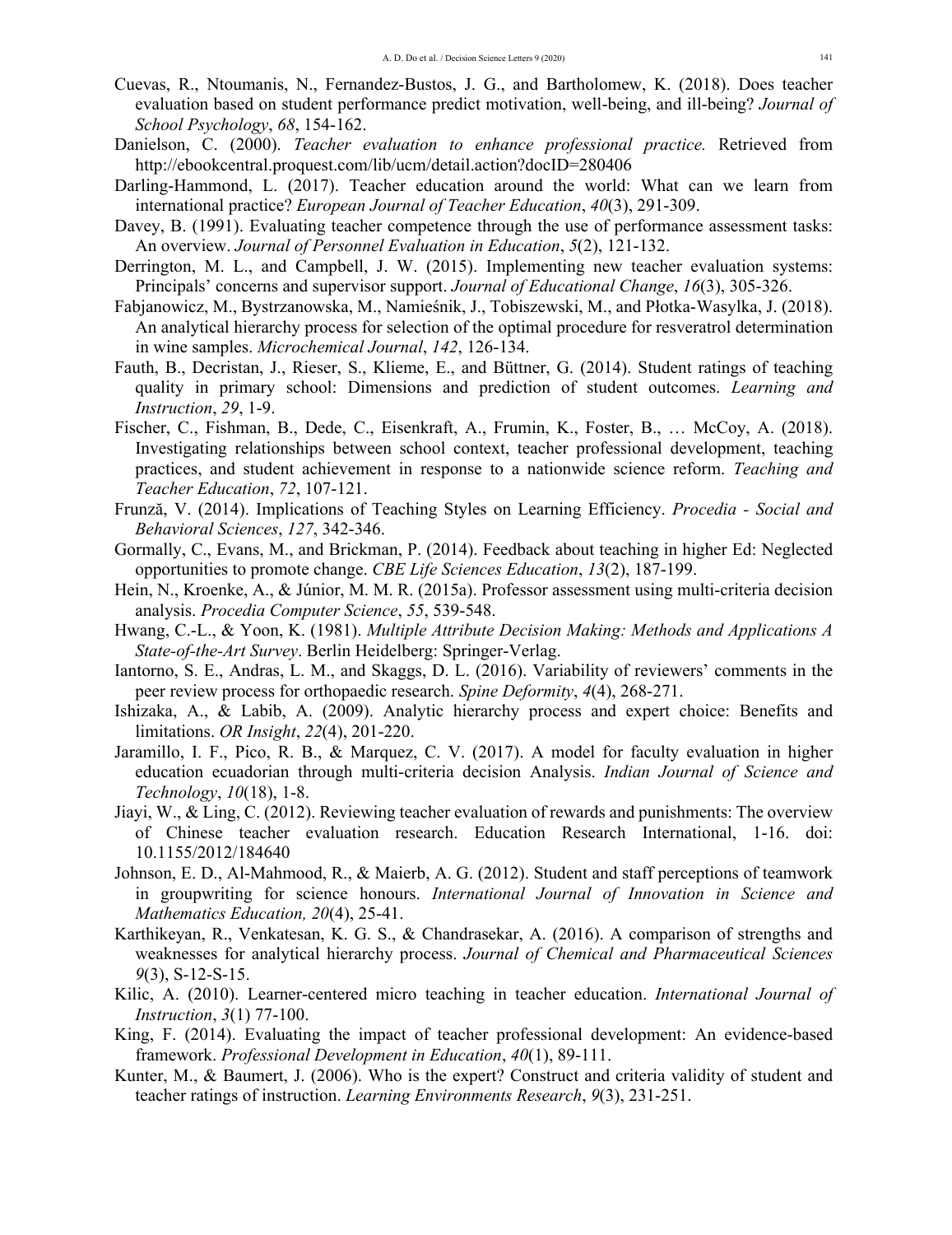Cuevas, R., Ntoumanis, N., Fernandez-Bustos, J. G., and Bartholomew, K. (2018). Does teacher evaluation based on student performance predict motivation, well-being, and ill-being? *Journal of School Psychology*, *68*, 154-162.

Danielson, C. (2000). *Teacher evaluation to enhance professional practice.* Retrieved from http://ebookcentral.proquest.com/lib/ucm/detail.action?docID=280406

Darling-Hammond, L. (2017). Teacher education around the world: What can we learn from international practice? *European Journal of Teacher Education*, *40*(3), 291-309.

Davey, B. (1991). Evaluating teacher competence through the use of performance assessment tasks: An overview. *Journal of Personnel Evaluation in Education*, *5*(2), 121-132.

Derrington, M. L., and Campbell, J. W. (2015). Implementing new teacher evaluation systems: Principals' concerns and supervisor support. *Journal of Educational Change*, *16*(3), 305-326.

Fabjanowicz, M., Bystrzanowska, M., Namieśnik, J., Tobiszewski, M., and Płotka-Wasylka, J. (2018). An analytical hierarchy process for selection of the optimal procedure for resveratrol determination in wine samples. *Microchemical Journal*, *142*, 126-134.

Fauth, B., Decristan, J., Rieser, S., Klieme, E., and Büttner, G. (2014). Student ratings of teaching quality in primary school: Dimensions and prediction of student outcomes. *Learning and Instruction*, *29*, 1-9.

Fischer, C., Fishman, B., Dede, C., Eisenkraft, A., Frumin, K., Foster, B., … McCoy, A. (2018). Investigating relationships between school context, teacher professional development, teaching practices, and student achievement in response to a nationwide science reform. *Teaching and Teacher Education*, *72*, 107-121.

Frunză, V. (2014). Implications of Teaching Styles on Learning Efficiency. *Procedia - Social and Behavioral Sciences*, *127*, 342-346.

Gormally, C., Evans, M., and Brickman, P. (2014). Feedback about teaching in higher Ed: Neglected opportunities to promote change. *CBE Life Sciences Education*, *13*(2), 187-199.

Hein, N., Kroenke, A., & Júnior, M. M. R. (2015a). Professor assessment using multi-criteria decision analysis. *Procedia Computer Science*, *55*, 539-548.

Hwang, C.-L., & Yoon, K. (1981). *Multiple Attribute Decision Making: Methods and Applications A State-of-the-Art Survey*. Berlin Heidelberg: Springer-Verlag.

Iantorno, S. E., Andras, L. M., and Skaggs, D. L. (2016). Variability of reviewers' comments in the peer review process for orthopaedic research. *Spine Deformity*, *4*(4), 268-271.

Ishizaka, A., & Labib, A. (2009). Analytic hierarchy process and expert choice: Benefits and limitations. *OR Insight*, *22*(4), 201-220.

Jaramillo, I. F., Pico, R. B., & Marquez, C. V. (2017). A model for faculty evaluation in higher education ecuadorian through multi-criteria decision Analysis. *Indian Journal of Science and Technology*, *10*(18), 1-8.

Jiayi, W., & Ling, C. (2012). Reviewing teacher evaluation of rewards and punishments: The overview of Chinese teacher evaluation research. Education Research International, 1-16. doi: 10.1155/2012/184640

Johnson, E. D., Al-Mahmood, R., & Maierb, A. G. (2012). Student and staff perceptions of teamwork in groupwriting for science honours. *International Journal of Innovation in Science and Mathematics Education, 20*(4), 25-41.

Karthikeyan, R., Venkatesan, K. G. S., & Chandrasekar, A. (2016). A comparison of strengths and weaknesses for analytical hierarchy process. *Journal of Chemical and Pharmaceutical Sciences* *9*(3), S-12-S-15.

Kilic, A. (2010). Learner-centered micro teaching in teacher education. *International Journal of Instruction*, *3*(1) 77-100.

King, F. (2014). Evaluating the impact of teacher professional development: An evidence-based framework. *Professional Development in Education*, *40*(1), 89-111.

Kunter, M., & Baumert, J. (2006). Who is the expert? Construct and criteria validity of student and teacher ratings of instruction. *Learning Environments Research*, *9*(3), 231-251.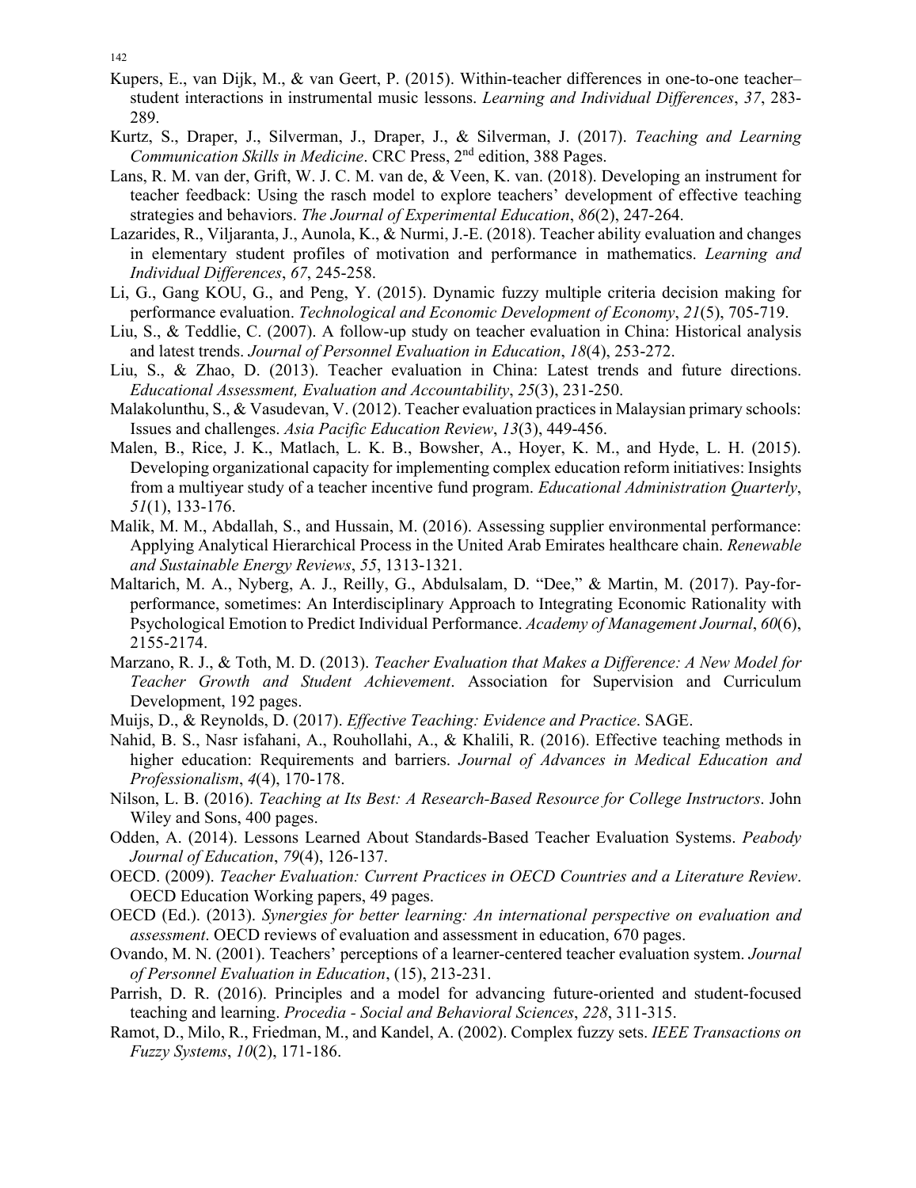Kupers, E., van Dijk, M., & van Geert, P. (2015). Within-teacher differences in one-to-one teacher–student interactions in instrumental music lessons. *Learning and Individual Differences*, *37*, 283-289.

Kurtz, S., Draper, J., Silverman, J., Draper, J., & Silverman, J. (2017). *Teaching and Learning Communication Skills in Medicine*. CRC Press, 2nd edition, 388 Pages.

Lans, R. M. van der, Grift, W. J. C. M. van de, & Veen, K. van. (2018). Developing an instrument for teacher feedback: Using the rasch model to explore teachers' development of effective teaching strategies and behaviors. *The Journal of Experimental Education*, *86*(2), 247-264.

Lazarides, R., Viljaranta, J., Aunola, K., & Nurmi, J.-E. (2018). Teacher ability evaluation and changes in elementary student profiles of motivation and performance in mathematics. *Learning and Individual Differences*, *67*, 245-258.

Li, G., Gang KOU, G., and Peng, Y. (2015). Dynamic fuzzy multiple criteria decision making for performance evaluation. *Technological and Economic Development of Economy*, *21*(5), 705-719.

Liu, S., & Teddlie, C. (2007). A follow-up study on teacher evaluation in China: Historical analysis and latest trends. *Journal of Personnel Evaluation in Education*, *18*(4), 253-272.

Liu, S., & Zhao, D. (2013). Teacher evaluation in China: Latest trends and future directions. *Educational Assessment, Evaluation and Accountability*, *25*(3), 231-250.

Malakolunthu, S., & Vasudevan, V. (2012). Teacher evaluation practices in Malaysian primary schools: Issues and challenges. *Asia Pacific Education Review*, *13*(3), 449-456.

Malen, B., Rice, J. K., Matlach, L. K. B., Bowsher, A., Hoyer, K. M., and Hyde, L. H. (2015). Developing organizational capacity for implementing complex education reform initiatives: Insights from a multiyear study of a teacher incentive fund program. *Educational Administration Quarterly*, *51*(1), 133-176.

Malik, M. M., Abdallah, S., and Hussain, M. (2016). Assessing supplier environmental performance: Applying Analytical Hierarchical Process in the United Arab Emirates healthcare chain. *Renewable and Sustainable Energy Reviews*, *55*, 1313-1321.

Maltarich, M. A., Nyberg, A. J., Reilly, G., Abdulsalam, D. "Dee," & Martin, M. (2017). Pay-for-performance, sometimes: An Interdisciplinary Approach to Integrating Economic Rationality with Psychological Emotion to Predict Individual Performance. *Academy of Management Journal*, *60*(6), 2155-2174.

Marzano, R. J., & Toth, M. D. (2013). *Teacher Evaluation that Makes a Difference: A New Model for Teacher Growth and Student Achievement*. Association for Supervision and Curriculum Development, 192 pages.

Muijs, D., & Reynolds, D. (2017). *Effective Teaching: Evidence and Practice*. SAGE.

Nahid, B. S., Nasr isfahani, A., Rouhollahi, A., & Khalili, R. (2016). Effective teaching methods in higher education: Requirements and barriers. *Journal of Advances in Medical Education and Professionalism*, *4*(4), 170-178.

Nilson, L. B. (2016). *Teaching at Its Best: A Research-Based Resource for College Instructors*. John Wiley and Sons, 400 pages.

Odden, A. (2014). Lessons Learned About Standards-Based Teacher Evaluation Systems. *Peabody Journal of Education*, *79*(4), 126-137.

OECD. (2009). *Teacher Evaluation: Current Practices in OECD Countries and a Literature Review*. OECD Education Working papers, 49 pages.

OECD (Ed.). (2013). *Synergies for better learning: An international perspective on evaluation and assessment*. OECD reviews of evaluation and assessment in education, 670 pages.

Ovando, M. N. (2001). Teachers' perceptions of a learner-centered teacher evaluation system. *Journal of Personnel Evaluation in Education*, (15), 213-231.

Parrish, D. R. (2016). Principles and a model for advancing future-oriented and student-focused teaching and learning. *Procedia - Social and Behavioral Sciences*, *228*, 311-315.

Ramot, D., Milo, R., Friedman, M., and Kandel, A. (2002). Complex fuzzy sets. *IEEE Transactions on Fuzzy Systems*, *10*(2), 171-186.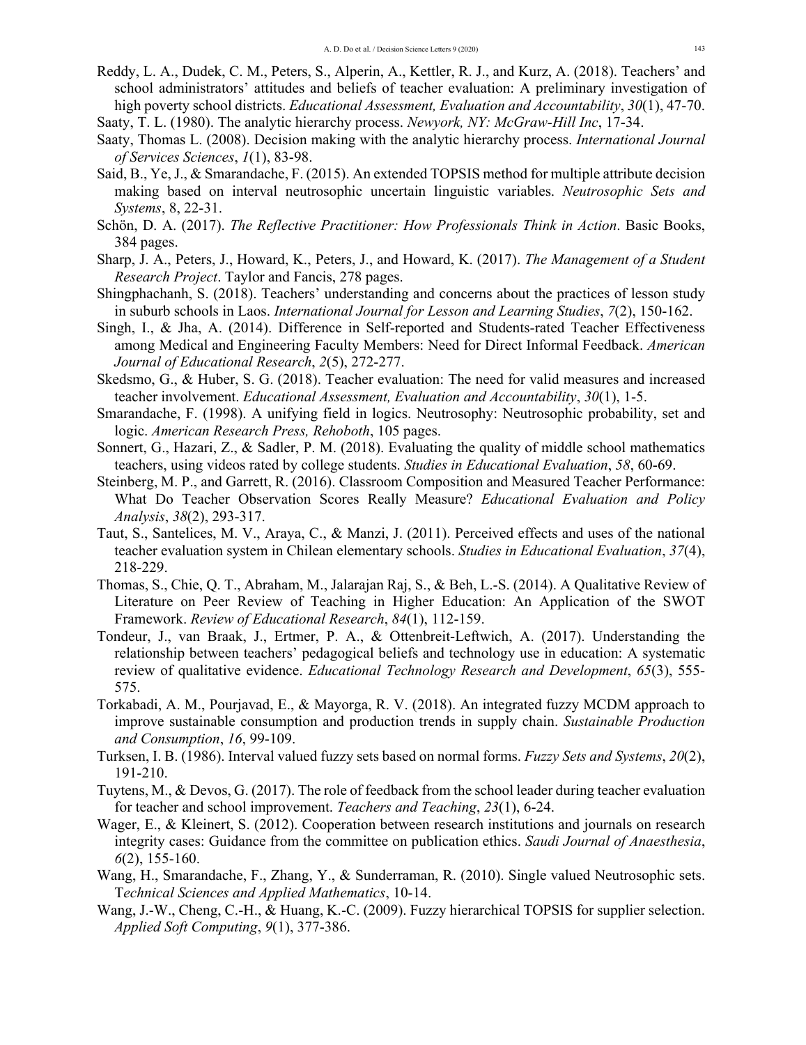Reddy, L. A., Dudek, C. M., Peters, S., Alperin, A., Kettler, R. J., and Kurz, A. (2018). Teachers' and school administrators' attitudes and beliefs of teacher evaluation: A preliminary investigation of high poverty school districts. *Educational Assessment, Evaluation and Accountability*, *30*(1), 47-70.

Saaty, T. L. (1980). The analytic hierarchy process. *Newyork, NY: McGraw-Hill Inc*, 17-34.

Saaty, Thomas L. (2008). Decision making with the analytic hierarchy process. *International Journal of Services Sciences*, *1*(1), 83-98.

Said, B., Ye, J., & Smarandache, F. (2015). An extended TOPSIS method for multiple attribute decision making based on interval neutrosophic uncertain linguistic variables. *Neutrosophic Sets and Systems*, 8, 22-31.

Schön, D. A. (2017). *The Reflective Practitioner: How Professionals Think in Action*. Basic Books, 384 pages.

Sharp, J. A., Peters, J., Howard, K., Peters, J., and Howard, K. (2017). *The Management of a Student Research Project*. Taylor and Fancis, 278 pages.

Shingphachanh, S. (2018). Teachers' understanding and concerns about the practices of lesson study in suburb schools in Laos. *International Journal for Lesson and Learning Studies*, *7*(2), 150-162.

Singh, I., & Jha, A. (2014). Difference in Self-reported and Students-rated Teacher Effectiveness among Medical and Engineering Faculty Members: Need for Direct Informal Feedback. *American Journal of Educational Research*, *2*(5), 272-277.

Skedsmo, G., & Huber, S. G. (2018). Teacher evaluation: The need for valid measures and increased teacher involvement. *Educational Assessment, Evaluation and Accountability*, *30*(1), 1-5.

Smarandache, F. (1998). A unifying field in logics. Neutrosophy: Neutrosophic probability, set and logic. *American Research Press, Rehoboth*, 105 pages.

Sonnert, G., Hazari, Z., & Sadler, P. M. (2018). Evaluating the quality of middle school mathematics teachers, using videos rated by college students. *Studies in Educational Evaluation*, *58*, 60-69.

Steinberg, M. P., and Garrett, R. (2016). Classroom Composition and Measured Teacher Performance: What Do Teacher Observation Scores Really Measure? *Educational Evaluation and Policy Analysis*, *38*(2), 293-317.

Taut, S., Santelices, M. V., Araya, C., & Manzi, J. (2011). Perceived effects and uses of the national teacher evaluation system in Chilean elementary schools. *Studies in Educational Evaluation*, *37*(4), 218-229.

Thomas, S., Chie, Q. T., Abraham, M., Jalarajan Raj, S., & Beh, L.-S. (2014). A Qualitative Review of Literature on Peer Review of Teaching in Higher Education: An Application of the SWOT Framework. *Review of Educational Research*, *84*(1), 112-159.

Tondeur, J., van Braak, J., Ertmer, P. A., & Ottenbreit-Leftwich, A. (2017). Understanding the relationship between teachers' pedagogical beliefs and technology use in education: A systematic review of qualitative evidence. *Educational Technology Research and Development*, *65*(3), 555-575.

Torkabadi, A. M., Pourjavad, E., & Mayorga, R. V. (2018). An integrated fuzzy MCDM approach to improve sustainable consumption and production trends in supply chain. *Sustainable Production and Consumption*, *16*, 99-109.

Turksen, I. B. (1986). Interval valued fuzzy sets based on normal forms. *Fuzzy Sets and Systems*, *20*(2), 191-210.

Tuytens, M., & Devos, G. (2017). The role of feedback from the school leader during teacher evaluation for teacher and school improvement. *Teachers and Teaching*, *23*(1), 6-24.

Wager, E., & Kleinert, S. (2012). Cooperation between research institutions and journals on research integrity cases: Guidance from the committee on publication ethics. *Saudi Journal of Anaesthesia*, *6*(2), 155-160.

Wang, H., Smarandache, F., Zhang, Y., & Sunderraman, R. (2010). Single valued Neutrosophic sets. T*echnical Sciences and Applied Mathematics*, 10-14.

Wang, J.-W., Cheng, C.-H., & Huang, K.-C. (2009). Fuzzy hierarchical TOPSIS for supplier selection. *Applied Soft Computing*, *9*(1), 377-386.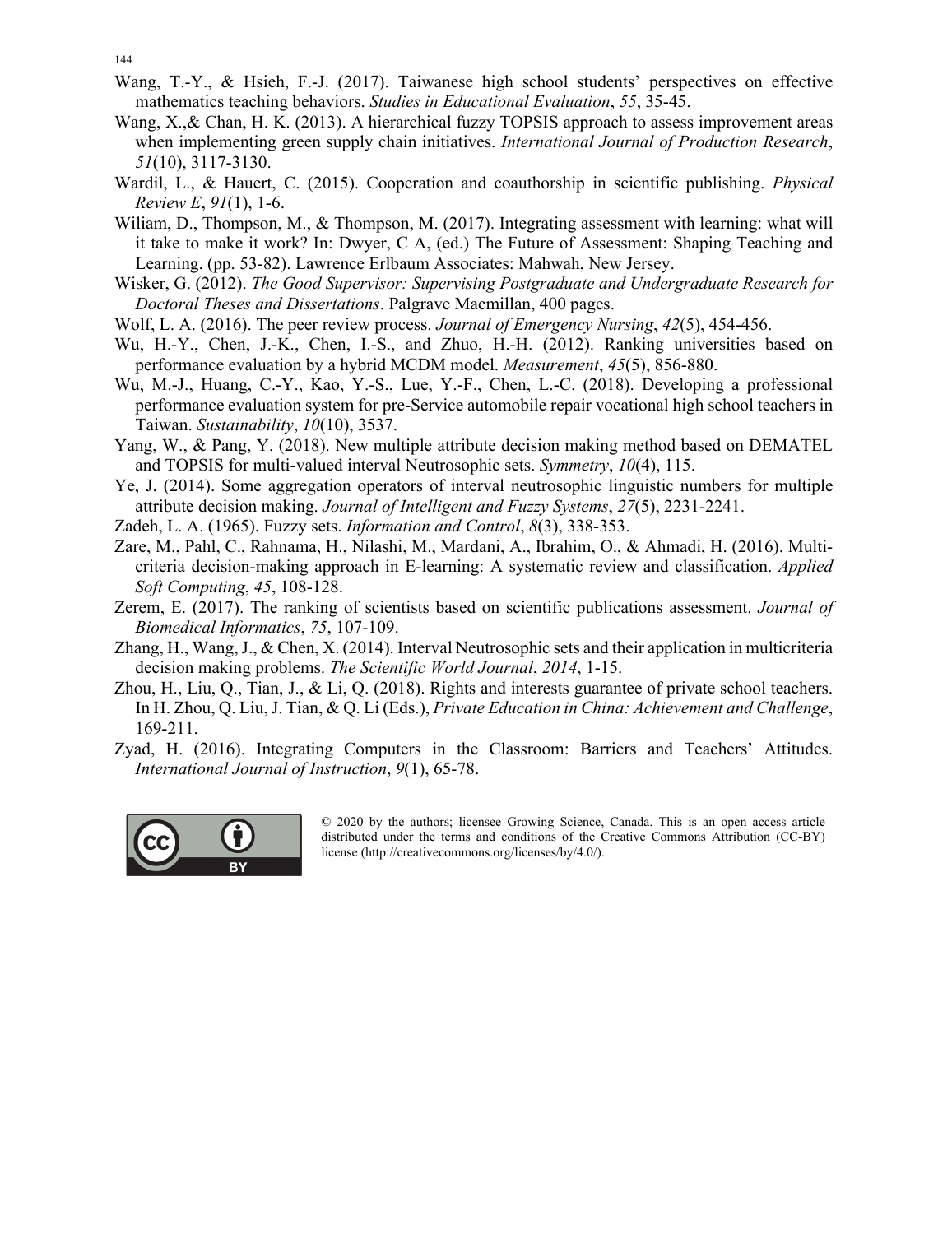Wang, T.-Y., & Hsieh, F.-J. (2017). Taiwanese high school students' perspectives on effective mathematics teaching behaviors. *Studies in Educational Evaluation*, *55*, 35-45.

Wang, X.,& Chan, H. K. (2013). A hierarchical fuzzy TOPSIS approach to assess improvement areas when implementing green supply chain initiatives. *International Journal of Production Research*, *51*(10), 3117-3130.

Wardil, L., & Hauert, C. (2015). Cooperation and coauthorship in scientific publishing. *Physical Review E*, *91*(1), 1-6.

Wiliam, D., Thompson, M., & Thompson, M. (2017). Integrating assessment with learning: what will it take to make it work? In: Dwyer, C A, (ed.) The Future of Assessment: Shaping Teaching and Learning. (pp. 53-82). Lawrence Erlbaum Associates: Mahwah, New Jersey.

Wisker, G. (2012). *The Good Supervisor: Supervising Postgraduate and Undergraduate Research for Doctoral Theses and Dissertations*. Palgrave Macmillan, 400 pages.

Wolf, L. A. (2016). The peer review process. *Journal of Emergency Nursing*, *42*(5), 454-456.

Wu, H.-Y., Chen, J.-K., Chen, I.-S., and Zhuo, H.-H. (2012). Ranking universities based on performance evaluation by a hybrid MCDM model. *Measurement*, *45*(5), 856-880.

Wu, M.-J., Huang, C.-Y., Kao, Y.-S., Lue, Y.-F., Chen, L.-C. (2018). Developing a professional performance evaluation system for pre-Service automobile repair vocational high school teachers in Taiwan. *Sustainability*, *10*(10), 3537.

Yang, W., & Pang, Y. (2018). New multiple attribute decision making method based on DEMATEL and TOPSIS for multi-valued interval Neutrosophic sets. *Symmetry*, *10*(4), 115.

Ye, J. (2014). Some aggregation operators of interval neutrosophic linguistic numbers for multiple attribute decision making. *Journal of Intelligent and Fuzzy Systems*, *27*(5), 2231-2241.

Zadeh, L. A. (1965). Fuzzy sets. *Information and Control*, *8*(3), 338-353.

Zare, M., Pahl, C., Rahnama, H., Nilashi, M., Mardani, A., Ibrahim, O., & Ahmadi, H. (2016). Multi-criteria decision-making approach in E-learning: A systematic review and classification. *Applied Soft Computing*, *45*, 108-128.

Zerem, E. (2017). The ranking of scientists based on scientific publications assessment. *Journal of Biomedical Informatics*, *75*, 107-109.

Zhang, H., Wang, J., & Chen, X. (2014). Interval Neutrosophic sets and their application in multicriteria decision making problems. *The Scientific World Journal*, *2014*, 1-15.

Zhou, H., Liu, Q., Tian, J., & Li, Q. (2018). Rights and interests guarantee of private school teachers. In H. Zhou, Q. Liu, J. Tian, & Q. Li (Eds.), *Private Education in China: Achievement and Challenge*, 169-211.

Zyad, H. (2016). Integrating Computers in the Classroom: Barriers and Teachers' Attitudes. *International Journal of Instruction*, *9*(1), 65-78.

© 2020 by the authors; licensee Growing Science, Canada. This is an open access article distributed under the terms and conditions of the Creative Commons Attribution (CC-BY) license (http://creativecommons.org/licenses/by/4.0/).